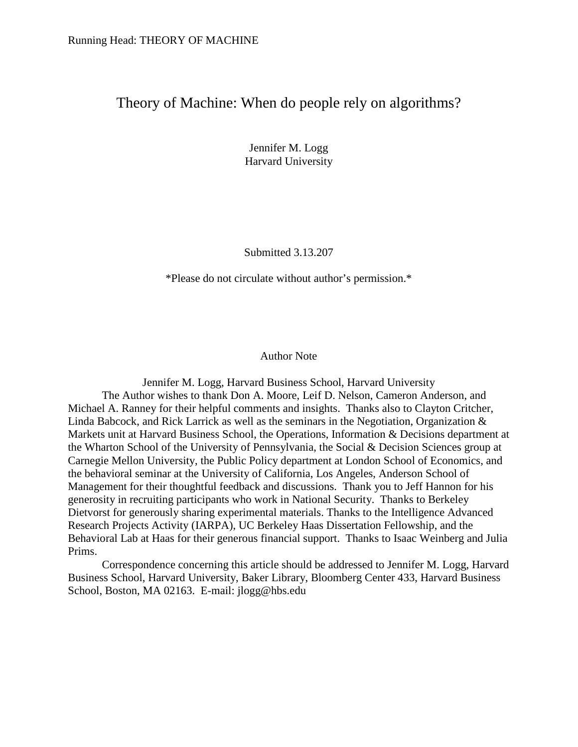# Theory of Machine: When do people rely on algorithms?

Jennifer M. Logg
Harvard University

Submitted 3.13.207

*Please do not circulate without author's permission.*

## Author Note

Jennifer M. Logg, Harvard Business School, Harvard University

The Author wishes to thank Don A. Moore, Leif D. Nelson, Cameron Anderson, and Michael A. Ranney for their helpful comments and insights. Thanks also to Clayton Critcher, Linda Babcock, and Rick Larrick as well as the seminars in the Negotiation, Organization & Markets unit at Harvard Business School, the Operations, Information & Decisions department at the Wharton School of the University of Pennsylvania, the Social & Decision Sciences group at Carnegie Mellon University, the Public Policy department at London School of Economics, and the behavioral seminar at the University of California, Los Angeles, Anderson School of Management for their thoughtful feedback and discussions. Thank you to Jeff Hannon for his generosity in recruiting participants who work in National Security. Thanks to Berkeley Dietvorst for generously sharing experimental materials. Thanks to the Intelligence Advanced Research Projects Activity (IARPA), UC Berkeley Haas Dissertation Fellowship, and the Behavioral Lab at Haas for their generous financial support. Thanks to Isaac Weinberg and Julia Prims.

Correspondence concerning this article should be addressed to Jennifer M. Logg, Harvard Business School, Harvard University, Baker Library, Bloomberg Center 433, Harvard Business School, Boston, MA 02163. E-mail: jlogg@hbs.edu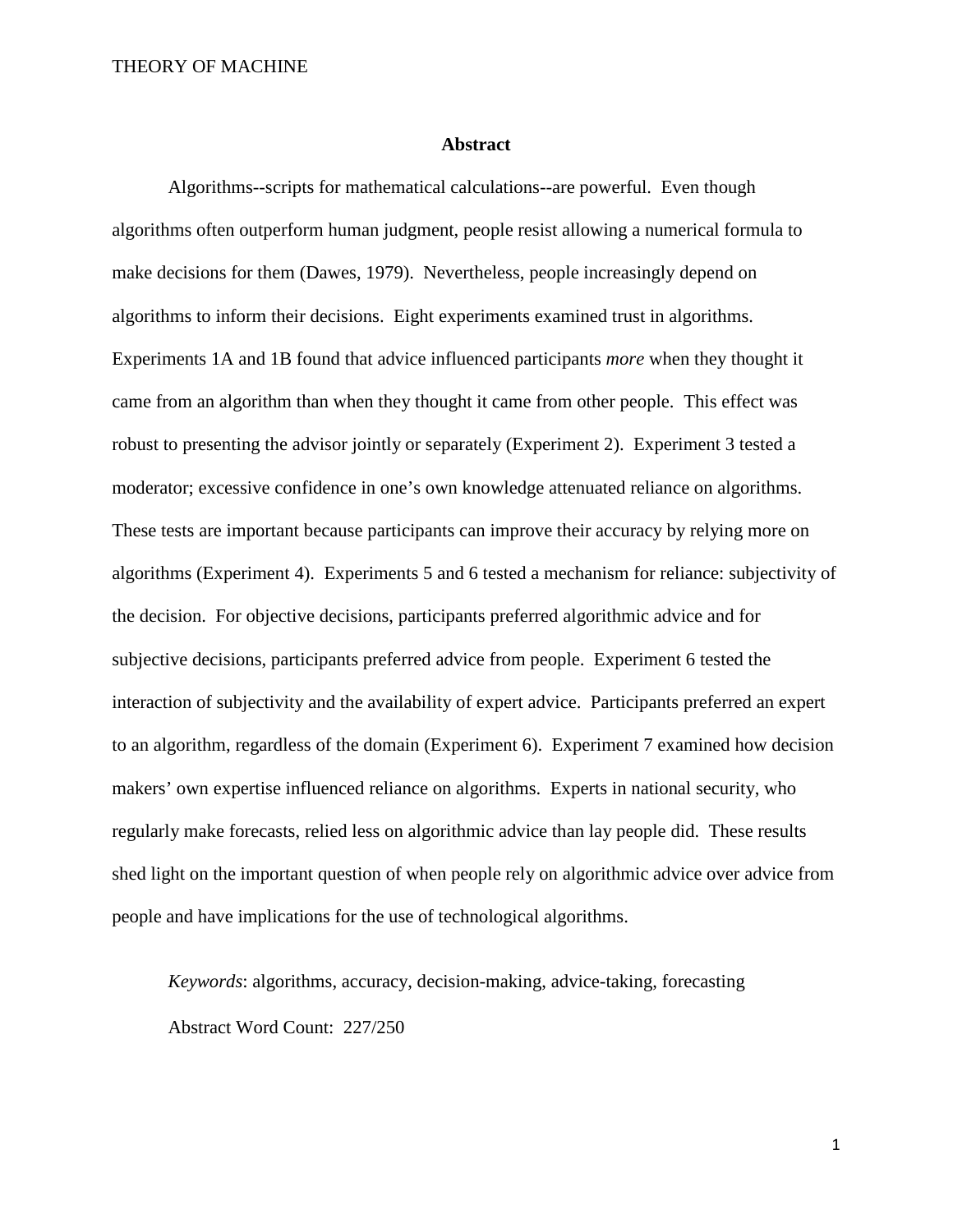## Abstract

Algorithms--scripts for mathematical calculations--are powerful. Even though algorithms often outperform human judgment, people resist allowing a numerical formula to make decisions for them (Dawes, 1979). Nevertheless, people increasingly depend on algorithms to inform their decisions. Eight experiments examined trust in algorithms. Experiments 1A and 1B found that advice influenced participants *more* when they thought it came from an algorithm than when they thought it came from other people. This effect was robust to presenting the advisor jointly or separately (Experiment 2). Experiment 3 tested a moderator; excessive confidence in one's own knowledge attenuated reliance on algorithms. These tests are important because participants can improve their accuracy by relying more on algorithms (Experiment 4). Experiments 5 and 6 tested a mechanism for reliance: subjectivity of the decision. For objective decisions, participants preferred algorithmic advice and for subjective decisions, participants preferred advice from people. Experiment 6 tested the interaction of subjectivity and the availability of expert advice. Participants preferred an expert to an algorithm, regardless of the domain (Experiment 6). Experiment 7 examined how decision makers' own expertise influenced reliance on algorithms. Experts in national security, who regularly make forecasts, relied less on algorithmic advice than lay people did. These results shed light on the important question of when people rely on algorithmic advice over advice from people and have implications for the use of technological algorithms.

*Keywords*: algorithms, accuracy, decision-making, advice-taking, forecasting

Abstract Word Count: 227/250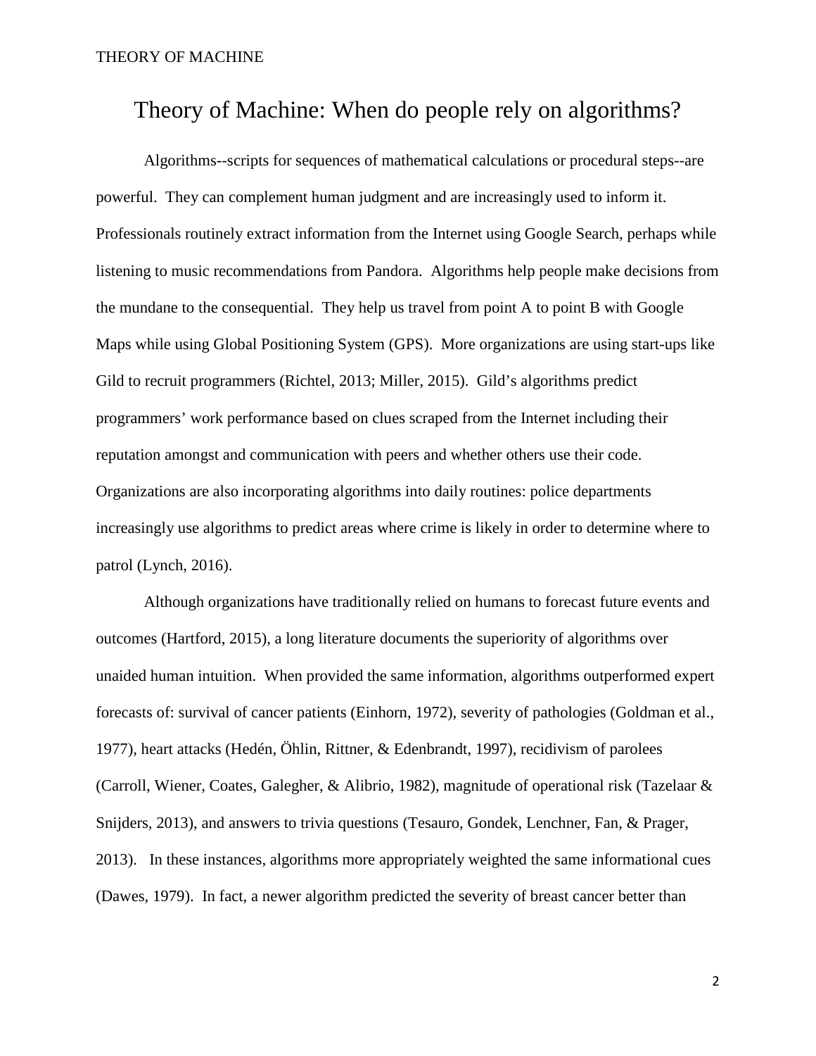# Theory of Machine: When do people rely on algorithms?

Algorithms--scripts for sequences of mathematical calculations or procedural steps--are powerful. They can complement human judgment and are increasingly used to inform it. Professionals routinely extract information from the Internet using Google Search, perhaps while listening to music recommendations from Pandora. Algorithms help people make decisions from the mundane to the consequential. They help us travel from point A to point B with Google Maps while using Global Positioning System (GPS). More organizations are using start-ups like Gild to recruit programmers (Richtel, 2013; Miller, 2015). Gild's algorithms predict programmers' work performance based on clues scraped from the Internet including their reputation amongst and communication with peers and whether others use their code. Organizations are also incorporating algorithms into daily routines: police departments increasingly use algorithms to predict areas where crime is likely in order to determine where to patrol (Lynch, 2016).

Although organizations have traditionally relied on humans to forecast future events and outcomes (Hartford, 2015), a long literature documents the superiority of algorithms over unaided human intuition. When provided the same information, algorithms outperformed expert forecasts of: survival of cancer patients (Einhorn, 1972), severity of pathologies (Goldman et al., 1977), heart attacks (Hedén, Öhlin, Rittner, & Edenbrandt, 1997), recidivism of parolees (Carroll, Wiener, Coates, Galegher, & Alibrio, 1982), magnitude of operational risk (Tazelaar & Snijders, 2013), and answers to trivia questions (Tesauro, Gondek, Lenchner, Fan, & Prager, 2013). In these instances, algorithms more appropriately weighted the same informational cues (Dawes, 1979). In fact, a newer algorithm predicted the severity of breast cancer better than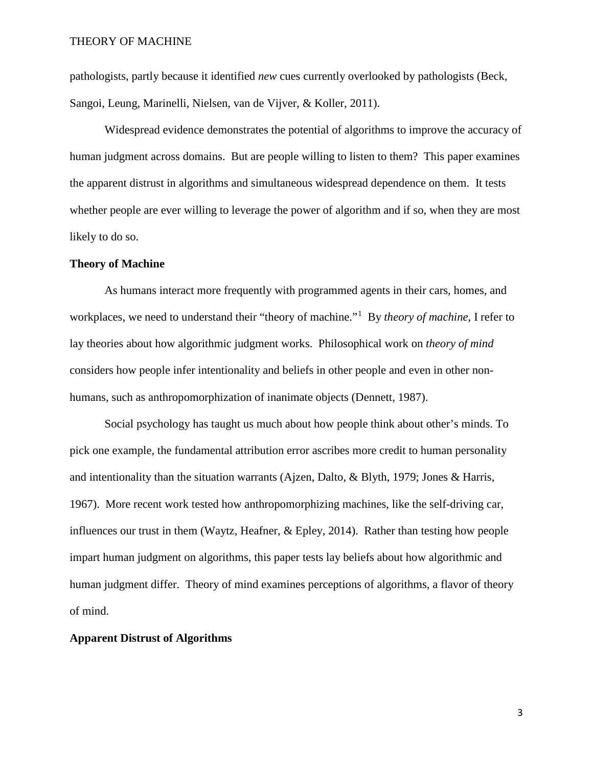pathologists, partly because it identified *new* cues currently overlooked by pathologists (Beck, Sangoi, Leung, Marinelli, Nielsen, van de Vijver, & Koller, 2011).

Widespread evidence demonstrates the potential of algorithms to improve the accuracy of human judgment across domains. But are people willing to listen to them? This paper examines the apparent distrust in algorithms and simultaneous widespread dependence on them. It tests whether people are ever willing to leverage the power of algorithm and if so, when they are most likely to do so.

**Theory of Machine**

As humans interact more frequently with programmed agents in their cars, homes, and workplaces, we need to understand their "theory of machine."[1] By *theory of machine*, I refer to lay theories about how algorithmic judgment works. Philosophical work on *theory of mind* considers how people infer intentionality and beliefs in other people and even in other non-humans, such as anthropomorphization of inanimate objects (Dennett, 1987).

Social psychology has taught us much about how people think about other's minds. To pick one example, the fundamental attribution error ascribes more credit to human personality and intentionality than the situation warrants (Ajzen, Dalto, & Blyth, 1979; Jones & Harris, 1967). More recent work tested how anthropomorphizing machines, like the self-driving car, influences our trust in them (Waytz, Heafner, & Epley, 2014). Rather than testing how people impart human judgment on algorithms, this paper tests lay beliefs about how algorithmic and human judgment differ. Theory of mind examines perceptions of algorithms, a flavor of theory of mind.

**Apparent Distrust of Algorithms**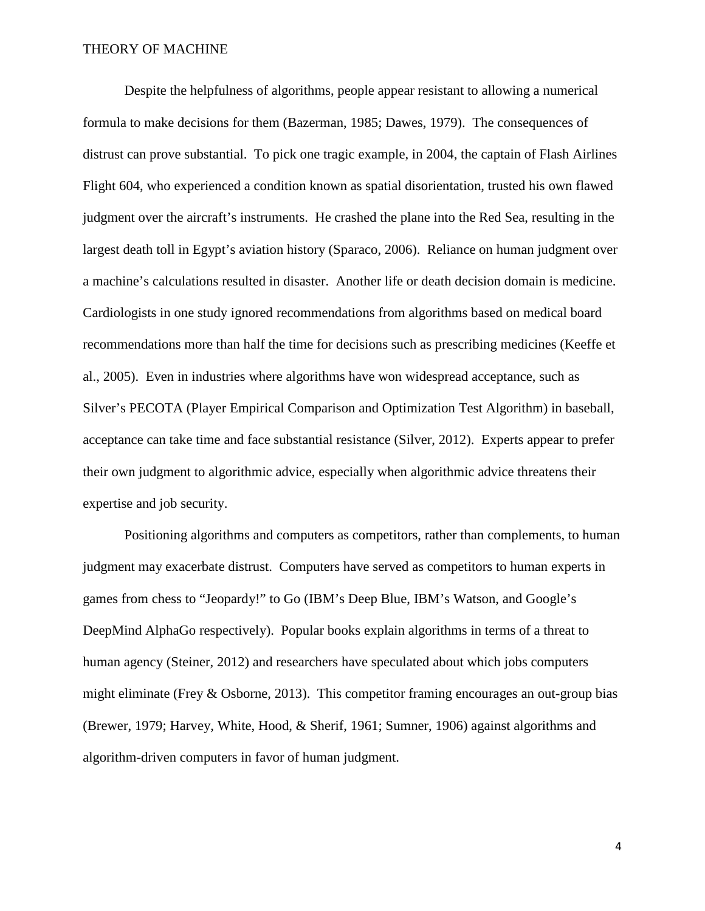Despite the helpfulness of algorithms, people appear resistant to allowing a numerical formula to make decisions for them (Bazerman, 1985; Dawes, 1979). The consequences of distrust can prove substantial. To pick one tragic example, in 2004, the captain of Flash Airlines Flight 604, who experienced a condition known as spatial disorientation, trusted his own flawed judgment over the aircraft's instruments. He crashed the plane into the Red Sea, resulting in the largest death toll in Egypt's aviation history (Sparaco, 2006). Reliance on human judgment over a machine's calculations resulted in disaster. Another life or death decision domain is medicine. Cardiologists in one study ignored recommendations from algorithms based on medical board recommendations more than half the time for decisions such as prescribing medicines (Keeffe et al., 2005). Even in industries where algorithms have won widespread acceptance, such as Silver's PECOTA (Player Empirical Comparison and Optimization Test Algorithm) in baseball, acceptance can take time and face substantial resistance (Silver, 2012). Experts appear to prefer their own judgment to algorithmic advice, especially when algorithmic advice threatens their expertise and job security.

Positioning algorithms and computers as competitors, rather than complements, to human judgment may exacerbate distrust. Computers have served as competitors to human experts in games from chess to "Jeopardy!" to Go (IBM's Deep Blue, IBM's Watson, and Google's DeepMind AlphaGo respectively). Popular books explain algorithms in terms of a threat to human agency (Steiner, 2012) and researchers have speculated about which jobs computers might eliminate (Frey & Osborne, 2013). This competitor framing encourages an out-group bias (Brewer, 1979; Harvey, White, Hood, & Sherif, 1961; Sumner, 1906) against algorithms and algorithm-driven computers in favor of human judgment.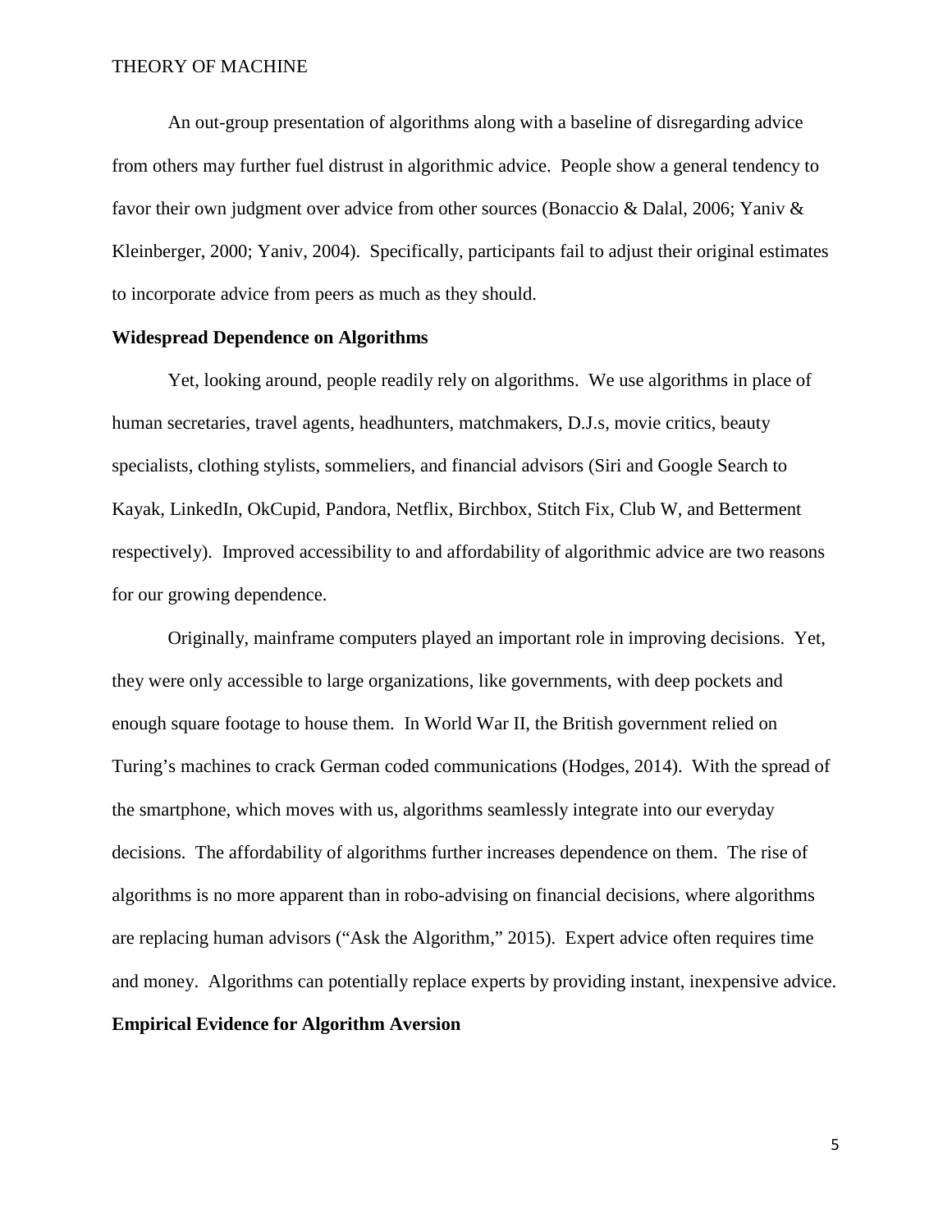An out-group presentation of algorithms along with a baseline of disregarding advice from others may further fuel distrust in algorithmic advice. People show a general tendency to favor their own judgment over advice from other sources (Bonaccio & Dalal, 2006; Yaniv & Kleinberger, 2000; Yaniv, 2004). Specifically, participants fail to adjust their original estimates to incorporate advice from peers as much as they should.

**Widespread Dependence on Algorithms**

Yet, looking around, people readily rely on algorithms. We use algorithms in place of human secretaries, travel agents, headhunters, matchmakers, D.J.s, movie critics, beauty specialists, clothing stylists, sommeliers, and financial advisors (Siri and Google Search to Kayak, LinkedIn, OkCupid, Pandora, Netflix, Birchbox, Stitch Fix, Club W, and Betterment respectively). Improved accessibility to and affordability of algorithmic advice are two reasons for our growing dependence.

Originally, mainframe computers played an important role in improving decisions. Yet, they were only accessible to large organizations, like governments, with deep pockets and enough square footage to house them. In World War II, the British government relied on Turing's machines to crack German coded communications (Hodges, 2014). With the spread of the smartphone, which moves with us, algorithms seamlessly integrate into our everyday decisions. The affordability of algorithms further increases dependence on them. The rise of algorithms is no more apparent than in robo-advising on financial decisions, where algorithms are replacing human advisors ("Ask the Algorithm," 2015). Expert advice often requires time and money. Algorithms can potentially replace experts by providing instant, inexpensive advice.

**Empirical Evidence for Algorithm Aversion**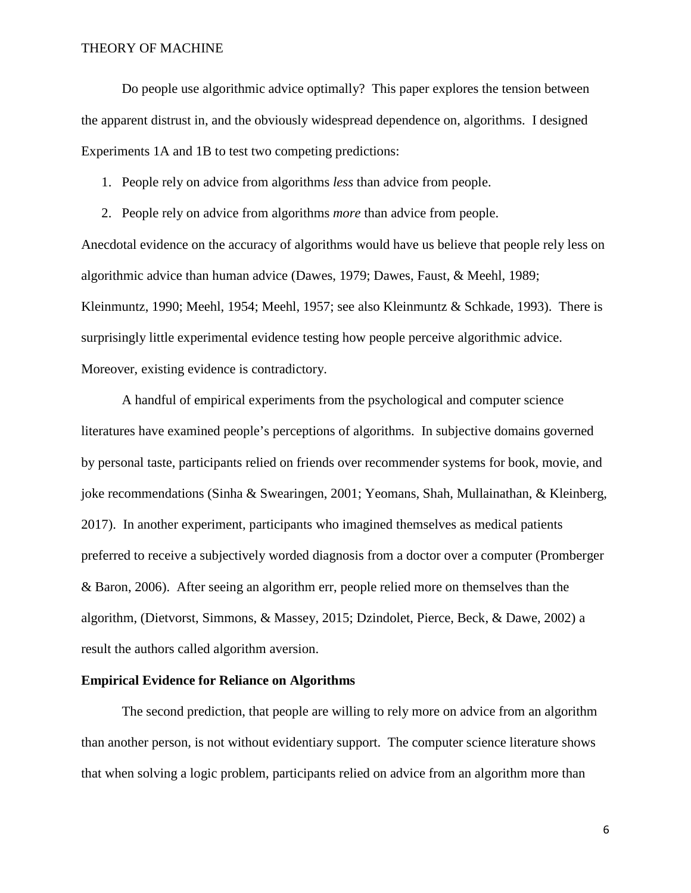Do people use algorithmic advice optimally? This paper explores the tension between the apparent distrust in, and the obviously widespread dependence on, algorithms. I designed Experiments 1A and 1B to test two competing predictions:

1. People rely on advice from algorithms *less* than advice from people.
2. People rely on advice from algorithms *more* than advice from people.

Anecdotal evidence on the accuracy of algorithms would have us believe that people rely less on algorithmic advice than human advice (Dawes, 1979; Dawes, Faust, & Meehl, 1989; Kleinmuntz, 1990; Meehl, 1954; Meehl, 1957; see also Kleinmuntz & Schkade, 1993). There is surprisingly little experimental evidence testing how people perceive algorithmic advice. Moreover, existing evidence is contradictory.

A handful of empirical experiments from the psychological and computer science literatures have examined people's perceptions of algorithms. In subjective domains governed by personal taste, participants relied on friends over recommender systems for book, movie, and joke recommendations (Sinha & Swearingen, 2001; Yeomans, Shah, Mullainathan, & Kleinberg, 2017). In another experiment, participants who imagined themselves as medical patients preferred to receive a subjectively worded diagnosis from a doctor over a computer (Promberger & Baron, 2006). After seeing an algorithm err, people relied more on themselves than the algorithm, (Dietvorst, Simmons, & Massey, 2015; Dzindolet, Pierce, Beck, & Dawe, 2002) a result the authors called algorithm aversion.

**Empirical Evidence for Reliance on Algorithms**

The second prediction, that people are willing to rely more on advice from an algorithm than another person, is not without evidentiary support. The computer science literature shows that when solving a logic problem, participants relied on advice from an algorithm more than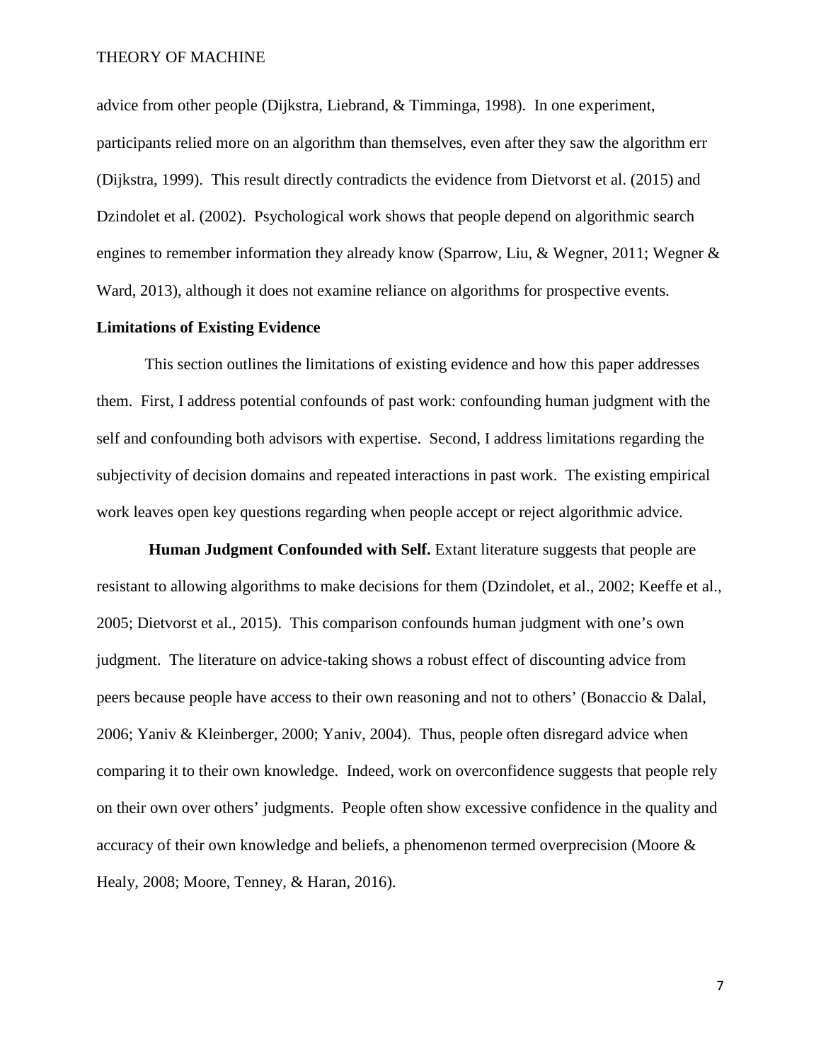advice from other people (Dijkstra, Liebrand, & Timminga, 1998). In one experiment, participants relied more on an algorithm than themselves, even after they saw the algorithm err (Dijkstra, 1999). This result directly contradicts the evidence from Dietvorst et al. (2015) and Dzindolet et al. (2002). Psychological work shows that people depend on algorithmic search engines to remember information they already know (Sparrow, Liu, & Wegner, 2011; Wegner & Ward, 2013), although it does not examine reliance on algorithms for prospective events.

## Limitations of Existing Evidence

This section outlines the limitations of existing evidence and how this paper addresses them. First, I address potential confounds of past work: confounding human judgment with the self and confounding both advisors with expertise. Second, I address limitations regarding the subjectivity of decision domains and repeated interactions in past work. The existing empirical work leaves open key questions regarding when people accept or reject algorithmic advice.

**Human Judgment Confounded with Self.** Extant literature suggests that people are resistant to allowing algorithms to make decisions for them (Dzindolet, et al., 2002; Keeffe et al., 2005; Dietvorst et al., 2015). This comparison confounds human judgment with one's own judgment. The literature on advice-taking shows a robust effect of discounting advice from peers because people have access to their own reasoning and not to others' (Bonaccio & Dalal, 2006; Yaniv & Kleinberger, 2000; Yaniv, 2004). Thus, people often disregard advice when comparing it to their own knowledge. Indeed, work on overconfidence suggests that people rely on their own over others' judgments. People often show excessive confidence in the quality and accuracy of their own knowledge and beliefs, a phenomenon termed overprecision (Moore & Healy, 2008; Moore, Tenney, & Haran, 2016).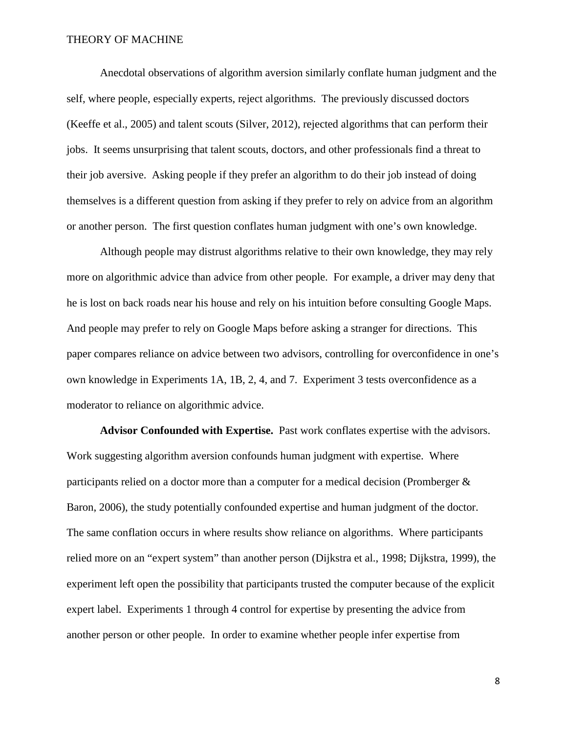Anecdotal observations of algorithm aversion similarly conflate human judgment and the self, where people, especially experts, reject algorithms. The previously discussed doctors (Keeffe et al., 2005) and talent scouts (Silver, 2012), rejected algorithms that can perform their jobs. It seems unsurprising that talent scouts, doctors, and other professionals find a threat to their job aversive. Asking people if they prefer an algorithm to do their job instead of doing themselves is a different question from asking if they prefer to rely on advice from an algorithm or another person. The first question conflates human judgment with one's own knowledge.

Although people may distrust algorithms relative to their own knowledge, they may rely more on algorithmic advice than advice from other people. For example, a driver may deny that he is lost on back roads near his house and rely on his intuition before consulting Google Maps. And people may prefer to rely on Google Maps before asking a stranger for directions. This paper compares reliance on advice between two advisors, controlling for overconfidence in one's own knowledge in Experiments 1A, 1B, 2, 4, and 7. Experiment 3 tests overconfidence as a moderator to reliance on algorithmic advice.

**Advisor Confounded with Expertise.** Past work conflates expertise with the advisors. Work suggesting algorithm aversion confounds human judgment with expertise. Where participants relied on a doctor more than a computer for a medical decision (Promberger & Baron, 2006), the study potentially confounded expertise and human judgment of the doctor. The same conflation occurs in where results show reliance on algorithms. Where participants relied more on an "expert system" than another person (Dijkstra et al., 1998; Dijkstra, 1999), the experiment left open the possibility that participants trusted the computer because of the explicit expert label. Experiments 1 through 4 control for expertise by presenting the advice from another person or other people. In order to examine whether people infer expertise from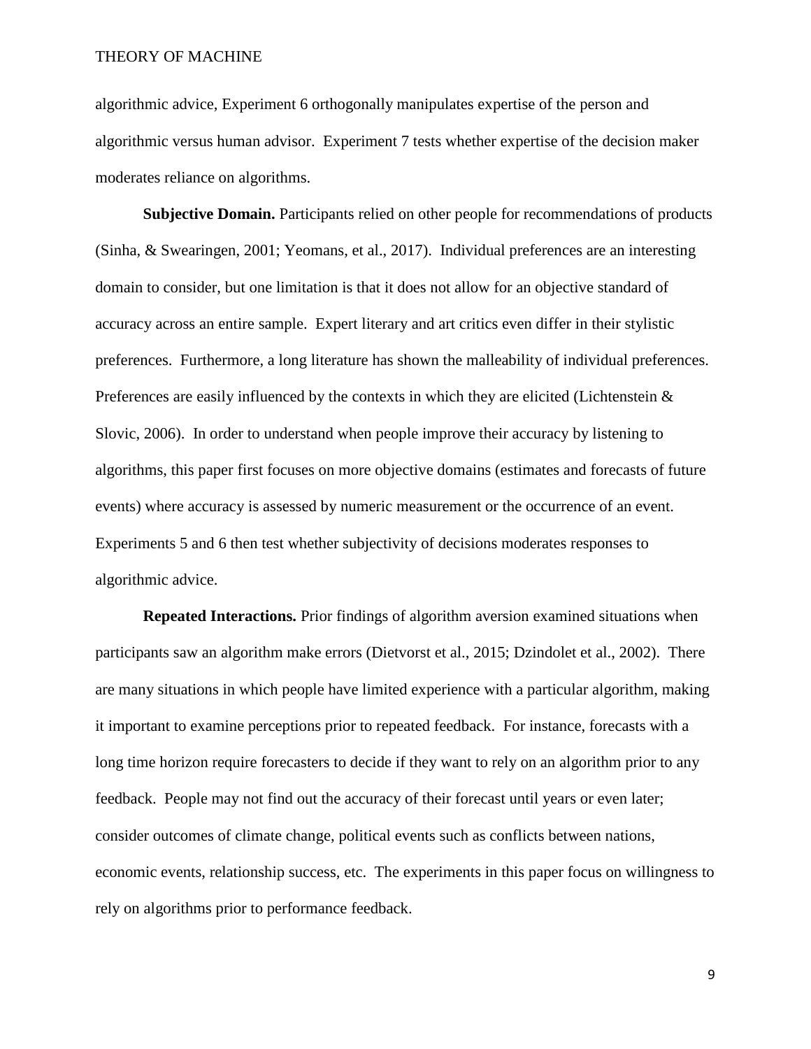algorithmic advice, Experiment 6 orthogonally manipulates expertise of the person and algorithmic versus human advisor. Experiment 7 tests whether expertise of the decision maker moderates reliance on algorithms.

**Subjective Domain.** Participants relied on other people for recommendations of products (Sinha, & Swearingen, 2001; Yeomans, et al., 2017). Individual preferences are an interesting domain to consider, but one limitation is that it does not allow for an objective standard of accuracy across an entire sample. Expert literary and art critics even differ in their stylistic preferences. Furthermore, a long literature has shown the malleability of individual preferences. Preferences are easily influenced by the contexts in which they are elicited (Lichtenstein & Slovic, 2006). In order to understand when people improve their accuracy by listening to algorithms, this paper first focuses on more objective domains (estimates and forecasts of future events) where accuracy is assessed by numeric measurement or the occurrence of an event. Experiments 5 and 6 then test whether subjectivity of decisions moderates responses to algorithmic advice.

**Repeated Interactions.** Prior findings of algorithm aversion examined situations when participants saw an algorithm make errors (Dietvorst et al., 2015; Dzindolet et al., 2002). There are many situations in which people have limited experience with a particular algorithm, making it important to examine perceptions prior to repeated feedback. For instance, forecasts with a long time horizon require forecasters to decide if they want to rely on an algorithm prior to any feedback. People may not find out the accuracy of their forecast until years or even later; consider outcomes of climate change, political events such as conflicts between nations, economic events, relationship success, etc. The experiments in this paper focus on willingness to rely on algorithms prior to performance feedback.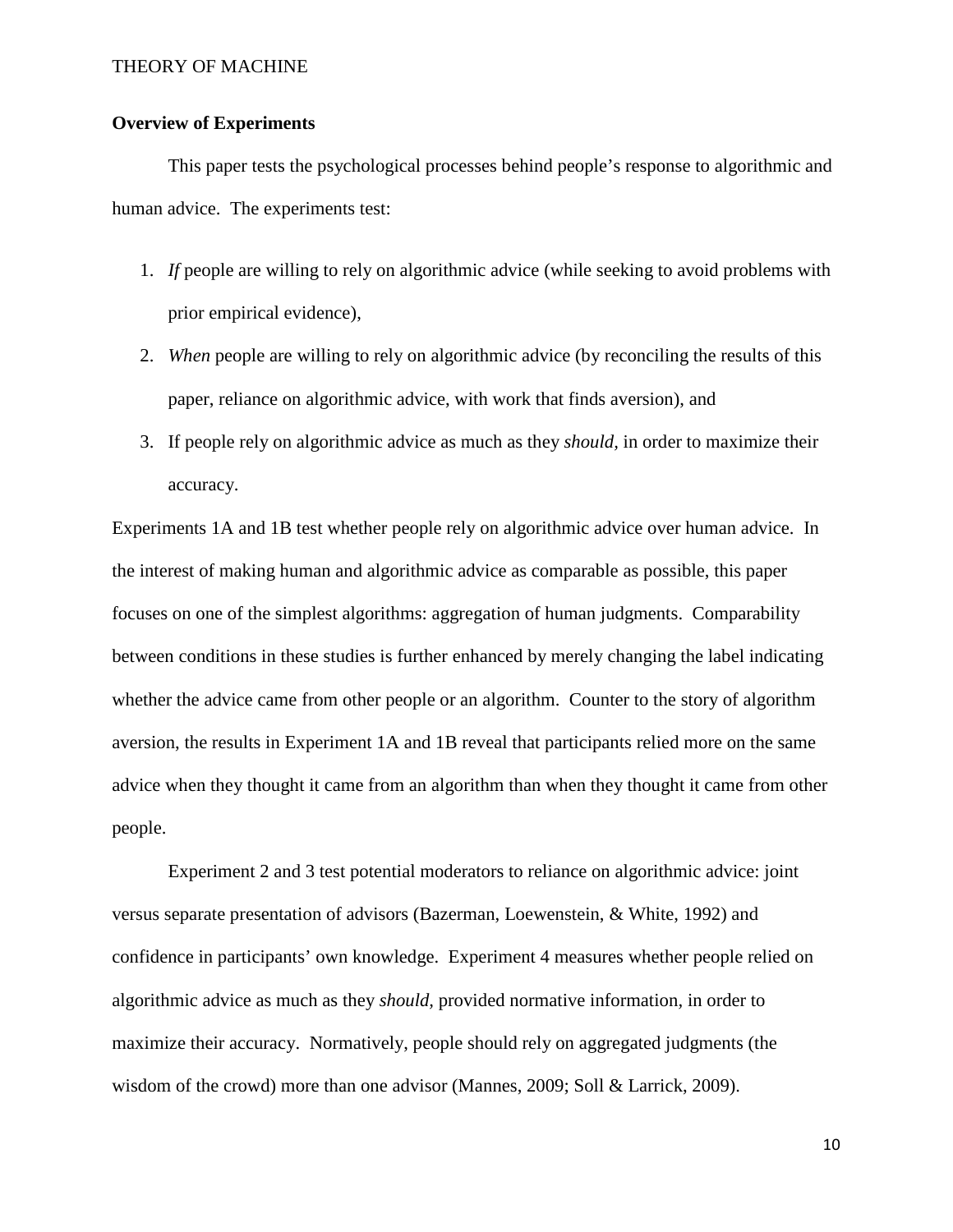**Overview of Experiments**

This paper tests the psychological processes behind people's response to algorithmic and human advice. The experiments test:

1. *If* people are willing to rely on algorithmic advice (while seeking to avoid problems with prior empirical evidence),
2. *When* people are willing to rely on algorithmic advice (by reconciling the results of this paper, reliance on algorithmic advice, with work that finds aversion), and
3. If people rely on algorithmic advice as much as they *should*, in order to maximize their accuracy.

Experiments 1A and 1B test whether people rely on algorithmic advice over human advice. In the interest of making human and algorithmic advice as comparable as possible, this paper focuses on one of the simplest algorithms: aggregation of human judgments. Comparability between conditions in these studies is further enhanced by merely changing the label indicating whether the advice came from other people or an algorithm. Counter to the story of algorithm aversion, the results in Experiment 1A and 1B reveal that participants relied more on the same advice when they thought it came from an algorithm than when they thought it came from other people.

Experiment 2 and 3 test potential moderators to reliance on algorithmic advice: joint versus separate presentation of advisors (Bazerman, Loewenstein, & White, 1992) and confidence in participants' own knowledge. Experiment 4 measures whether people relied on algorithmic advice as much as they *should*, provided normative information, in order to maximize their accuracy. Normatively, people should rely on aggregated judgments (the wisdom of the crowd) more than one advisor (Mannes, 2009; Soll & Larrick, 2009).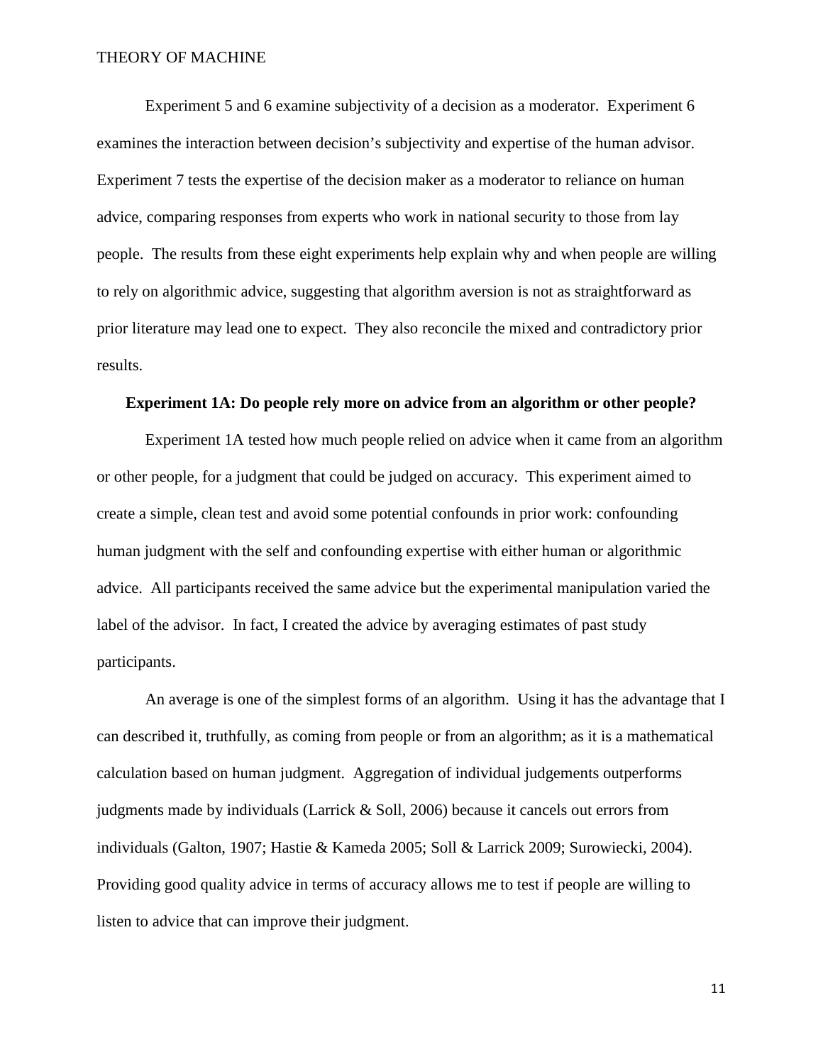Experiment 5 and 6 examine subjectivity of a decision as a moderator. Experiment 6 examines the interaction between decision's subjectivity and expertise of the human advisor. Experiment 7 tests the expertise of the decision maker as a moderator to reliance on human advice, comparing responses from experts who work in national security to those from lay people. The results from these eight experiments help explain why and when people are willing to rely on algorithmic advice, suggesting that algorithm aversion is not as straightforward as prior literature may lead one to expect. They also reconcile the mixed and contradictory prior results.

### Experiment 1A: Do people rely more on advice from an algorithm or other people?

Experiment 1A tested how much people relied on advice when it came from an algorithm or other people, for a judgment that could be judged on accuracy. This experiment aimed to create a simple, clean test and avoid some potential confounds in prior work: confounding human judgment with the self and confounding expertise with either human or algorithmic advice. All participants received the same advice but the experimental manipulation varied the label of the advisor. In fact, I created the advice by averaging estimates of past study participants.

An average is one of the simplest forms of an algorithm. Using it has the advantage that I can described it, truthfully, as coming from people or from an algorithm; as it is a mathematical calculation based on human judgment. Aggregation of individual judgements outperforms judgments made by individuals (Larrick & Soll, 2006) because it cancels out errors from individuals (Galton, 1907; Hastie & Kameda 2005; Soll & Larrick 2009; Surowiecki, 2004). Providing good quality advice in terms of accuracy allows me to test if people are willing to listen to advice that can improve their judgment.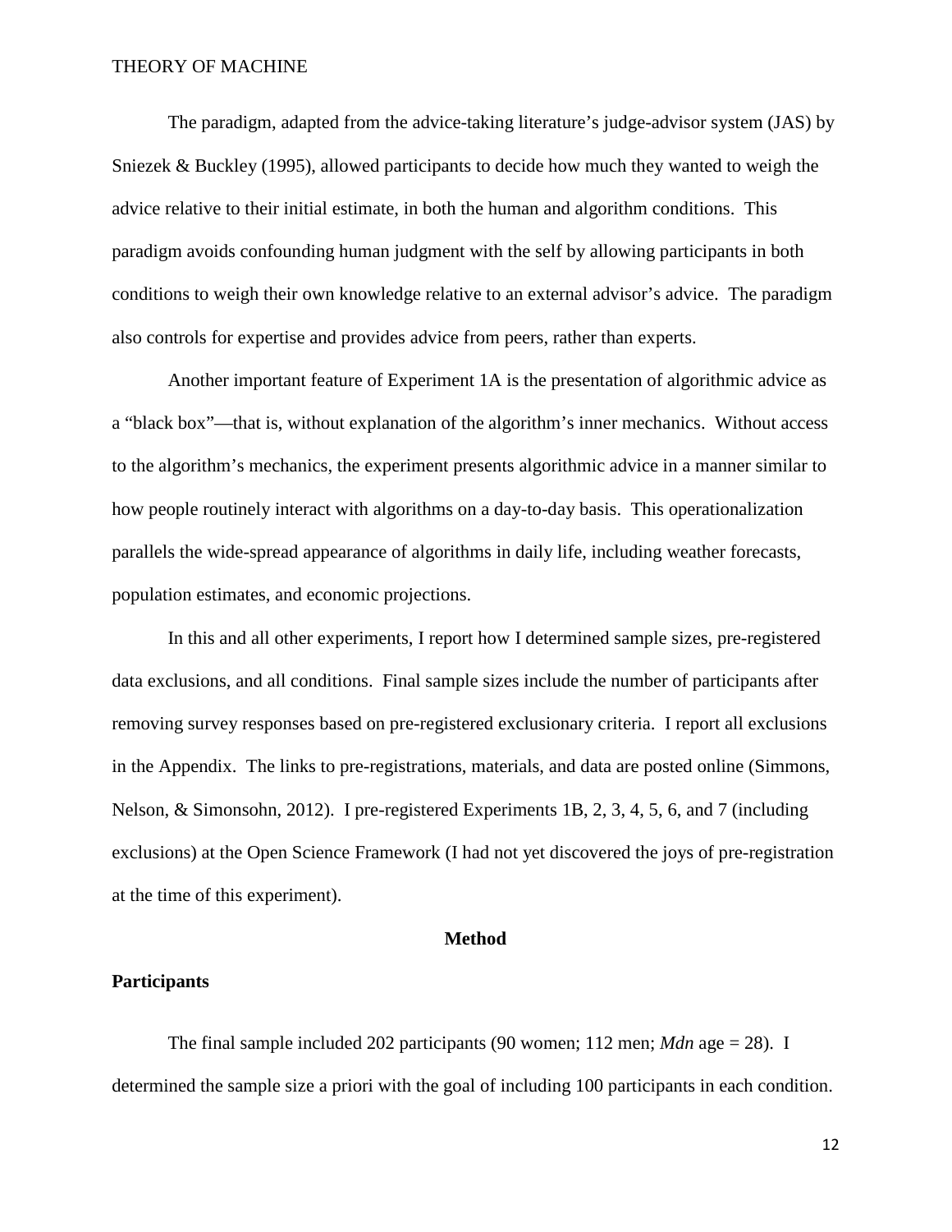The paradigm, adapted from the advice-taking literature's judge-advisor system (JAS) by Sniezek & Buckley (1995), allowed participants to decide how much they wanted to weigh the advice relative to their initial estimate, in both the human and algorithm conditions. This paradigm avoids confounding human judgment with the self by allowing participants in both conditions to weigh their own knowledge relative to an external advisor's advice. The paradigm also controls for expertise and provides advice from peers, rather than experts.

Another important feature of Experiment 1A is the presentation of algorithmic advice as a "black box"—that is, without explanation of the algorithm's inner mechanics. Without access to the algorithm's mechanics, the experiment presents algorithmic advice in a manner similar to how people routinely interact with algorithms on a day-to-day basis. This operationalization parallels the wide-spread appearance of algorithms in daily life, including weather forecasts, population estimates, and economic projections.

In this and all other experiments, I report how I determined sample sizes, pre-registered data exclusions, and all conditions. Final sample sizes include the number of participants after removing survey responses based on pre-registered exclusionary criteria. I report all exclusions in the Appendix. The links to pre-registrations, materials, and data are posted online (Simmons, Nelson, & Simonsohn, 2012). I pre-registered Experiments 1B, 2, 3, 4, 5, 6, and 7 (including exclusions) at the Open Science Framework (I had not yet discovered the joys of pre-registration at the time of this experiment).

## Method

### Participants

The final sample included 202 participants (90 women; 112 men; *Mdn* age = 28). I determined the sample size a priori with the goal of including 100 participants in each condition.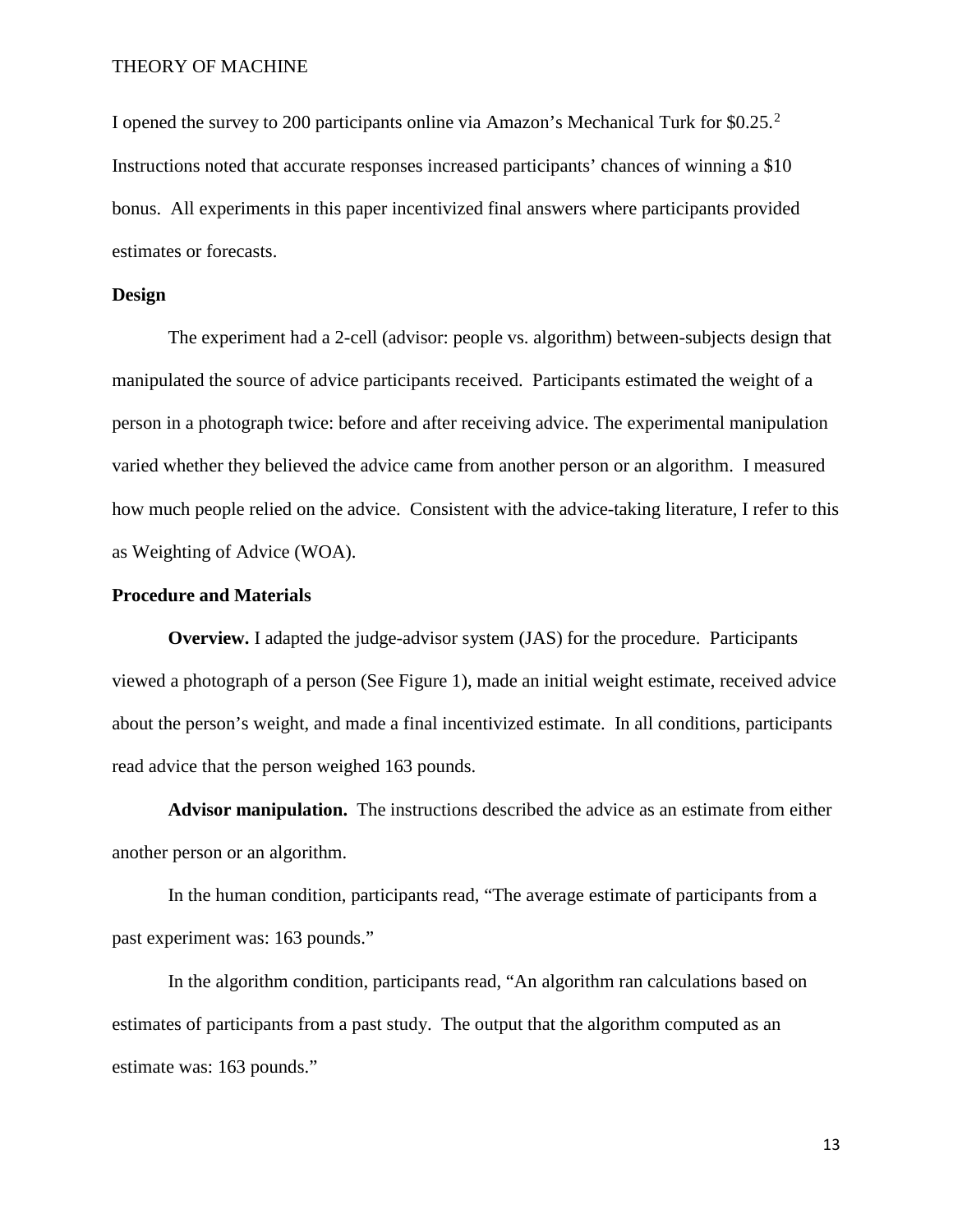I opened the survey to 200 participants online via Amazon's Mechanical Turk for $0.25.[2] Instructions noted that accurate responses increased participants' chances of winning a $10 bonus. All experiments in this paper incentivized final answers where participants provided estimates or forecasts.

## Design

The experiment had a 2-cell (advisor: people vs. algorithm) between-subjects design that manipulated the source of advice participants received. Participants estimated the weight of a person in a photograph twice: before and after receiving advice. The experimental manipulation varied whether they believed the advice came from another person or an algorithm. I measured how much people relied on the advice. Consistent with the advice-taking literature, I refer to this as Weighting of Advice (WOA).

## Procedure and Materials

**Overview.** I adapted the judge-advisor system (JAS) for the procedure. Participants viewed a photograph of a person (See Figure 1), made an initial weight estimate, received advice about the person's weight, and made a final incentivized estimate. In all conditions, participants read advice that the person weighed 163 pounds.

**Advisor manipulation.** The instructions described the advice as an estimate from either another person or an algorithm.

In the human condition, participants read, "The average estimate of participants from a past experiment was: 163 pounds."

In the algorithm condition, participants read, "An algorithm ran calculations based on estimates of participants from a past study. The output that the algorithm computed as an estimate was: 163 pounds."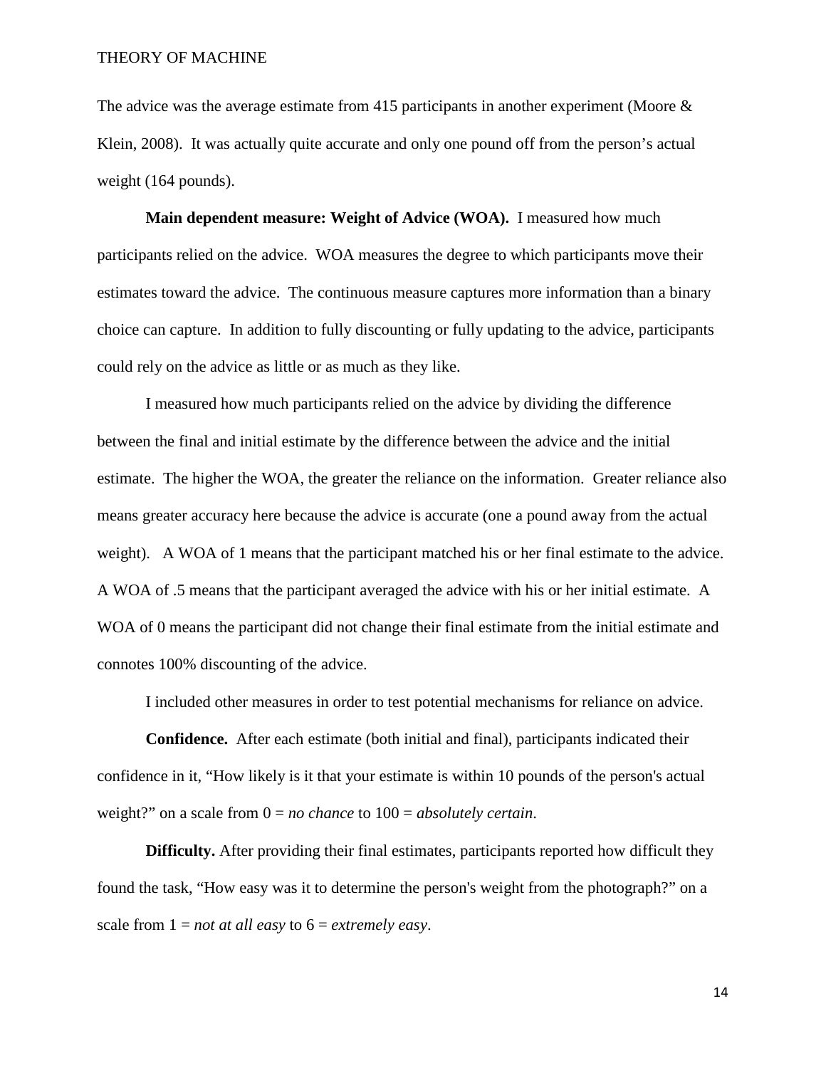The advice was the average estimate from 415 participants in another experiment (Moore & Klein, 2008). It was actually quite accurate and only one pound off from the person's actual weight (164 pounds).

**Main dependent measure: Weight of Advice (WOA).** I measured how much participants relied on the advice. WOA measures the degree to which participants move their estimates toward the advice. The continuous measure captures more information than a binary choice can capture. In addition to fully discounting or fully updating to the advice, participants could rely on the advice as little or as much as they like.

I measured how much participants relied on the advice by dividing the difference between the final and initial estimate by the difference between the advice and the initial estimate. The higher the WOA, the greater the reliance on the information. Greater reliance also means greater accuracy here because the advice is accurate (one a pound away from the actual weight). A WOA of 1 means that the participant matched his or her final estimate to the advice. A WOA of .5 means that the participant averaged the advice with his or her initial estimate. A WOA of 0 means the participant did not change their final estimate from the initial estimate and connotes 100% discounting of the advice.

I included other measures in order to test potential mechanisms for reliance on advice.

**Confidence.** After each estimate (both initial and final), participants indicated their confidence in it, "How likely is it that your estimate is within 10 pounds of the person's actual weight?" on a scale from 0 = *no chance* to 100 = *absolutely certain*.

**Difficulty.** After providing their final estimates, participants reported how difficult they found the task, "How easy was it to determine the person's weight from the photograph?" on a scale from 1 = *not at all easy* to 6 = *extremely easy*.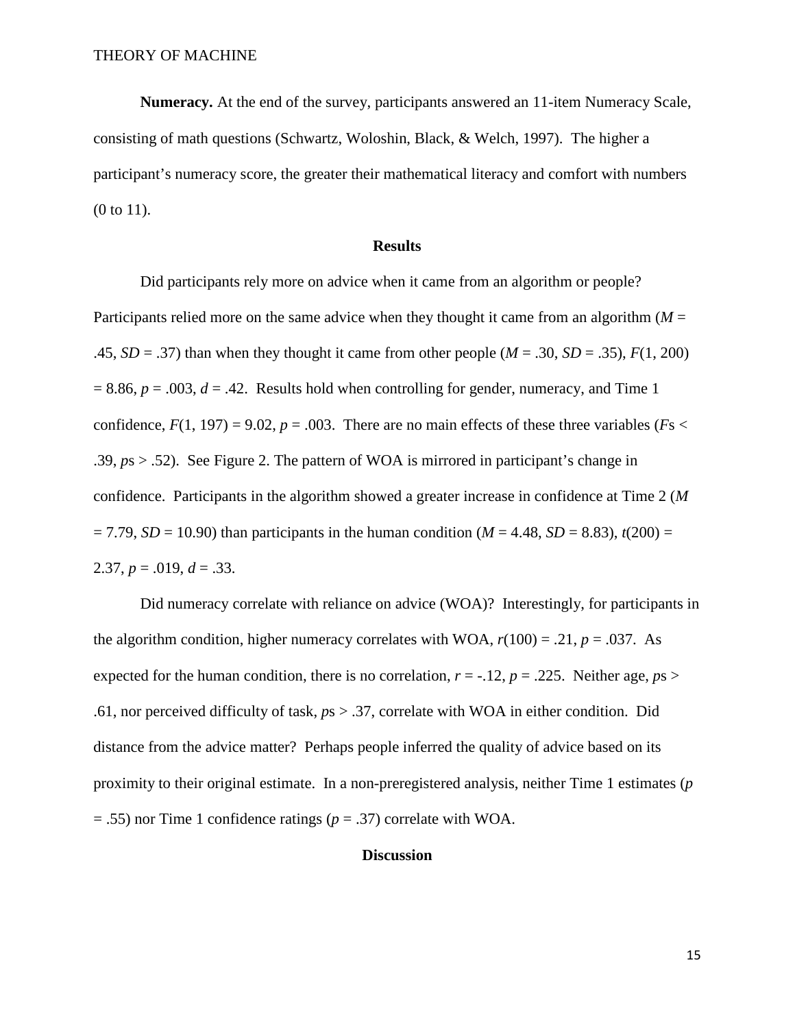**Numeracy.** At the end of the survey, participants answered an 11-item Numeracy Scale, consisting of math questions (Schwartz, Woloshin, Black, & Welch, 1997). The higher a participant's numeracy score, the greater their mathematical literacy and comfort with numbers (0 to 11).

## Results

Did participants rely more on advice when it came from an algorithm or people? Participants relied more on the same advice when they thought it came from an algorithm ($M$ = .45, $SD$ = .37) than when they thought it came from other people ($M$ = .30, $SD$ = .35), $F(1, 200) = 8.86$, $p = .003$, $d = .42$. Results hold when controlling for gender, numeracy, and Time 1 confidence, $F(1, 197) = 9.02$, $p = .003$. There are no main effects of these three variables ($F$s < .39, $p$s > .52). See Figure 2. The pattern of WOA is mirrored in participant's change in confidence. Participants in the algorithm showed a greater increase in confidence at Time 2 ($M$ = 7.79, $SD$ = 10.90) than participants in the human condition ($M$ = 4.48, $SD$ = 8.83), $t(200) = 2.37$, $p = .019$, $d = .33$.

Did numeracy correlate with reliance on advice (WOA)? Interestingly, for participants in the algorithm condition, higher numeracy correlates with WOA, $r(100) = .21$, $p = .037$. As expected for the human condition, there is no correlation, $r = -.12$, $p = .225$. Neither age, $p$s > .61, nor perceived difficulty of task, $p$s > .37, correlate with WOA in either condition. Did distance from the advice matter? Perhaps people inferred the quality of advice based on its proximity to their original estimate. In a non-preregistered analysis, neither Time 1 estimates ($p$ = .55) nor Time 1 confidence ratings ($p$ = .37) correlate with WOA.

## Discussion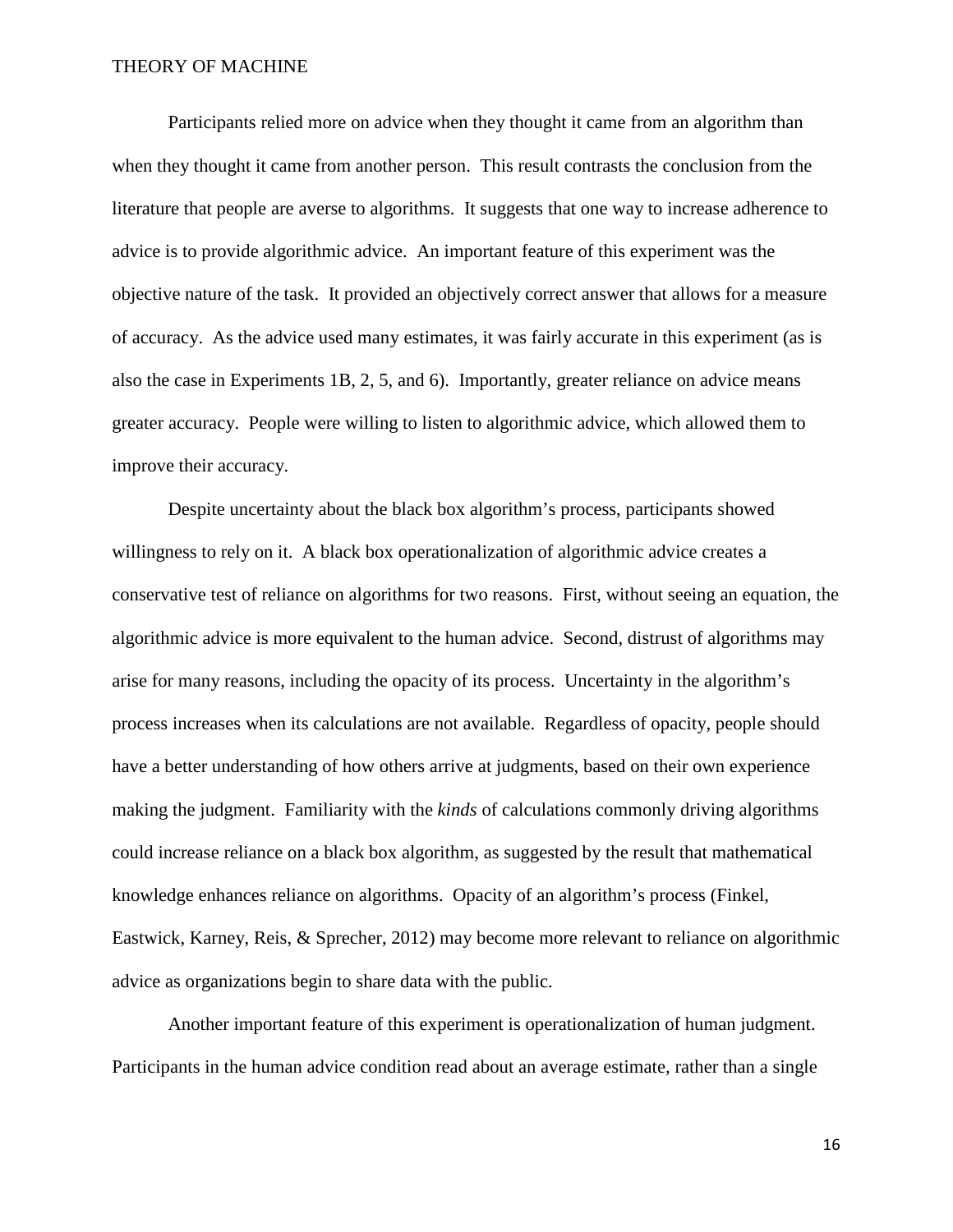Participants relied more on advice when they thought it came from an algorithm than when they thought it came from another person. This result contrasts the conclusion from the literature that people are averse to algorithms. It suggests that one way to increase adherence to advice is to provide algorithmic advice. An important feature of this experiment was the objective nature of the task. It provided an objectively correct answer that allows for a measure of accuracy. As the advice used many estimates, it was fairly accurate in this experiment (as is also the case in Experiments 1B, 2, 5, and 6). Importantly, greater reliance on advice means greater accuracy. People were willing to listen to algorithmic advice, which allowed them to improve their accuracy.

Despite uncertainty about the black box algorithm's process, participants showed willingness to rely on it. A black box operationalization of algorithmic advice creates a conservative test of reliance on algorithms for two reasons. First, without seeing an equation, the algorithmic advice is more equivalent to the human advice. Second, distrust of algorithms may arise for many reasons, including the opacity of its process. Uncertainty in the algorithm's process increases when its calculations are not available. Regardless of opacity, people should have a better understanding of how others arrive at judgments, based on their own experience making the judgment. Familiarity with the *kinds* of calculations commonly driving algorithms could increase reliance on a black box algorithm, as suggested by the result that mathematical knowledge enhances reliance on algorithms. Opacity of an algorithm's process (Finkel, Eastwick, Karney, Reis, & Sprecher, 2012) may become more relevant to reliance on algorithmic advice as organizations begin to share data with the public.

Another important feature of this experiment is operationalization of human judgment. Participants in the human advice condition read about an average estimate, rather than a single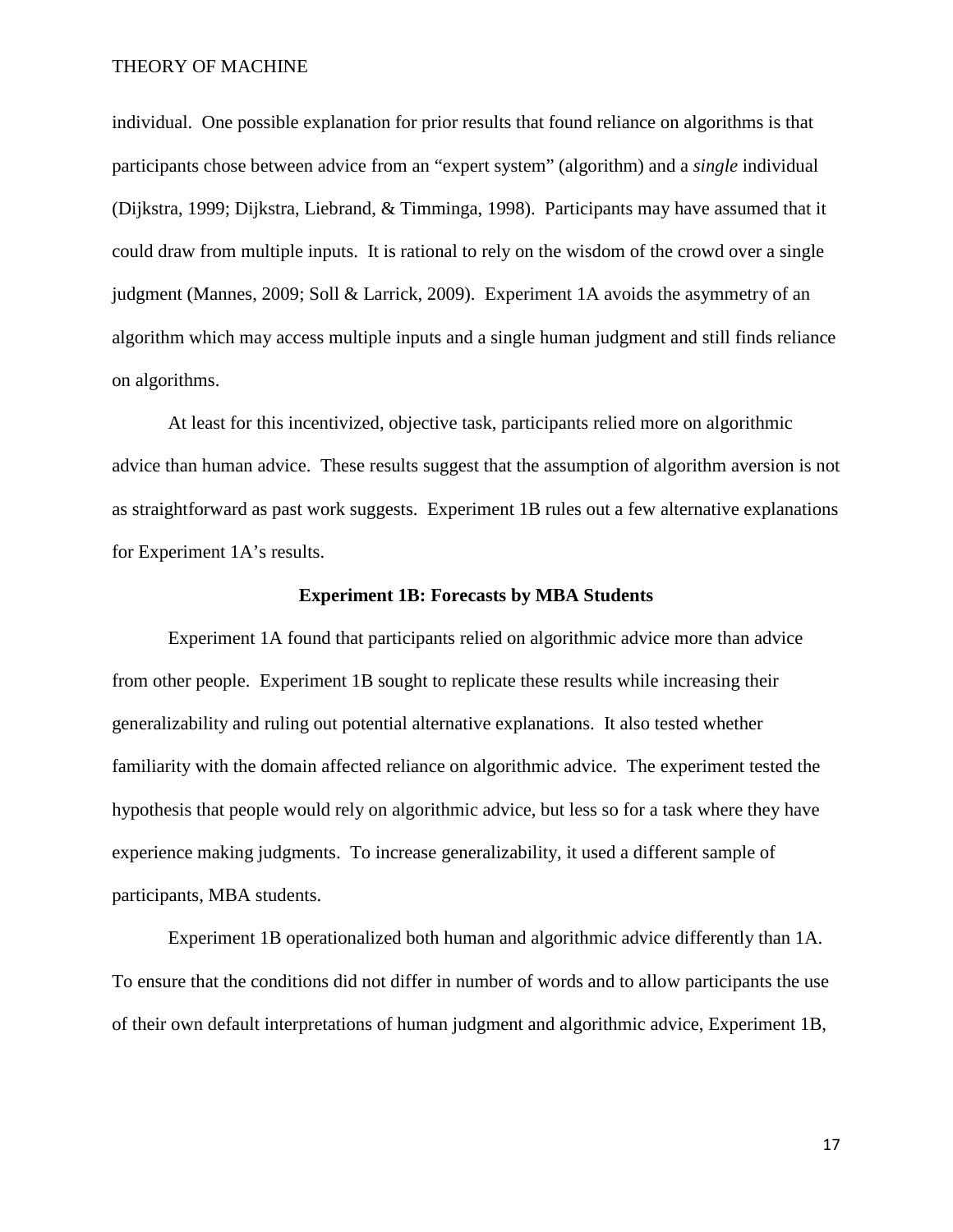individual. One possible explanation for prior results that found reliance on algorithms is that participants chose between advice from an "expert system" (algorithm) and a *single* individual (Dijkstra, 1999; Dijkstra, Liebrand, & Timminga, 1998). Participants may have assumed that it could draw from multiple inputs. It is rational to rely on the wisdom of the crowd over a single judgment (Mannes, 2009; Soll & Larrick, 2009). Experiment 1A avoids the asymmetry of an algorithm which may access multiple inputs and a single human judgment and still finds reliance on algorithms.

At least for this incentivized, objective task, participants relied more on algorithmic advice than human advice. These results suggest that the assumption of algorithm aversion is not as straightforward as past work suggests. Experiment 1B rules out a few alternative explanations for Experiment 1A's results.

### Experiment 1B: Forecasts by MBA Students

Experiment 1A found that participants relied on algorithmic advice more than advice from other people. Experiment 1B sought to replicate these results while increasing their generalizability and ruling out potential alternative explanations. It also tested whether familiarity with the domain affected reliance on algorithmic advice. The experiment tested the hypothesis that people would rely on algorithmic advice, but less so for a task where they have experience making judgments. To increase generalizability, it used a different sample of participants, MBA students.

Experiment 1B operationalized both human and algorithmic advice differently than 1A. To ensure that the conditions did not differ in number of words and to allow participants the use of their own default interpretations of human judgment and algorithmic advice, Experiment 1B,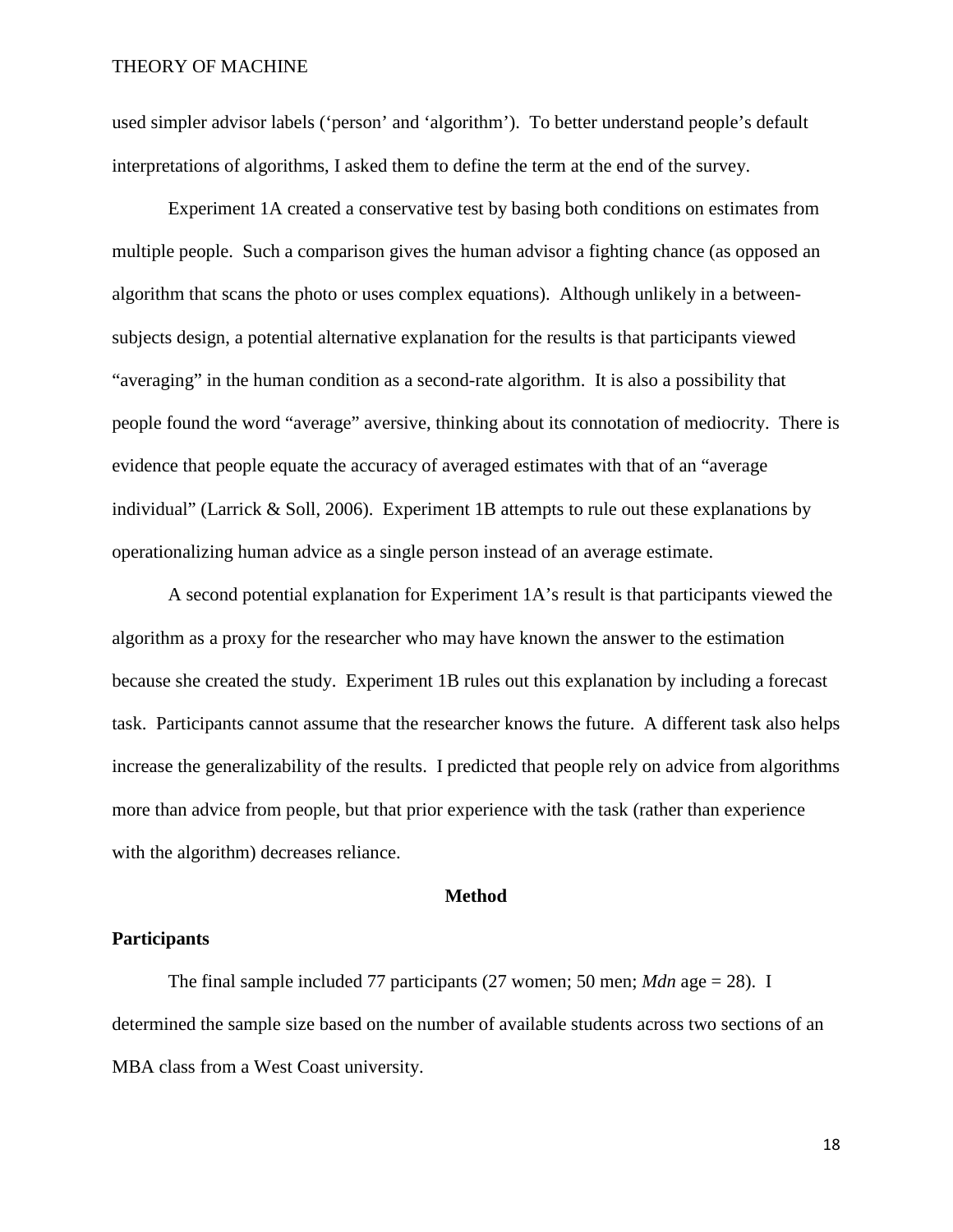used simpler advisor labels (‘person’ and ‘algorithm’). To better understand people’s default interpretations of algorithms, I asked them to define the term at the end of the survey.

Experiment 1A created a conservative test by basing both conditions on estimates from multiple people. Such a comparison gives the human advisor a fighting chance (as opposed an algorithm that scans the photo or uses complex equations). Although unlikely in a between-subjects design, a potential alternative explanation for the results is that participants viewed “averaging” in the human condition as a second-rate algorithm. It is also a possibility that people found the word “average” aversive, thinking about its connotation of mediocrity. There is evidence that people equate the accuracy of averaged estimates with that of an “average individual” (Larrick & Soll, 2006). Experiment 1B attempts to rule out these explanations by operationalizing human advice as a single person instead of an average estimate.

A second potential explanation for Experiment 1A’s result is that participants viewed the algorithm as a proxy for the researcher who may have known the answer to the estimation because she created the study. Experiment 1B rules out this explanation by including a forecast task. Participants cannot assume that the researcher knows the future. A different task also helps increase the generalizability of the results. I predicted that people rely on advice from algorithms more than advice from people, but that prior experience with the task (rather than experience with the algorithm) decreases reliance.

## Method

### Participants

The final sample included 77 participants (27 women; 50 men; *Mdn* age = 28). I determined the sample size based on the number of available students across two sections of an MBA class from a West Coast university.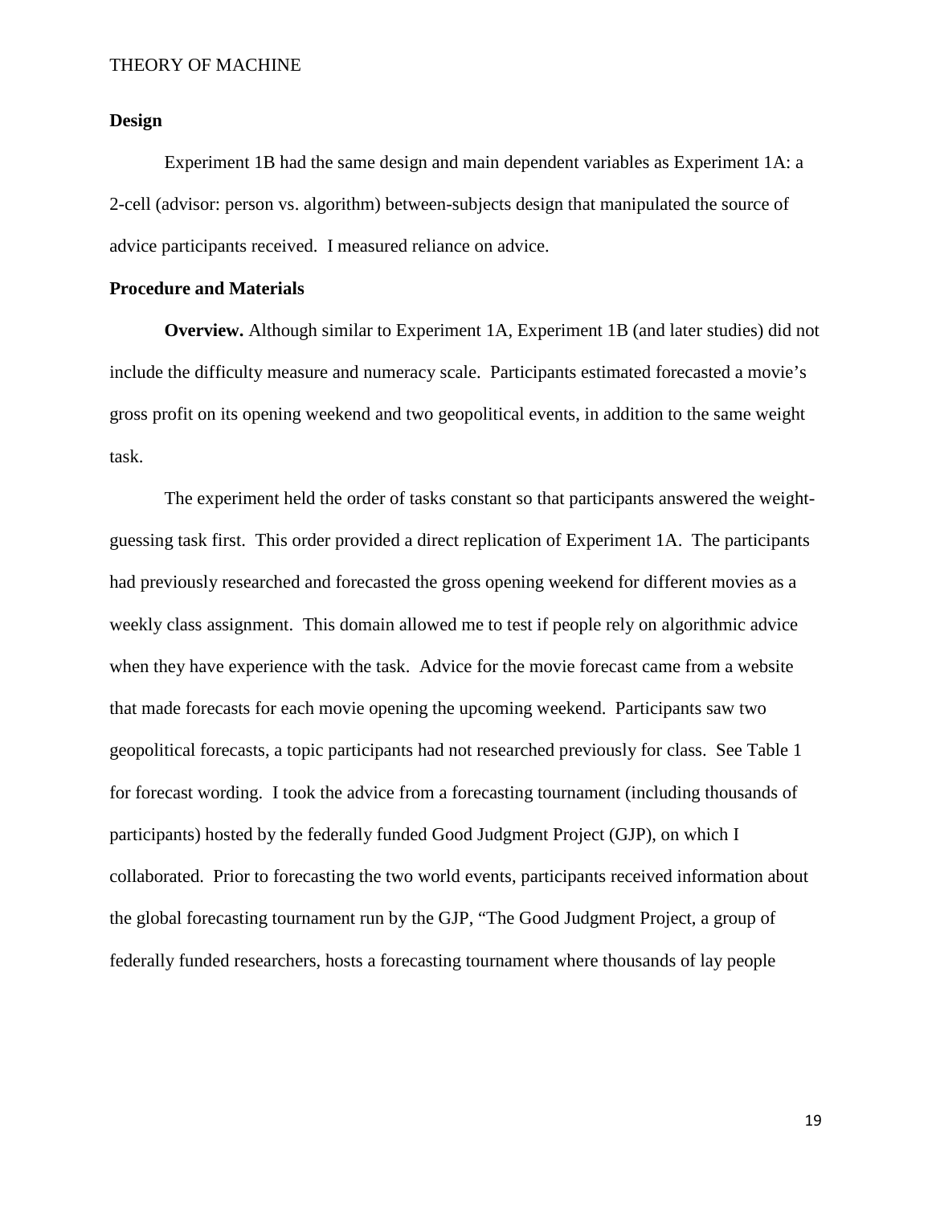## Design

Experiment 1B had the same design and main dependent variables as Experiment 1A: a 2-cell (advisor: person vs. algorithm) between-subjects design that manipulated the source of advice participants received. I measured reliance on advice.

## Procedure and Materials

**Overview.** Although similar to Experiment 1A, Experiment 1B (and later studies) did not include the difficulty measure and numeracy scale. Participants estimated forecasted a movie's gross profit on its opening weekend and two geopolitical events, in addition to the same weight task.

The experiment held the order of tasks constant so that participants answered the weight-guessing task first. This order provided a direct replication of Experiment 1A. The participants had previously researched and forecasted the gross opening weekend for different movies as a weekly class assignment. This domain allowed me to test if people rely on algorithmic advice when they have experience with the task. Advice for the movie forecast came from a website that made forecasts for each movie opening the upcoming weekend. Participants saw two geopolitical forecasts, a topic participants had not researched previously for class. See Table 1 for forecast wording. I took the advice from a forecasting tournament (including thousands of participants) hosted by the federally funded Good Judgment Project (GJP), on which I collaborated. Prior to forecasting the two world events, participants received information about the global forecasting tournament run by the GJP, "The Good Judgment Project, a group of federally funded researchers, hosts a forecasting tournament where thousands of lay people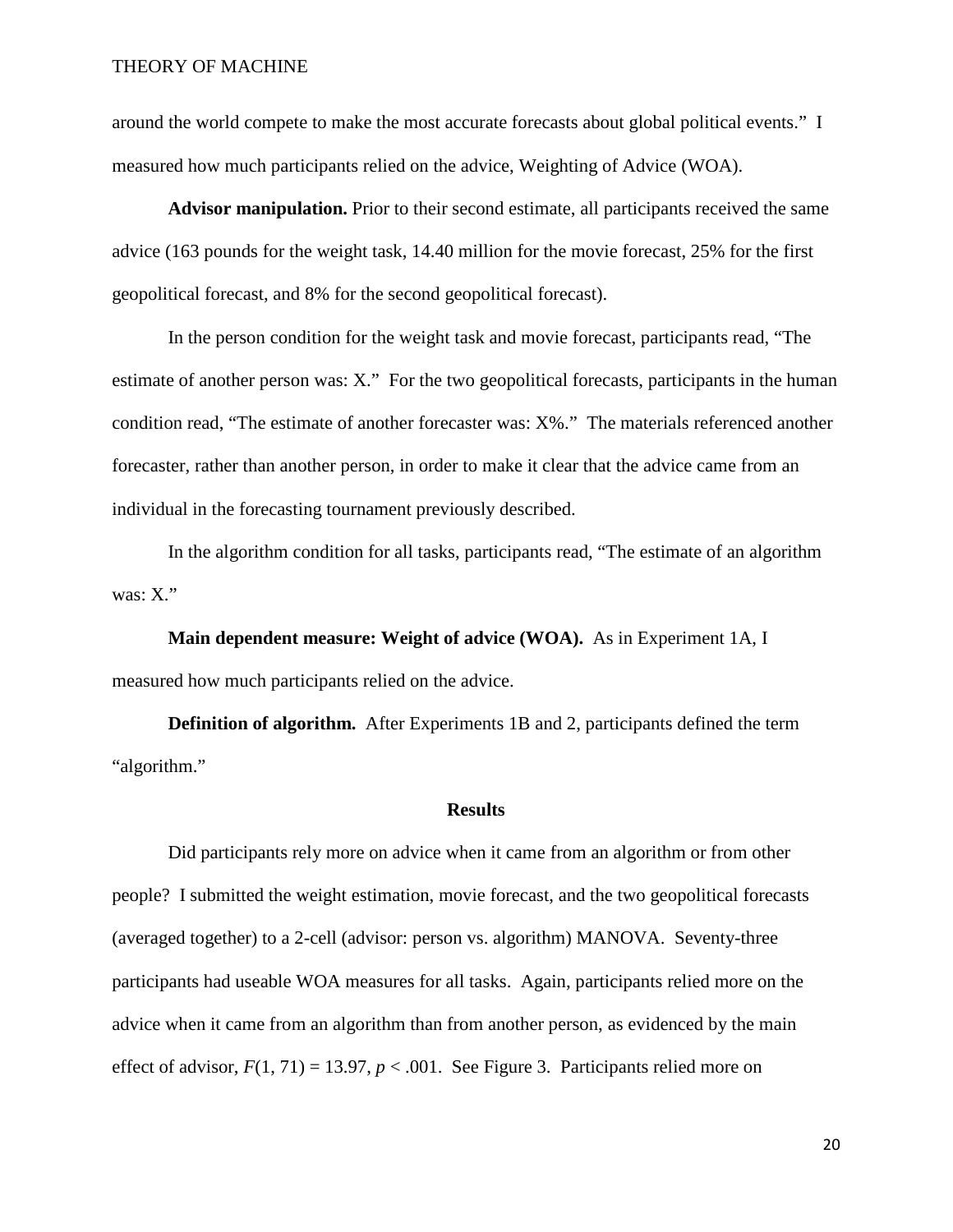around the world compete to make the most accurate forecasts about global political events." I measured how much participants relied on the advice, Weighting of Advice (WOA).

**Advisor manipulation.** Prior to their second estimate, all participants received the same advice (163 pounds for the weight task, 14.40 million for the movie forecast, 25% for the first geopolitical forecast, and 8% for the second geopolitical forecast).

In the person condition for the weight task and movie forecast, participants read, "The estimate of another person was: X." For the two geopolitical forecasts, participants in the human condition read, "The estimate of another forecaster was: X%." The materials referenced another forecaster, rather than another person, in order to make it clear that the advice came from an individual in the forecasting tournament previously described.

In the algorithm condition for all tasks, participants read, "The estimate of an algorithm was: X."

**Main dependent measure: Weight of advice (WOA).** As in Experiment 1A, I measured how much participants relied on the advice.

**Definition of algorithm.** After Experiments 1B and 2, participants defined the term "algorithm."

### Results

Did participants rely more on advice when it came from an algorithm or from other people? I submitted the weight estimation, movie forecast, and the two geopolitical forecasts (averaged together) to a 2-cell (advisor: person vs. algorithm) MANOVA. Seventy-three participants had useable WOA measures for all tasks. Again, participants relied more on the advice when it came from an algorithm than from another person, as evidenced by the main effect of advisor, $F(1, 71) = 13.97$, $p < .001$. See Figure 3. Participants relied more on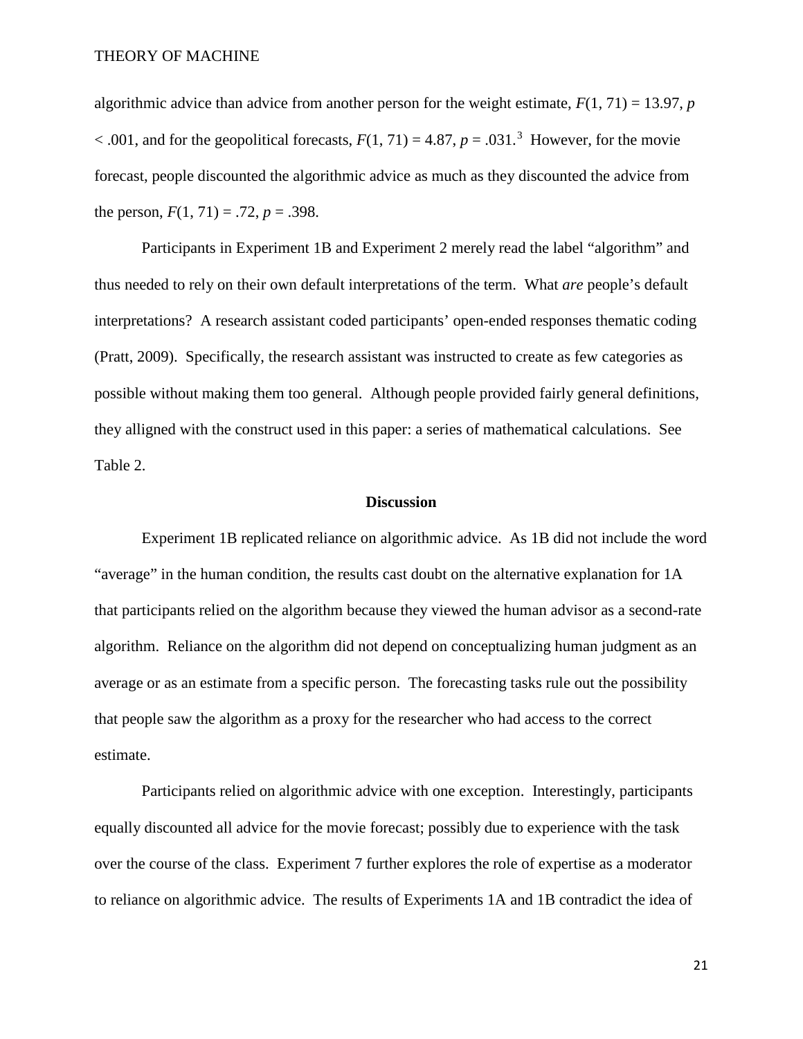algorithmic advice than advice from another person for the weight estimate, $F(1, 71) = 13.97$, $p < .001$, and for the geopolitical forecasts, $F(1, 71) = 4.87$, $p = .031$.[3] However, for the movie forecast, people discounted the algorithmic advice as much as they discounted the advice from the person, $F(1, 71) = .72$, $p = .398$.

Participants in Experiment 1B and Experiment 2 merely read the label "algorithm" and thus needed to rely on their own default interpretations of the term. What *are* people's default interpretations? A research assistant coded participants' open-ended responses thematic coding (Pratt, 2009). Specifically, the research assistant was instructed to create as few categories as possible without making them too general. Although people provided fairly general definitions, they alligned with the construct used in this paper: a series of mathematical calculations. See Table 2.

## Discussion

Experiment 1B replicated reliance on algorithmic advice. As 1B did not include the word "average" in the human condition, the results cast doubt on the alternative explanation for 1A that participants relied on the algorithm because they viewed the human advisor as a second-rate algorithm. Reliance on the algorithm did not depend on conceptualizing human judgment as an average or as an estimate from a specific person. The forecasting tasks rule out the possibility that people saw the algorithm as a proxy for the researcher who had access to the correct estimate.

Participants relied on algorithmic advice with one exception. Interestingly, participants equally discounted all advice for the movie forecast; possibly due to experience with the task over the course of the class. Experiment 7 further explores the role of expertise as a moderator to reliance on algorithmic advice. The results of Experiments 1A and 1B contradict the idea of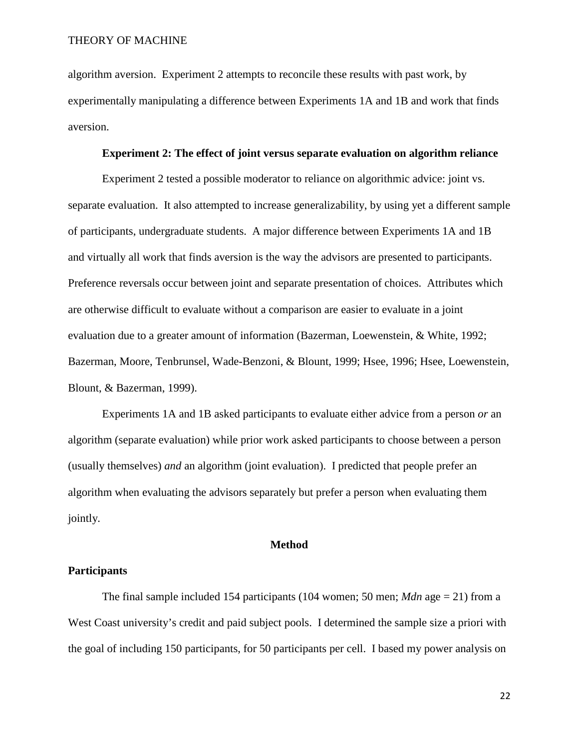algorithm aversion. Experiment 2 attempts to reconcile these results with past work, by experimentally manipulating a difference between Experiments 1A and 1B and work that finds aversion.

## Experiment 2: The effect of joint versus separate evaluation on algorithm reliance

Experiment 2 tested a possible moderator to reliance on algorithmic advice: joint vs. separate evaluation. It also attempted to increase generalizability, by using yet a different sample of participants, undergraduate students. A major difference between Experiments 1A and 1B and virtually all work that finds aversion is the way the advisors are presented to participants. Preference reversals occur between joint and separate presentation of choices. Attributes which are otherwise difficult to evaluate without a comparison are easier to evaluate in a joint evaluation due to a greater amount of information (Bazerman, Loewenstein, & White, 1992; Bazerman, Moore, Tenbrunsel, Wade-Benzoni, & Blount, 1999; Hsee, 1996; Hsee, Loewenstein, Blount, & Bazerman, 1999).

Experiments 1A and 1B asked participants to evaluate either advice from a person *or* an algorithm (separate evaluation) while prior work asked participants to choose between a person (usually themselves) *and* an algorithm (joint evaluation). I predicted that people prefer an algorithm when evaluating the advisors separately but prefer a person when evaluating them jointly.

## Method

### Participants

The final sample included 154 participants (104 women; 50 men; *Mdn* age = 21) from a West Coast university's credit and paid subject pools. I determined the sample size a priori with the goal of including 150 participants, for 50 participants per cell. I based my power analysis on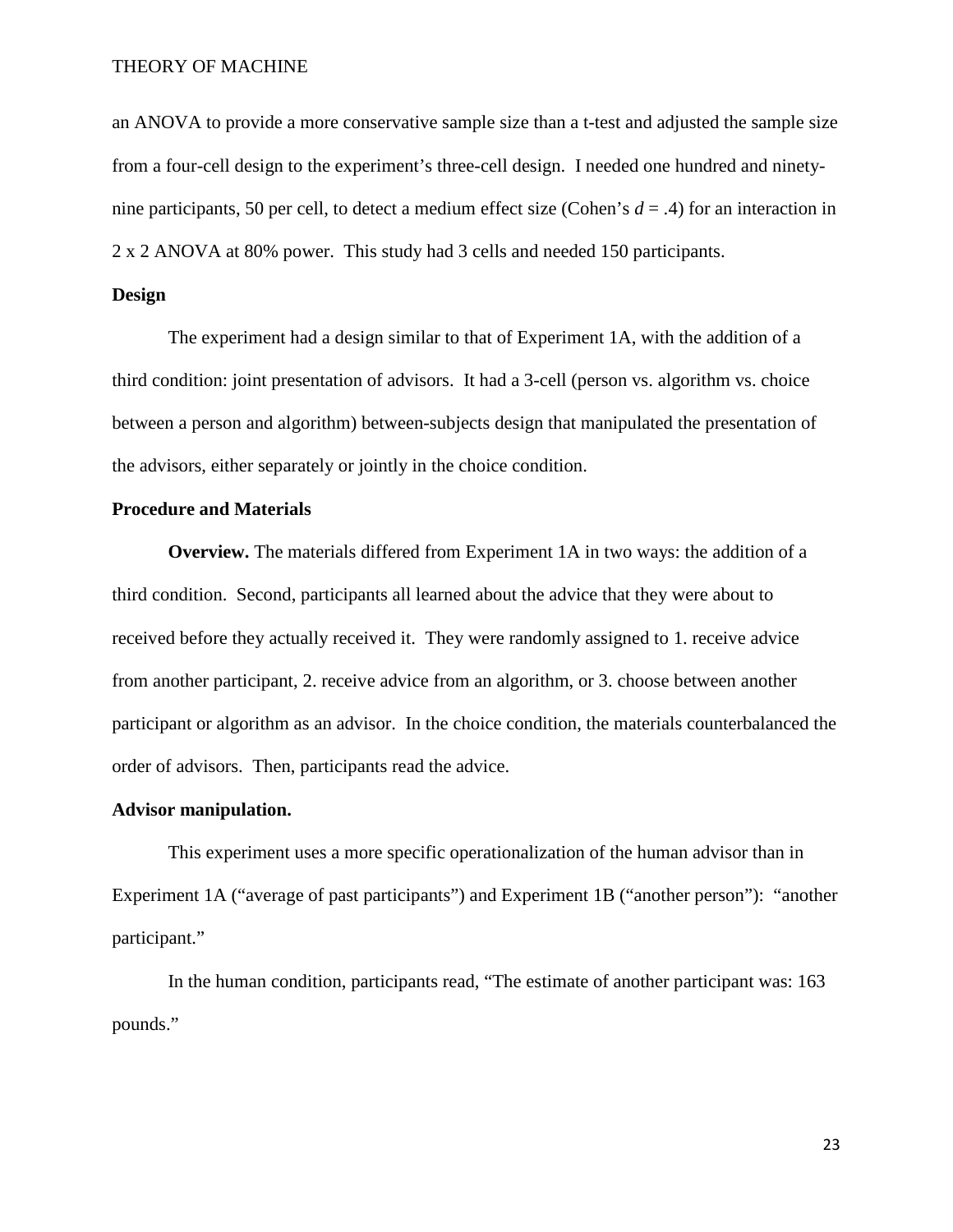an ANOVA to provide a more conservative sample size than a t-test and adjusted the sample size from a four-cell design to the experiment's three-cell design. I needed one hundred and ninety-nine participants, 50 per cell, to detect a medium effect size (Cohen's $d = .4$) for an interaction in 2 x 2 ANOVA at 80% power. This study had 3 cells and needed 150 participants.

**Design**

The experiment had a design similar to that of Experiment 1A, with the addition of a third condition: joint presentation of advisors. It had a 3-cell (person vs. algorithm vs. choice between a person and algorithm) between-subjects design that manipulated the presentation of the advisors, either separately or jointly in the choice condition.

**Procedure and Materials**

**Overview.** The materials differed from Experiment 1A in two ways: the addition of a third condition. Second, participants all learned about the advice that they were about to received before they actually received it. They were randomly assigned to 1. receive advice from another participant, 2. receive advice from an algorithm, or 3. choose between another participant or algorithm as an advisor. In the choice condition, the materials counterbalanced the order of advisors. Then, participants read the advice.

**Advisor manipulation.**

This experiment uses a more specific operationalization of the human advisor than in Experiment 1A ("average of past participants") and Experiment 1B ("another person"): "another participant."

In the human condition, participants read, "The estimate of another participant was: 163 pounds."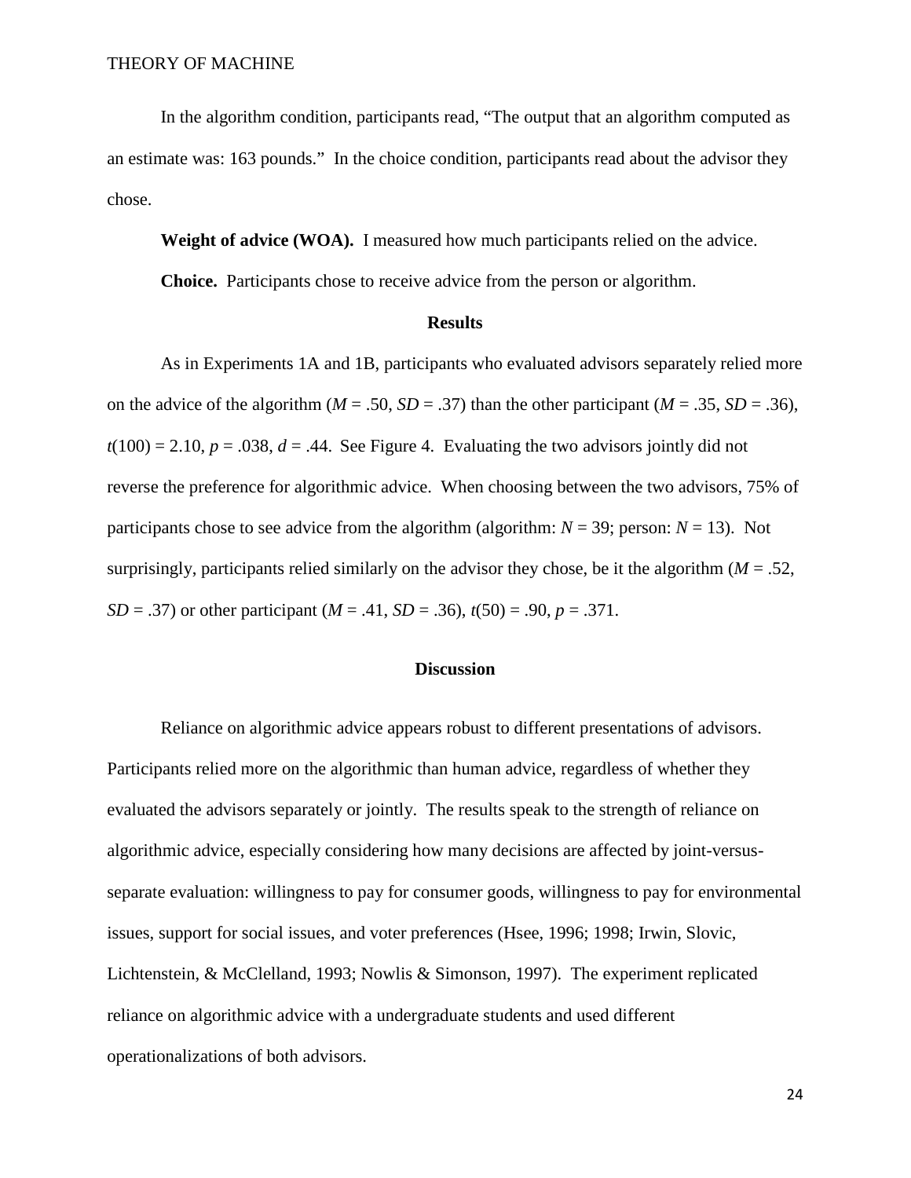In the algorithm condition, participants read, "The output that an algorithm computed as an estimate was: 163 pounds." In the choice condition, participants read about the advisor they chose.

**Weight of advice (WOA).** I measured how much participants relied on the advice.

**Choice.** Participants chose to receive advice from the person or algorithm.

## Results

As in Experiments 1A and 1B, participants who evaluated advisors separately relied more on the advice of the algorithm ($M = .50$, $SD = .37$) than the other participant ($M = .35$, $SD = .36$), $t(100) = 2.10$, $p = .038$, $d = .44$. See Figure 4. Evaluating the two advisors jointly did not reverse the preference for algorithmic advice. When choosing between the two advisors, 75% of participants chose to see advice from the algorithm (algorithm: $N = 39$; person: $N = 13$). Not surprisingly, participants relied similarly on the advisor they chose, be it the algorithm ($M = .52$, $SD = .37$) or other participant ($M = .41$, $SD = .36$), $t(50) = .90$, $p = .371$.

## Discussion

Reliance on algorithmic advice appears robust to different presentations of advisors. Participants relied more on the algorithmic than human advice, regardless of whether they evaluated the advisors separately or jointly. The results speak to the strength of reliance on algorithmic advice, especially considering how many decisions are affected by joint-versus-separate evaluation: willingness to pay for consumer goods, willingness to pay for environmental issues, support for social issues, and voter preferences (Hsee, 1996; 1998; Irwin, Slovic, Lichtenstein, & McClelland, 1993; Nowlis & Simonson, 1997). The experiment replicated reliance on algorithmic advice with a undergraduate students and used different operationalizations of both advisors.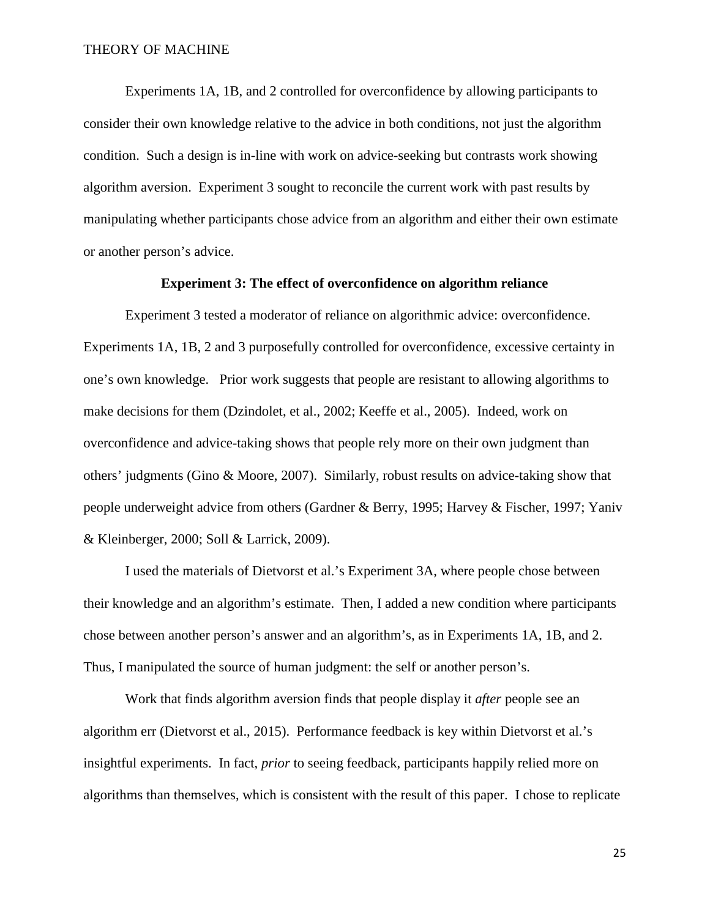Experiments 1A, 1B, and 2 controlled for overconfidence by allowing participants to consider their own knowledge relative to the advice in both conditions, not just the algorithm condition. Such a design is in-line with work on advice-seeking but contrasts work showing algorithm aversion. Experiment 3 sought to reconcile the current work with past results by manipulating whether participants chose advice from an algorithm and either their own estimate or another person's advice.

**Experiment 3: The effect of overconfidence on algorithm reliance**

Experiment 3 tested a moderator of reliance on algorithmic advice: overconfidence. Experiments 1A, 1B, 2 and 3 purposefully controlled for overconfidence, excessive certainty in one's own knowledge. Prior work suggests that people are resistant to allowing algorithms to make decisions for them (Dzindolet, et al., 2002; Keeffe et al., 2005). Indeed, work on overconfidence and advice-taking shows that people rely more on their own judgment than others' judgments (Gino & Moore, 2007). Similarly, robust results on advice-taking show that people underweight advice from others (Gardner & Berry, 1995; Harvey & Fischer, 1997; Yaniv & Kleinberger, 2000; Soll & Larrick, 2009).

I used the materials of Dietvorst et al.'s Experiment 3A, where people chose between their knowledge and an algorithm's estimate. Then, I added a new condition where participants chose between another person's answer and an algorithm's, as in Experiments 1A, 1B, and 2. Thus, I manipulated the source of human judgment: the self or another person's.

Work that finds algorithm aversion finds that people display it *after* people see an algorithm err (Dietvorst et al., 2015). Performance feedback is key within Dietvorst et al.'s insightful experiments. In fact, *prior* to seeing feedback, participants happily relied more on algorithms than themselves, which is consistent with the result of this paper. I chose to replicate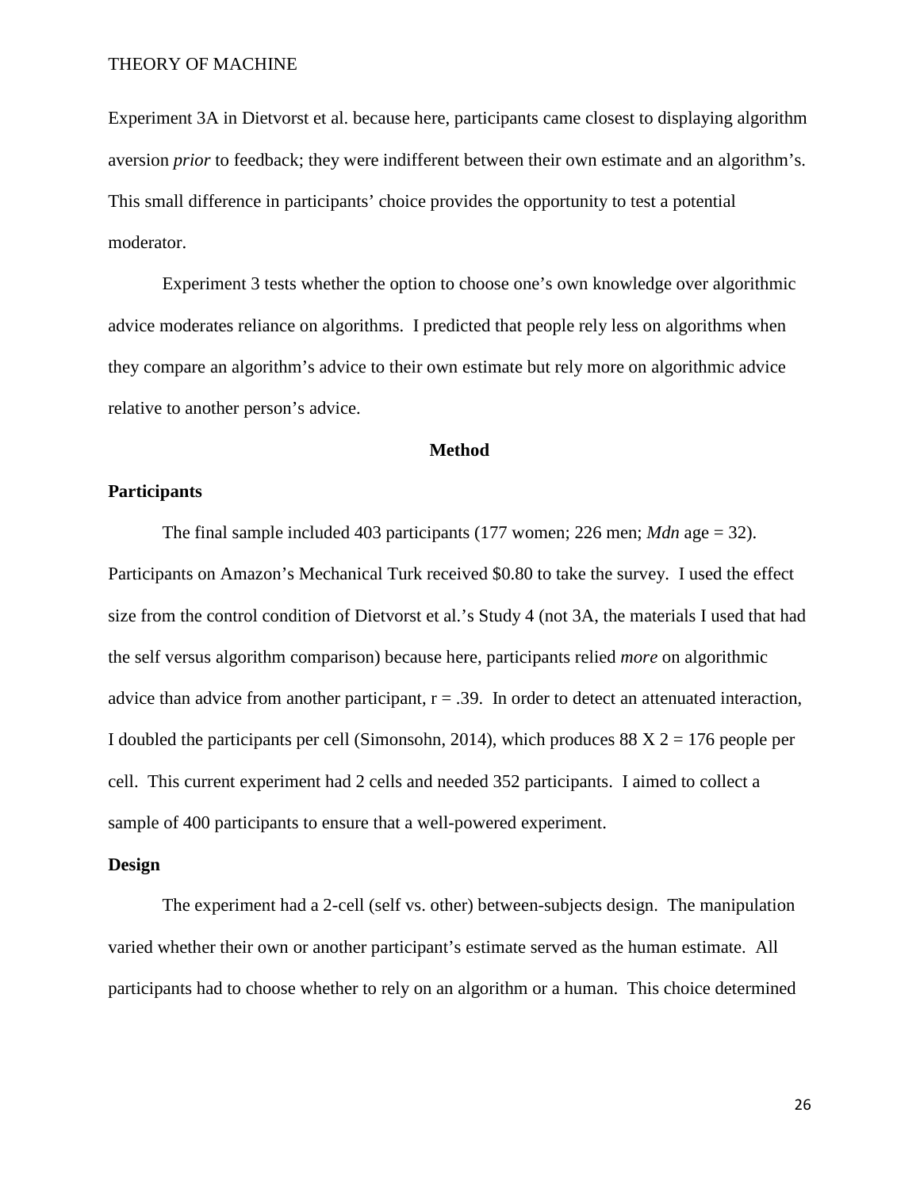Experiment 3A in Dietvorst et al. because here, participants came closest to displaying algorithm aversion *prior* to feedback; they were indifferent between their own estimate and an algorithm's. This small difference in participants' choice provides the opportunity to test a potential moderator.

Experiment 3 tests whether the option to choose one's own knowledge over algorithmic advice moderates reliance on algorithms. I predicted that people rely less on algorithms when they compare an algorithm's advice to their own estimate but rely more on algorithmic advice relative to another person's advice.

## Method

### Participants

The final sample included 403 participants (177 women; 226 men; *Mdn* age = 32). Participants on Amazon's Mechanical Turk received $0.80 to take the survey. I used the effect size from the control condition of Dietvorst et al.'s Study 4 (not 3A, the materials I used that had the self versus algorithm comparison) because here, participants relied *more* on algorithmic advice than advice from another participant, $r = .39$. In order to detect an attenuated interaction, I doubled the participants per cell (Simonsohn, 2014), which produces 88 X 2 = 176 people per cell. This current experiment had 2 cells and needed 352 participants. I aimed to collect a sample of 400 participants to ensure that a well-powered experiment.

### Design

The experiment had a 2-cell (self vs. other) between-subjects design. The manipulation varied whether their own or another participant's estimate served as the human estimate. All participants had to choose whether to rely on an algorithm or a human. This choice determined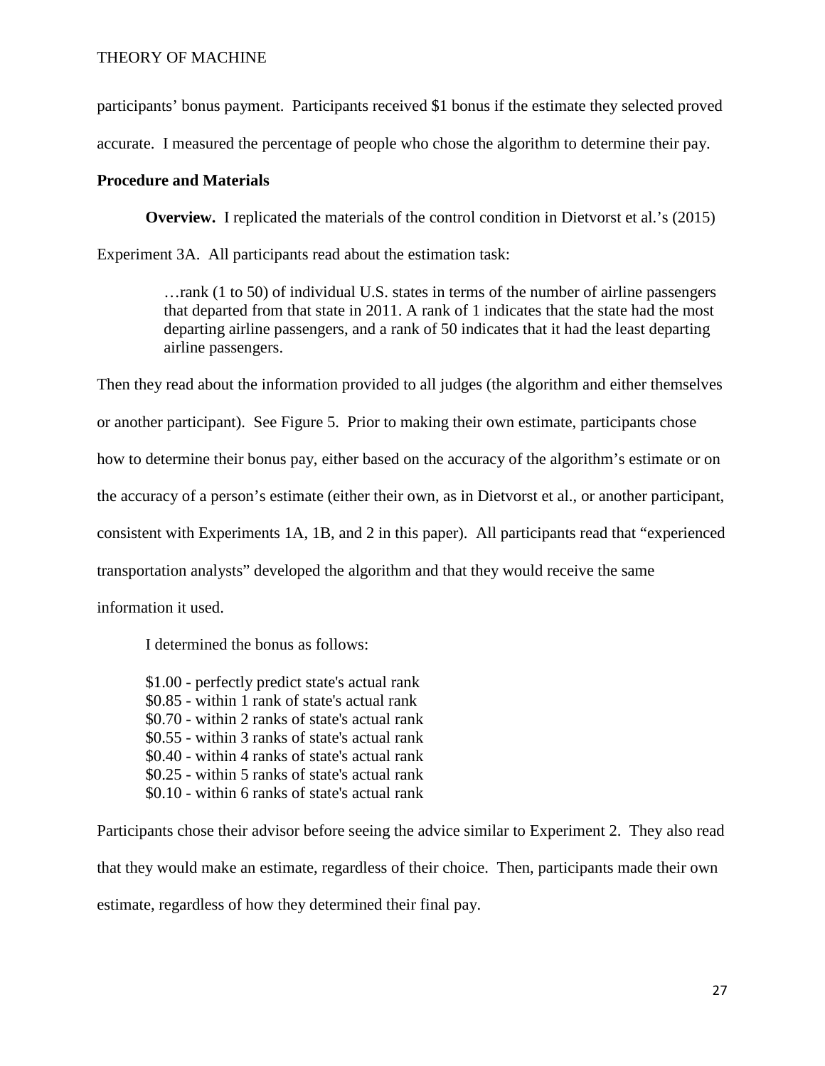participants' bonus payment. Participants received $1 bonus if the estimate they selected proved accurate. I measured the percentage of people who chose the algorithm to determine their pay.

**Procedure and Materials**

**Overview.** I replicated the materials of the control condition in Dietvorst et al.'s (2015) Experiment 3A. All participants read about the estimation task:

> …rank (1 to 50) of individual U.S. states in terms of the number of airline passengers that departed from that state in 2011. A rank of 1 indicates that the state had the most departing airline passengers, and a rank of 50 indicates that it had the least departing airline passengers.

Then they read about the information provided to all judges (the algorithm and either themselves or another participant). See Figure 5. Prior to making their own estimate, participants chose how to determine their bonus pay, either based on the accuracy of the algorithm's estimate or on the accuracy of a person's estimate (either their own, as in Dietvorst et al., or another participant, consistent with Experiments 1A, 1B, and 2 in this paper). All participants read that "experienced transportation analysts" developed the algorithm and that they would receive the same information it used.

I determined the bonus as follows:

$1.00 - perfectly predict state's actual rank
$0.85 - within 1 rank of state's actual rank
$0.70 - within 2 ranks of state's actual rank
$0.55 - within 3 ranks of state's actual rank
$0.40 - within 4 ranks of state's actual rank
$0.25 - within 5 ranks of state's actual rank
$0.10 - within 6 ranks of state's actual rank

Participants chose their advisor before seeing the advice similar to Experiment 2. They also read that they would make an estimate, regardless of their choice. Then, participants made their own estimate, regardless of how they determined their final pay.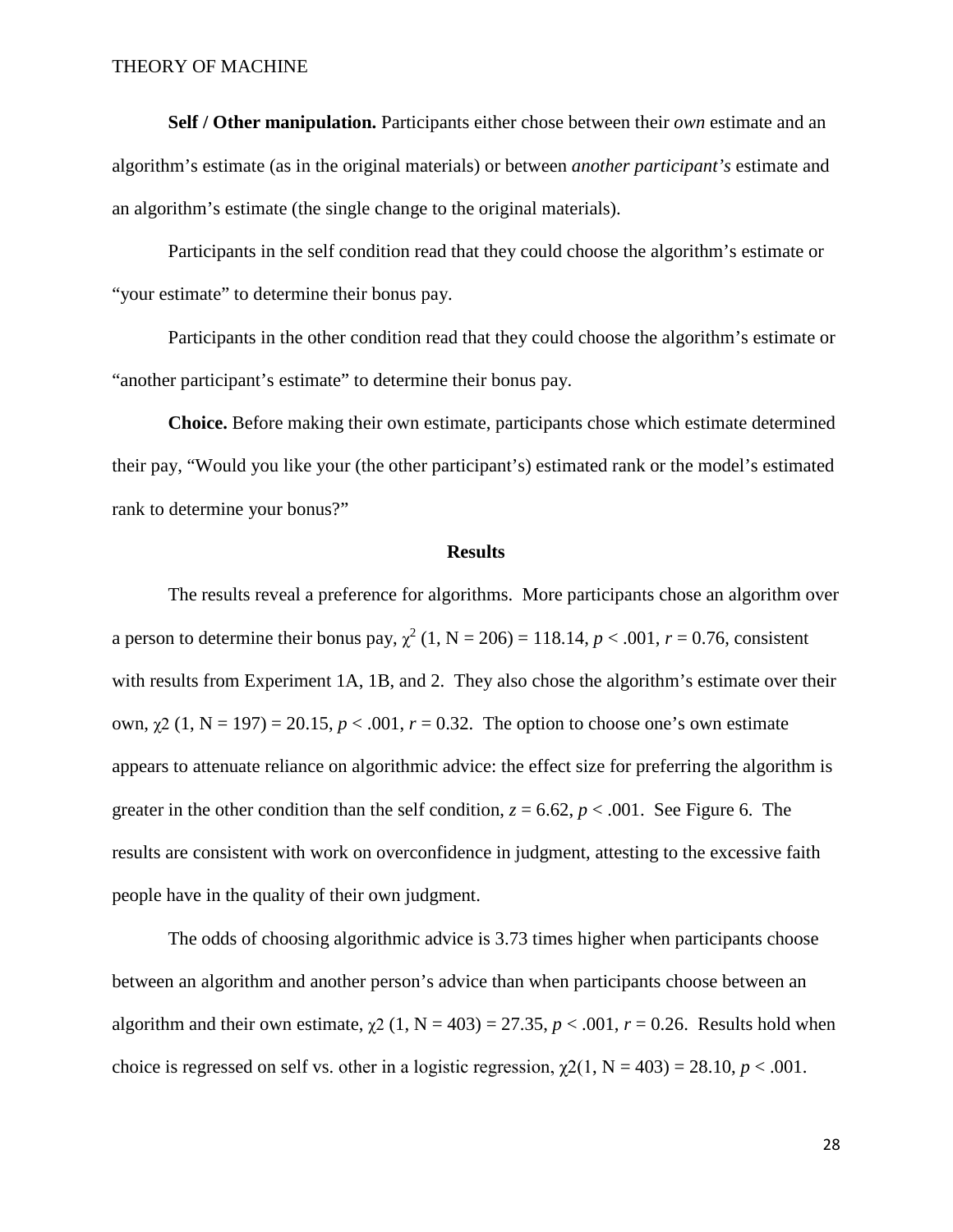**Self / Other manipulation.** Participants either chose between their *own* estimate and an algorithm's estimate (as in the original materials) or between *another participant's* estimate and an algorithm's estimate (the single change to the original materials).

Participants in the self condition read that they could choose the algorithm's estimate or "your estimate" to determine their bonus pay.

Participants in the other condition read that they could choose the algorithm's estimate or "another participant's estimate" to determine their bonus pay.

**Choice.** Before making their own estimate, participants chose which estimate determined their pay, "Would you like your (the other participant's) estimated rank or the model's estimated rank to determine your bonus?"

## Results

The results reveal a preference for algorithms. More participants chose an algorithm over a person to determine their bonus pay, $\chi^2$ (1, N = 206) = 118.14, $p < .001$, $r = 0.76$, consistent with results from Experiment 1A, 1B, and 2. They also chose the algorithm's estimate over their own, $\chi 2$ (1, N = 197) = 20.15, $p < .001$, $r = 0.32$. The option to choose one's own estimate appears to attenuate reliance on algorithmic advice: the effect size for preferring the algorithm is greater in the other condition than the self condition, $z = 6.62$, $p < .001$. See Figure 6. The results are consistent with work on overconfidence in judgment, attesting to the excessive faith people have in the quality of their own judgment.

The odds of choosing algorithmic advice is 3.73 times higher when participants choose between an algorithm and another person's advice than when participants choose between an algorithm and their own estimate, $\chi 2$ (1, N = 403) = 27.35, $p < .001$, $r = 0.26$. Results hold when choice is regressed on self vs. other in a logistic regression, $\chi 2$(1, N = 403) = 28.10, $p < .001$.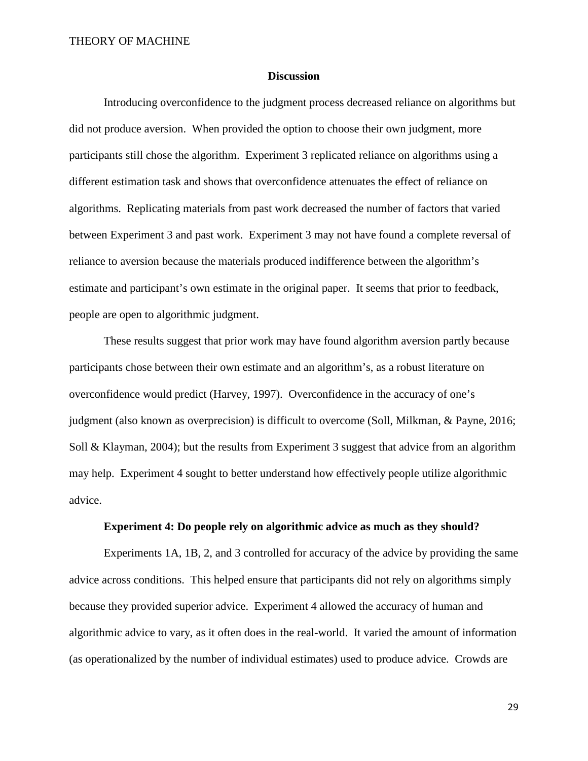## Discussion

Introducing overconfidence to the judgment process decreased reliance on algorithms but did not produce aversion. When provided the option to choose their own judgment, more participants still chose the algorithm. Experiment 3 replicated reliance on algorithms using a different estimation task and shows that overconfidence attenuates the effect of reliance on algorithms. Replicating materials from past work decreased the number of factors that varied between Experiment 3 and past work. Experiment 3 may not have found a complete reversal of reliance to aversion because the materials produced indifference between the algorithm's estimate and participant's own estimate in the original paper. It seems that prior to feedback, people are open to algorithmic judgment.

These results suggest that prior work may have found algorithm aversion partly because participants chose between their own estimate and an algorithm's, as a robust literature on overconfidence would predict (Harvey, 1997). Overconfidence in the accuracy of one's judgment (also known as overprecision) is difficult to overcome (Soll, Milkman, & Payne, 2016; Soll & Klayman, 2004); but the results from Experiment 3 suggest that advice from an algorithm may help. Experiment 4 sought to better understand how effectively people utilize algorithmic advice.

### Experiment 4: Do people rely on algorithmic advice as much as they should?

Experiments 1A, 1B, 2, and 3 controlled for accuracy of the advice by providing the same advice across conditions. This helped ensure that participants did not rely on algorithms simply because they provided superior advice. Experiment 4 allowed the accuracy of human and algorithmic advice to vary, as it often does in the real-world. It varied the amount of information (as operationalized by the number of individual estimates) used to produce advice. Crowds are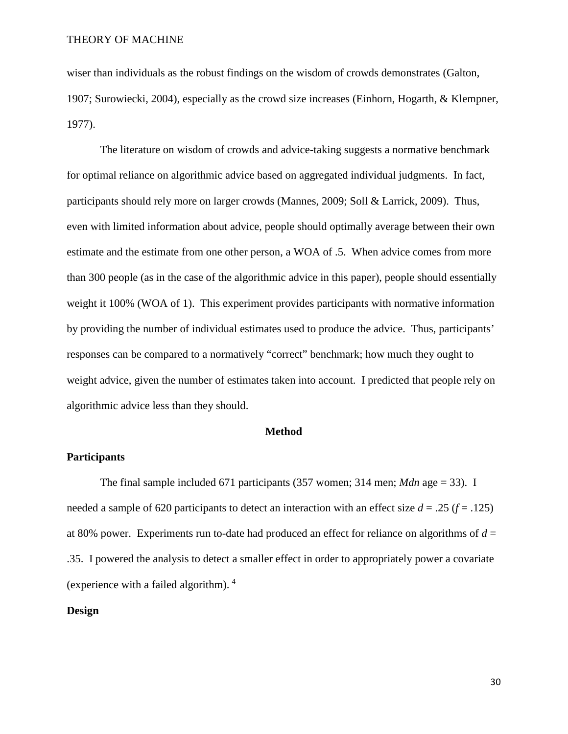wiser than individuals as the robust findings on the wisdom of crowds demonstrates (Galton, 1907; Surowiecki, 2004), especially as the crowd size increases (Einhorn, Hogarth, & Klempner, 1977).

The literature on wisdom of crowds and advice-taking suggests a normative benchmark for optimal reliance on algorithmic advice based on aggregated individual judgments. In fact, participants should rely more on larger crowds (Mannes, 2009; Soll & Larrick, 2009). Thus, even with limited information about advice, people should optimally average between their own estimate and the estimate from one other person, a WOA of .5. When advice comes from more than 300 people (as in the case of the algorithmic advice in this paper), people should essentially weight it 100% (WOA of 1). This experiment provides participants with normative information by providing the number of individual estimates used to produce the advice. Thus, participants' responses can be compared to a normatively "correct" benchmark; how much they ought to weight advice, given the number of estimates taken into account. I predicted that people rely on algorithmic advice less than they should.

## Method

### Participants

The final sample included 671 participants (357 women; 314 men; *Mdn* age = 33). I needed a sample of 620 participants to detect an interaction with an effect size $d = .25$ ($f = .125$) at 80% power. Experiments run to-date had produced an effect for reliance on algorithms of $d = .35$. I powered the analysis to detect a smaller effect in order to appropriately power a covariate (experience with a failed algorithm). [4]

### Design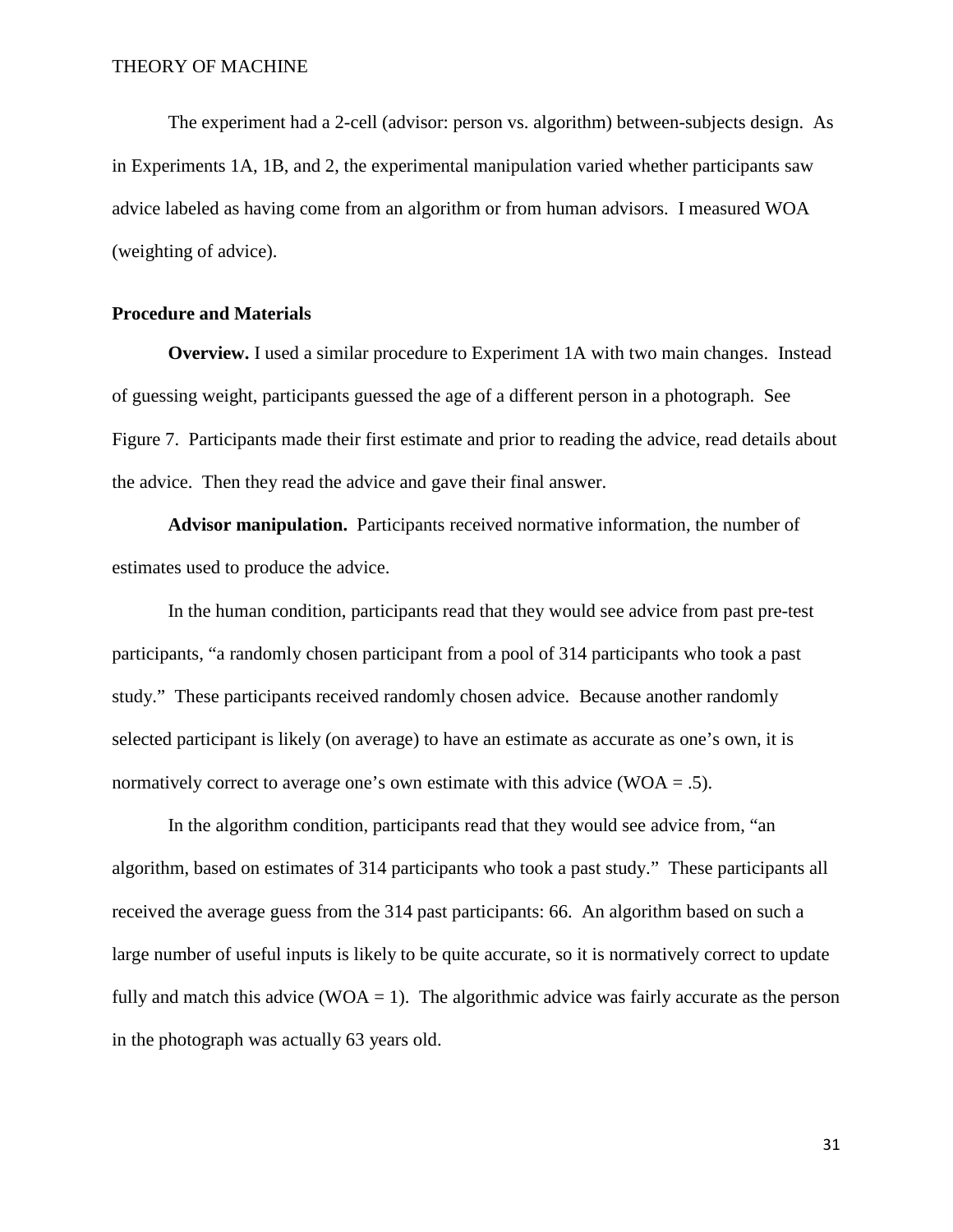The experiment had a 2-cell (advisor: person vs. algorithm) between-subjects design. As in Experiments 1A, 1B, and 2, the experimental manipulation varied whether participants saw advice labeled as having come from an algorithm or from human advisors. I measured WOA (weighting of advice).

## Procedure and Materials

**Overview.** I used a similar procedure to Experiment 1A with two main changes. Instead of guessing weight, participants guessed the age of a different person in a photograph. See Figure 7. Participants made their first estimate and prior to reading the advice, read details about the advice. Then they read the advice and gave their final answer.

**Advisor manipulation.** Participants received normative information, the number of estimates used to produce the advice.

In the human condition, participants read that they would see advice from past pre-test participants, "a randomly chosen participant from a pool of 314 participants who took a past study." These participants received randomly chosen advice. Because another randomly selected participant is likely (on average) to have an estimate as accurate as one's own, it is normatively correct to average one's own estimate with this advice (WOA = .5).

In the algorithm condition, participants read that they would see advice from, "an algorithm, based on estimates of 314 participants who took a past study." These participants all received the average guess from the 314 past participants: 66. An algorithm based on such a large number of useful inputs is likely to be quite accurate, so it is normatively correct to update fully and match this advice (WOA = 1). The algorithmic advice was fairly accurate as the person in the photograph was actually 63 years old.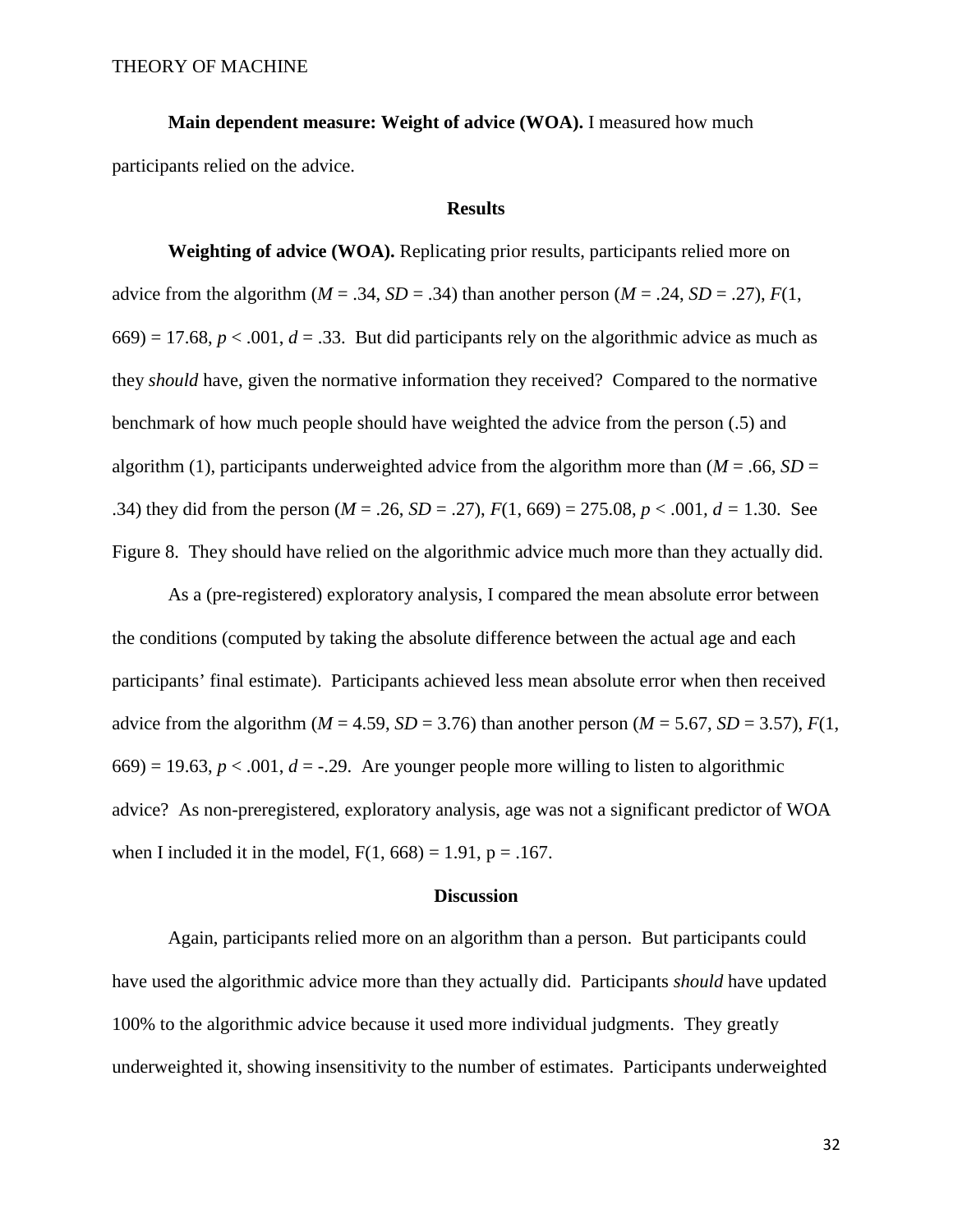**Main dependent measure: Weight of advice (WOA).** I measured how much participants relied on the advice.

### Results

**Weighting of advice (WOA).** Replicating prior results, participants relied more on advice from the algorithm ($M$ = .34, $SD$ = .34) than another person ($M$ = .24, $SD$ = .27), $F(1, 669) = 17.68$, $p < .001$, $d$ = .33. But did participants rely on the algorithmic advice as much as they *should* have, given the normative information they received? Compared to the normative benchmark of how much people should have weighted the advice from the person (.5) and algorithm (1), participants underweighted advice from the algorithm more than ($M$ = .66, $SD$ = .34) they did from the person ($M$ = .26, $SD$ = .27), $F(1, 669) = 275.08$, $p < .001$, $d$ = 1.30. See Figure 8. They should have relied on the algorithmic advice much more than they actually did.

As a (pre-registered) exploratory analysis, I compared the mean absolute error between the conditions (computed by taking the absolute difference between the actual age and each participants' final estimate). Participants achieved less mean absolute error when then received advice from the algorithm ($M$ = 4.59, $SD$ = 3.76) than another person ($M$ = 5.67, $SD$ = 3.57), $F(1, 669) = 19.63$, $p < .001$, $d$ = -.29. Are younger people more willing to listen to algorithmic advice? As non-preregistered, exploratory analysis, age was not a significant predictor of WOA when I included it in the model, $F(1, 668) = 1.91$, $p = .167$.

### Discussion

Again, participants relied more on an algorithm than a person. But participants could have used the algorithmic advice more than they actually did. Participants *should* have updated 100% to the algorithmic advice because it used more individual judgments. They greatly underweighted it, showing insensitivity to the number of estimates. Participants underweighted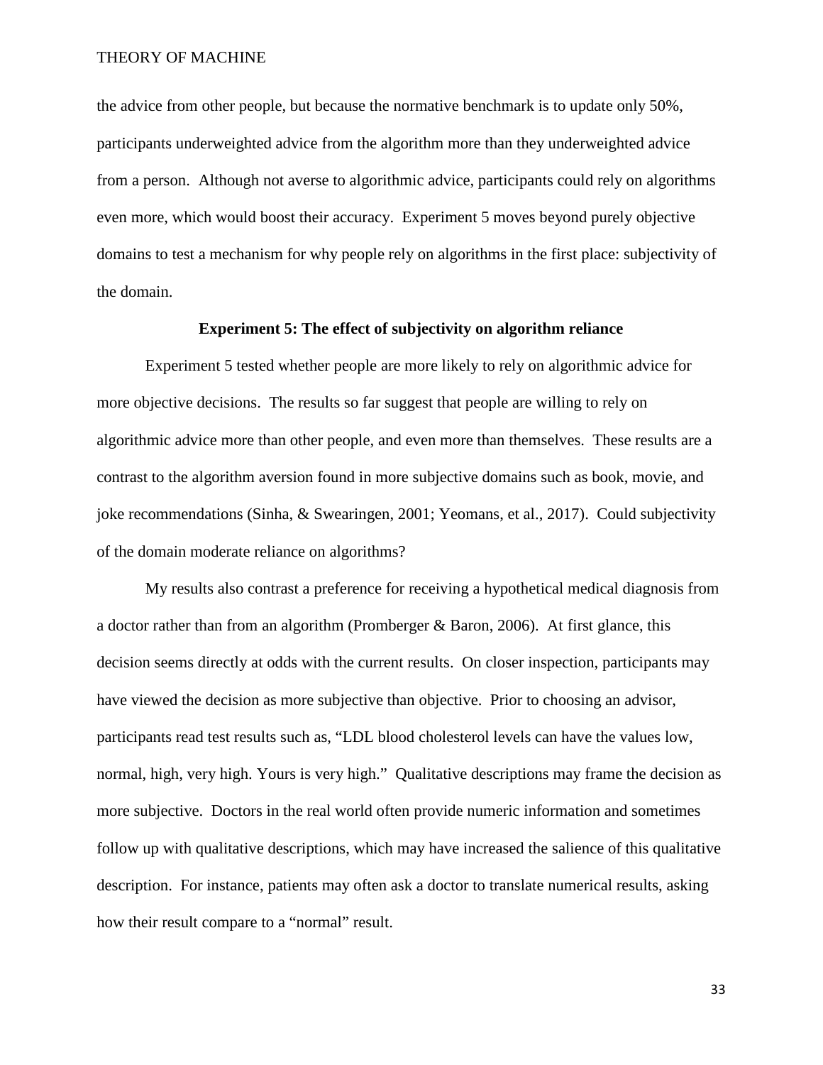the advice from other people, but because the normative benchmark is to update only 50%, participants underweighted advice from the algorithm more than they underweighted advice from a person. Although not averse to algorithmic advice, participants could rely on algorithms even more, which would boost their accuracy. Experiment 5 moves beyond purely objective domains to test a mechanism for why people rely on algorithms in the first place: subjectivity of the domain.

## Experiment 5: The effect of subjectivity on algorithm reliance

Experiment 5 tested whether people are more likely to rely on algorithmic advice for more objective decisions. The results so far suggest that people are willing to rely on algorithmic advice more than other people, and even more than themselves. These results are a contrast to the algorithm aversion found in more subjective domains such as book, movie, and joke recommendations (Sinha, & Swearingen, 2001; Yeomans, et al., 2017). Could subjectivity of the domain moderate reliance on algorithms?

My results also contrast a preference for receiving a hypothetical medical diagnosis from a doctor rather than from an algorithm (Promberger & Baron, 2006). At first glance, this decision seems directly at odds with the current results. On closer inspection, participants may have viewed the decision as more subjective than objective. Prior to choosing an advisor, participants read test results such as, "LDL blood cholesterol levels can have the values low, normal, high, very high. Yours is very high." Qualitative descriptions may frame the decision as more subjective. Doctors in the real world often provide numeric information and sometimes follow up with qualitative descriptions, which may have increased the salience of this qualitative description. For instance, patients may often ask a doctor to translate numerical results, asking how their result compare to a "normal" result.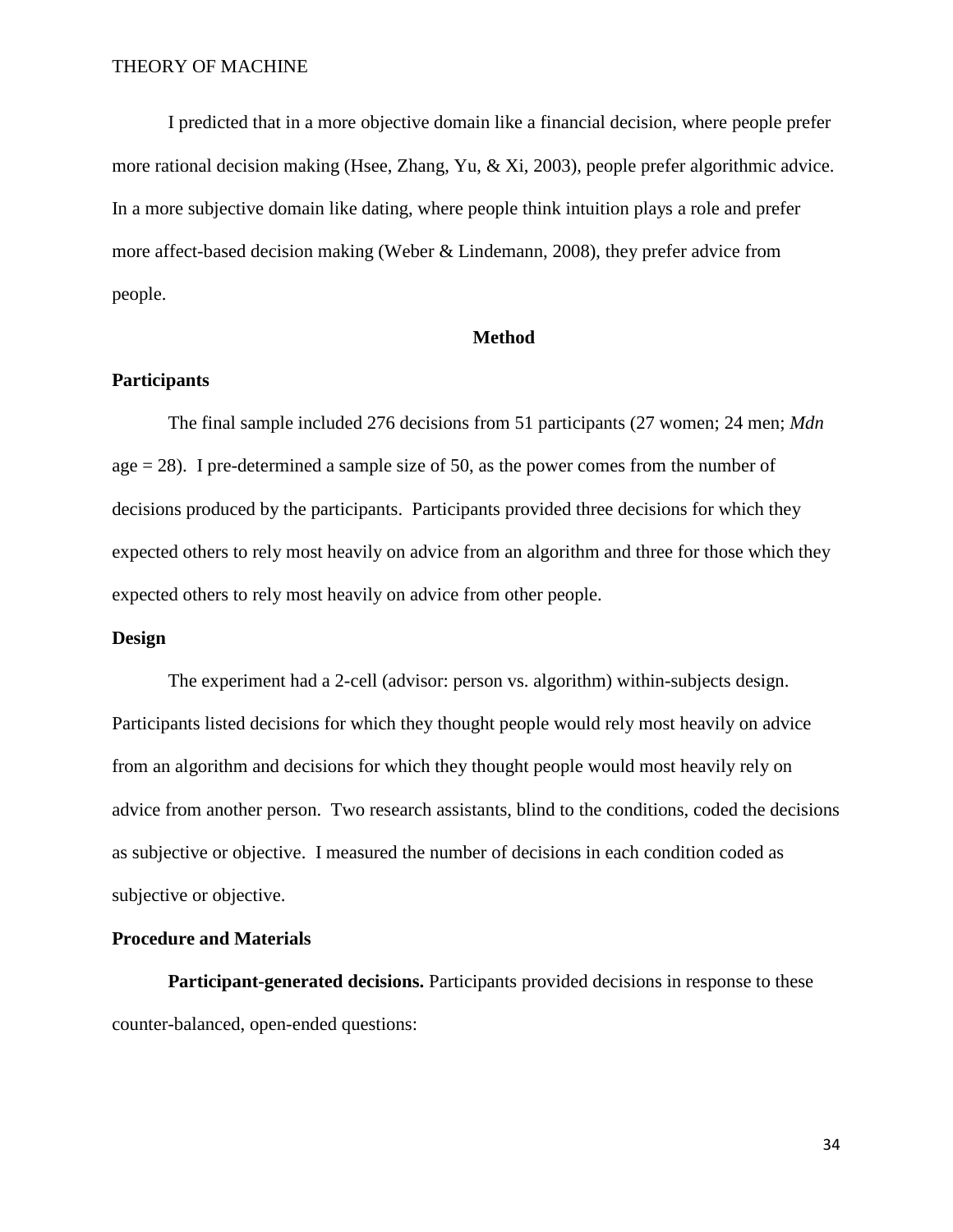I predicted that in a more objective domain like a financial decision, where people prefer more rational decision making (Hsee, Zhang, Yu, & Xi, 2003), people prefer algorithmic advice. In a more subjective domain like dating, where people think intuition plays a role and prefer more affect-based decision making (Weber & Lindemann, 2008), they prefer advice from people.

## Method

### Participants

The final sample included 276 decisions from 51 participants (27 women; 24 men; *Mdn* age = 28). I pre-determined a sample size of 50, as the power comes from the number of decisions produced by the participants. Participants provided three decisions for which they expected others to rely most heavily on advice from an algorithm and three for those which they expected others to rely most heavily on advice from other people.

### Design

The experiment had a 2-cell (advisor: person vs. algorithm) within-subjects design. Participants listed decisions for which they thought people would rely most heavily on advice from an algorithm and decisions for which they thought people would most heavily rely on advice from another person. Two research assistants, blind to the conditions, coded the decisions as subjective or objective. I measured the number of decisions in each condition coded as subjective or objective.

### Procedure and Materials

**Participant-generated decisions.** Participants provided decisions in response to these counter-balanced, open-ended questions: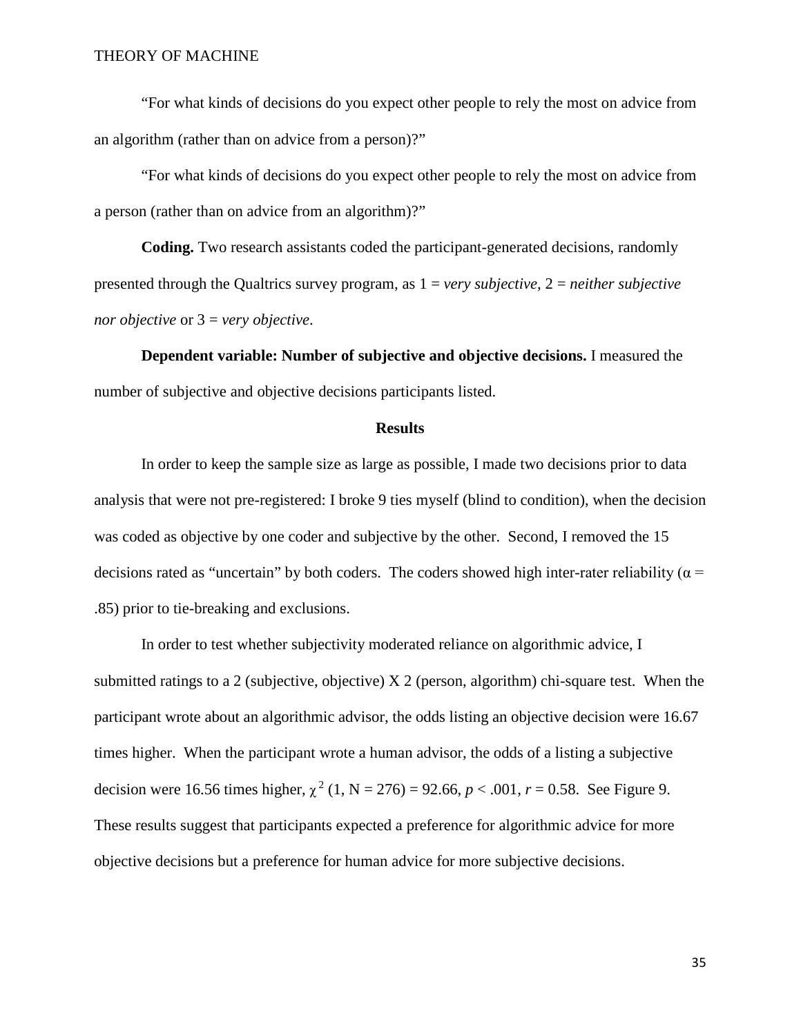"For what kinds of decisions do you expect other people to rely the most on advice from an algorithm (rather than on advice from a person)?"

"For what kinds of decisions do you expect other people to rely the most on advice from a person (rather than on advice from an algorithm)?"

**Coding.** Two research assistants coded the participant-generated decisions, randomly presented through the Qualtrics survey program, as 1 = *very subjective*, 2 = *neither subjective nor objective* or 3 = *very objective*.

**Dependent variable: Number of subjective and objective decisions.** I measured the number of subjective and objective decisions participants listed.

## Results

In order to keep the sample size as large as possible, I made two decisions prior to data analysis that were not pre-registered: I broke 9 ties myself (blind to condition), when the decision was coded as objective by one coder and subjective by the other. Second, I removed the 15 decisions rated as "uncertain" by both coders. The coders showed high inter-rater reliability ($\alpha$ = .85) prior to tie-breaking and exclusions.

In order to test whether subjectivity moderated reliance on algorithmic advice, I submitted ratings to a 2 (subjective, objective) X 2 (person, algorithm) chi-square test. When the participant wrote about an algorithmic advisor, the odds listing an objective decision were 16.67 times higher. When the participant wrote a human advisor, the odds of a listing a subjective decision were 16.56 times higher, $\chi^2$ (1, N = 276) = 92.66, $p < .001$, $r = 0.58$. See Figure 9. These results suggest that participants expected a preference for algorithmic advice for more objective decisions but a preference for human advice for more subjective decisions.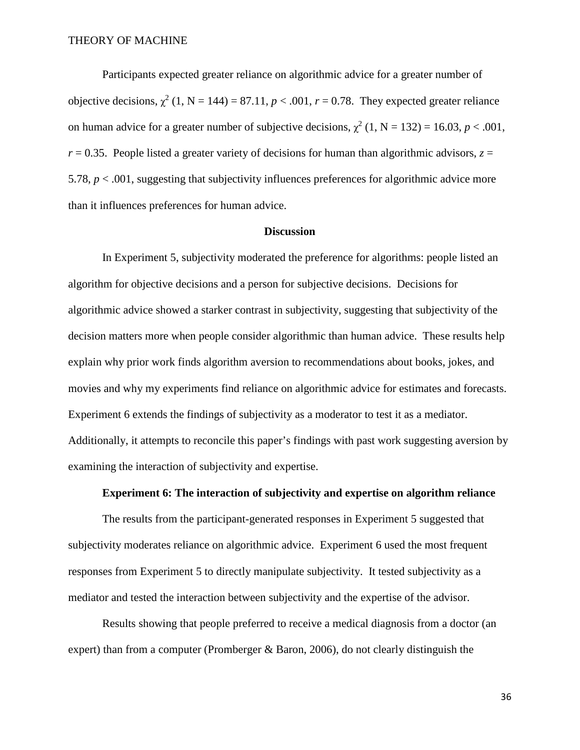Participants expected greater reliance on algorithmic advice for a greater number of objective decisions, $\chi^2$ (1, N = 144) = 87.11, $p < .001$, $r = 0.78$. They expected greater reliance on human advice for a greater number of subjective decisions, $\chi^2$ (1, N = 132) = 16.03, $p < .001$, $r = 0.35$. People listed a greater variety of decisions for human than algorithmic advisors, $z = 5.78$, $p < .001$, suggesting that subjectivity influences preferences for algorithmic advice more than it influences preferences for human advice.

## Discussion

In Experiment 5, subjectivity moderated the preference for algorithms: people listed an algorithm for objective decisions and a person for subjective decisions. Decisions for algorithmic advice showed a starker contrast in subjectivity, suggesting that subjectivity of the decision matters more when people consider algorithmic than human advice. These results help explain why prior work finds algorithm aversion to recommendations about books, jokes, and movies and why my experiments find reliance on algorithmic advice for estimates and forecasts. Experiment 6 extends the findings of subjectivity as a moderator to test it as a mediator. Additionally, it attempts to reconcile this paper's findings with past work suggesting aversion by examining the interaction of subjectivity and expertise.

### Experiment 6: The interaction of subjectivity and expertise on algorithm reliance

The results from the participant-generated responses in Experiment 5 suggested that subjectivity moderates reliance on algorithmic advice. Experiment 6 used the most frequent responses from Experiment 5 to directly manipulate subjectivity. It tested subjectivity as a mediator and tested the interaction between subjectivity and the expertise of the advisor.

Results showing that people preferred to receive a medical diagnosis from a doctor (an expert) than from a computer (Promberger & Baron, 2006), do not clearly distinguish the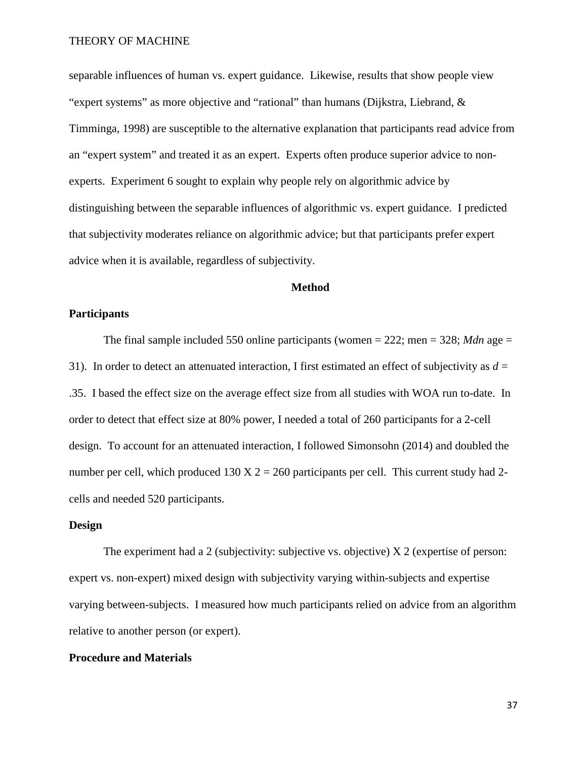separable influences of human vs. expert guidance. Likewise, results that show people view "expert systems" as more objective and "rational" than humans (Dijkstra, Liebrand, & Timminga, 1998) are susceptible to the alternative explanation that participants read advice from an "expert system" and treated it as an expert. Experts often produce superior advice to non-experts. Experiment 6 sought to explain why people rely on algorithmic advice by distinguishing between the separable influences of algorithmic vs. expert guidance. I predicted that subjectivity moderates reliance on algorithmic advice; but that participants prefer expert advice when it is available, regardless of subjectivity.

## Method

### Participants

The final sample included 550 online participants (women = 222; men = 328; *Mdn* age = 31). In order to detect an attenuated interaction, I first estimated an effect of subjectivity as $d$ = .35. I based the effect size on the average effect size from all studies with WOA run to-date. In order to detect that effect size at 80% power, I needed a total of 260 participants for a 2-cell design. To account for an attenuated interaction, I followed Simonsohn (2014) and doubled the number per cell, which produced 130 X 2 = 260 participants per cell. This current study had 2-cells and needed 520 participants.

### Design

The experiment had a 2 (subjectivity: subjective vs. objective) X 2 (expertise of person: expert vs. non-expert) mixed design with subjectivity varying within-subjects and expertise varying between-subjects. I measured how much participants relied on advice from an algorithm relative to another person (or expert).

### Procedure and Materials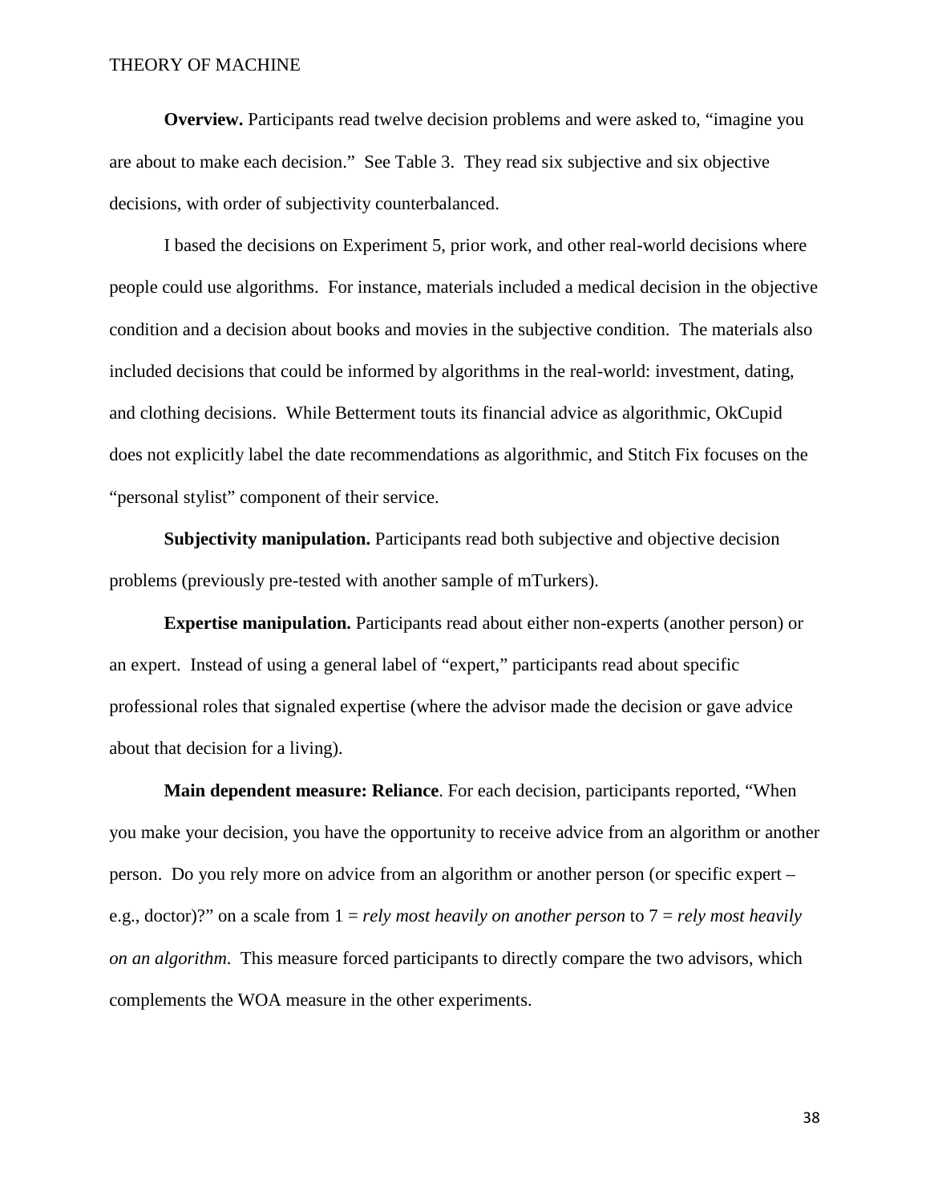**Overview.** Participants read twelve decision problems and were asked to, "imagine you are about to make each decision." See Table 3. They read six subjective and six objective decisions, with order of subjectivity counterbalanced.

I based the decisions on Experiment 5, prior work, and other real-world decisions where people could use algorithms. For instance, materials included a medical decision in the objective condition and a decision about books and movies in the subjective condition. The materials also included decisions that could be informed by algorithms in the real-world: investment, dating, and clothing decisions. While Betterment touts its financial advice as algorithmic, OkCupid does not explicitly label the date recommendations as algorithmic, and Stitch Fix focuses on the "personal stylist" component of their service.

**Subjectivity manipulation.** Participants read both subjective and objective decision problems (previously pre-tested with another sample of mTurkers).

**Expertise manipulation.** Participants read about either non-experts (another person) or an expert. Instead of using a general label of "expert," participants read about specific professional roles that signaled expertise (where the advisor made the decision or gave advice about that decision for a living).

**Main dependent measure: Reliance**. For each decision, participants reported, "When you make your decision, you have the opportunity to receive advice from an algorithm or another person. Do you rely more on advice from an algorithm or another person (or specific expert – e.g., doctor)?" on a scale from 1 = *rely most heavily on another person* to 7 = *rely most heavily on an algorithm*. This measure forced participants to directly compare the two advisors, which complements the WOA measure in the other experiments.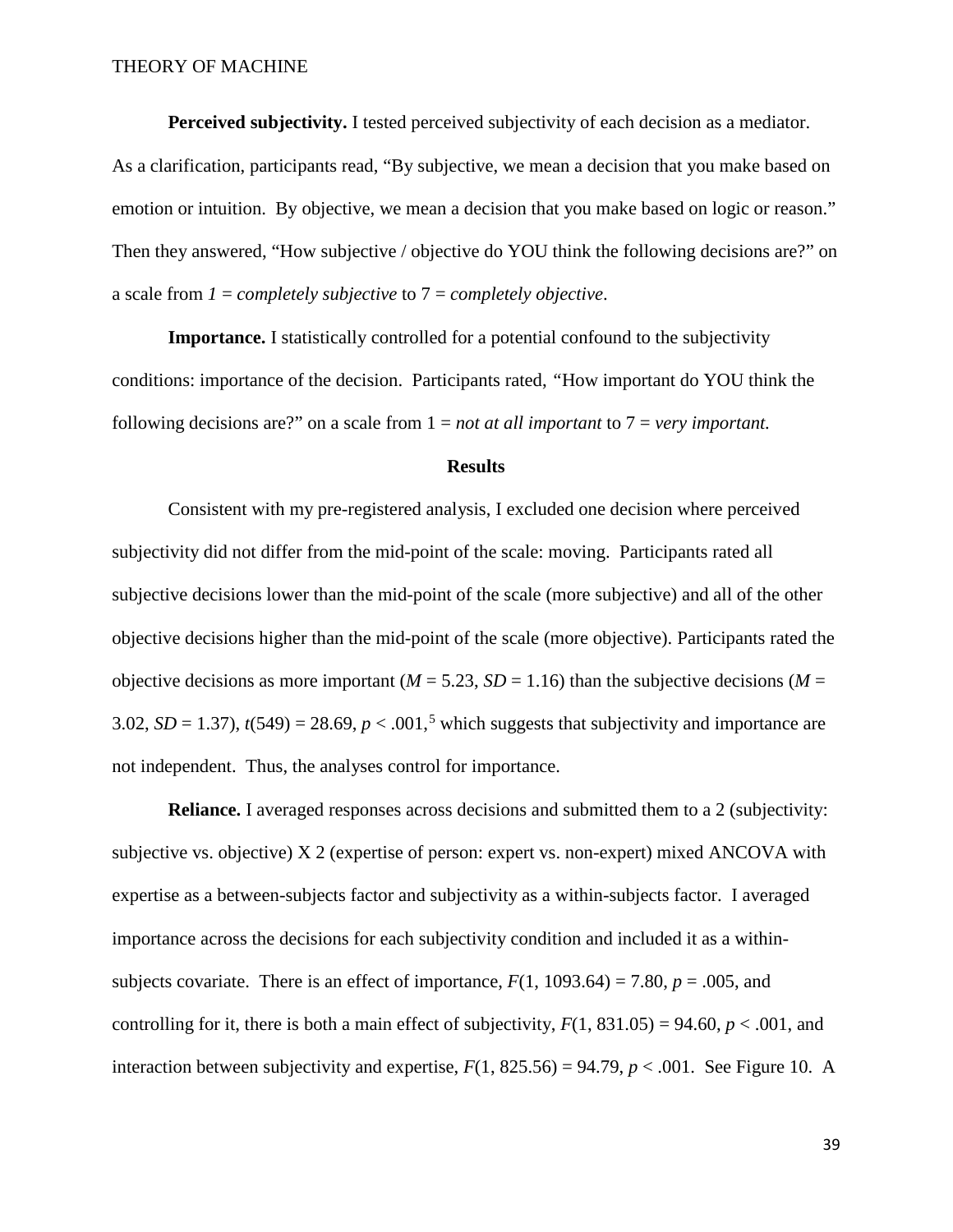**Perceived subjectivity.** I tested perceived subjectivity of each decision as a mediator. As a clarification, participants read, "By subjective, we mean a decision that you make based on emotion or intuition. By objective, we mean a decision that you make based on logic or reason." Then they answered, "How subjective / objective do YOU think the following decisions are?" on a scale from *1 = completely subjective* to 7 = *completely objective*.

**Importance.** I statistically controlled for a potential confound to the subjectivity conditions: importance of the decision. Participants rated, "How important do YOU think the following decisions are?" on a scale from 1 = *not at all important* to 7 = *very important.*

## Results

Consistent with my pre-registered analysis, I excluded one decision where perceived subjectivity did not differ from the mid-point of the scale: moving. Participants rated all subjective decisions lower than the mid-point of the scale (more subjective) and all of the other objective decisions higher than the mid-point of the scale (more objective). Participants rated the objective decisions as more important ($M$ = 5.23, $SD$ = 1.16) than the subjective decisions ($M$ = 3.02, $SD$ = 1.37), $t(549) = 28.69$, $p < .001$,[5] which suggests that subjectivity and importance are not independent. Thus, the analyses control for importance.

**Reliance.** I averaged responses across decisions and submitted them to a 2 (subjectivity: subjective vs. objective) X 2 (expertise of person: expert vs. non-expert) mixed ANCOVA with expertise as a between-subjects factor and subjectivity as a within-subjects factor. I averaged importance across the decisions for each subjectivity condition and included it as a within-subjects covariate. There is an effect of importance, $F(1, 1093.64) = 7.80$, $p = .005$, and controlling for it, there is both a main effect of subjectivity, $F(1, 831.05) = 94.60$, $p < .001$, and interaction between subjectivity and expertise, $F(1, 825.56) = 94.79$, $p < .001$. See Figure 10. A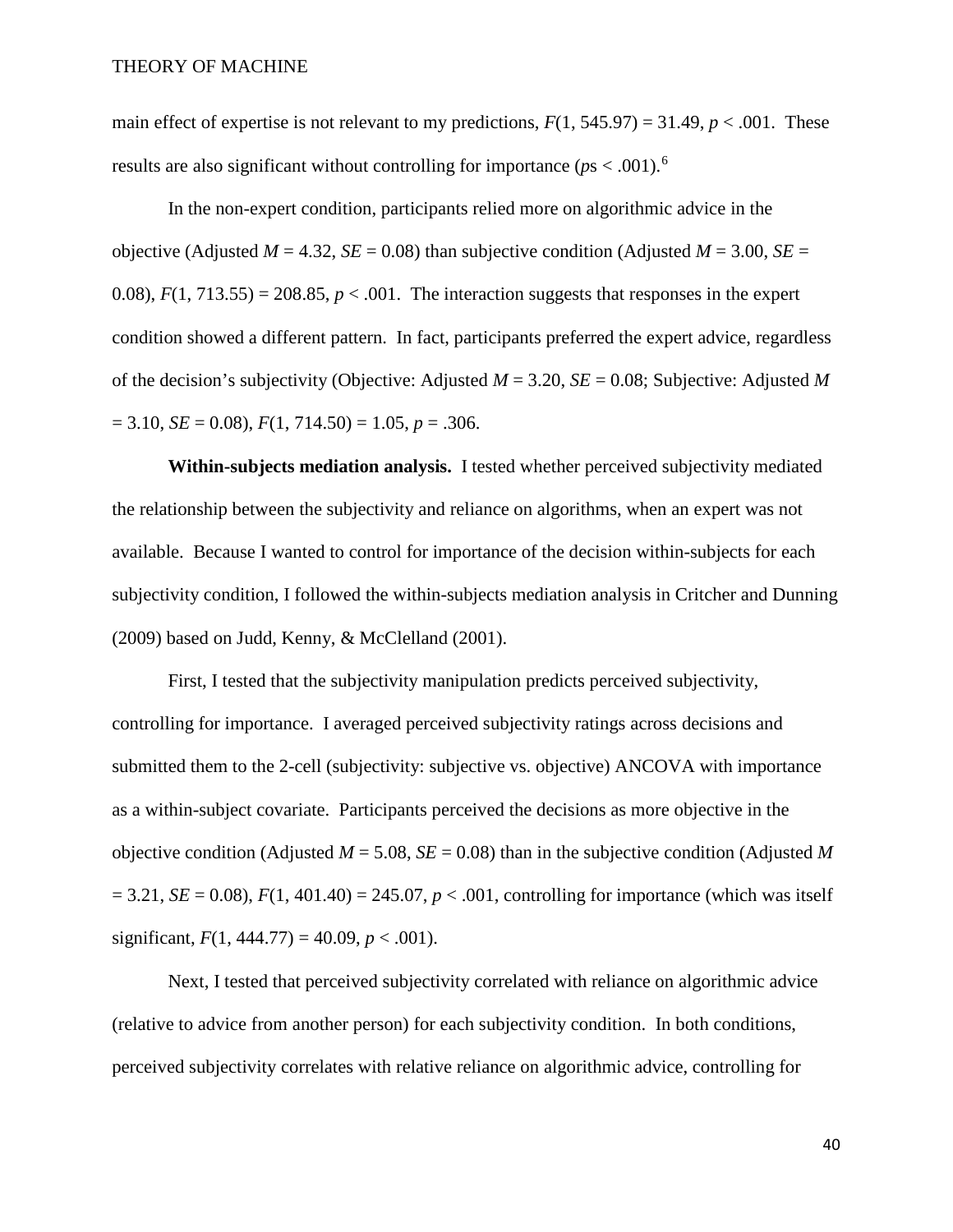main effect of expertise is not relevant to my predictions, $F(1, 545.97) = 31.49$, $p < .001$. These results are also significant without controlling for importance ($p$s < .001).[6]

In the non-expert condition, participants relied more on algorithmic advice in the objective (Adjusted $M = 4.32$, $SE = 0.08$) than subjective condition (Adjusted $M = 3.00$, $SE = 0.08$), $F(1, 713.55) = 208.85$, $p < .001$. The interaction suggests that responses in the expert condition showed a different pattern. In fact, participants preferred the expert advice, regardless of the decision's subjectivity (Objective: Adjusted $M = 3.20$, $SE = 0.08$; Subjective: Adjusted $M = 3.10$, $SE = 0.08$), $F(1, 714.50) = 1.05$, $p = .306$.

**Within-subjects mediation analysis.** I tested whether perceived subjectivity mediated the relationship between the subjectivity and reliance on algorithms, when an expert was not available. Because I wanted to control for importance of the decision within-subjects for each subjectivity condition, I followed the within-subjects mediation analysis in Critcher and Dunning (2009) based on Judd, Kenny, & McClelland (2001).

First, I tested that the subjectivity manipulation predicts perceived subjectivity, controlling for importance. I averaged perceived subjectivity ratings across decisions and submitted them to the 2-cell (subjectivity: subjective vs. objective) ANCOVA with importance as a within-subject covariate. Participants perceived the decisions as more objective in the objective condition (Adjusted $M = 5.08$, $SE = 0.08$) than in the subjective condition (Adjusted $M = 3.21$, $SE = 0.08$), $F(1, 401.40) = 245.07$, $p < .001$, controlling for importance (which was itself significant, $F(1, 444.77) = 40.09$, $p < .001$).

Next, I tested that perceived subjectivity correlated with reliance on algorithmic advice (relative to advice from another person) for each subjectivity condition. In both conditions, perceived subjectivity correlates with relative reliance on algorithmic advice, controlling for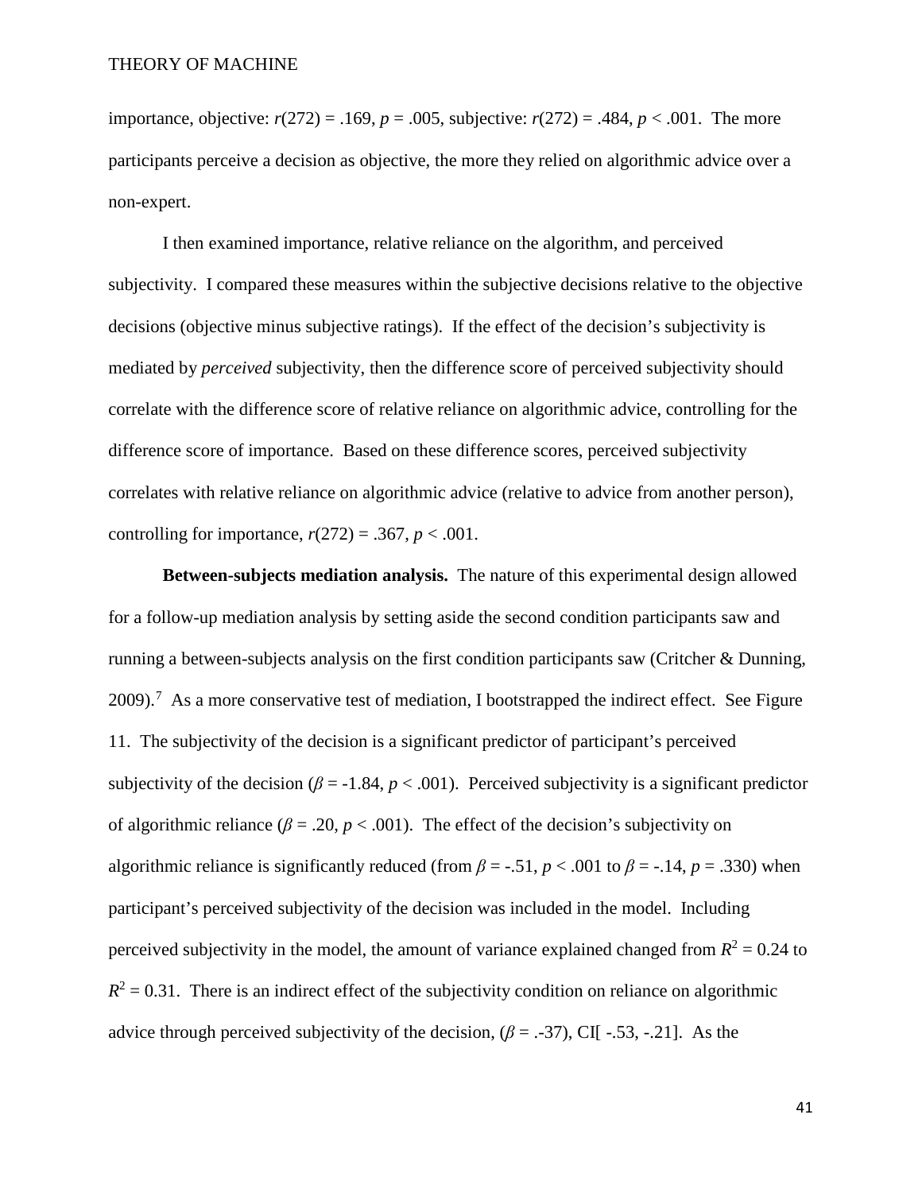importance, objective: $r(272) = .169$, $p = .005$, subjective: $r(272) = .484$, $p < .001$. The more participants perceive a decision as objective, the more they relied on algorithmic advice over a non-expert.

I then examined importance, relative reliance on the algorithm, and perceived subjectivity. I compared these measures within the subjective decisions relative to the objective decisions (objective minus subjective ratings). If the effect of the decision's subjectivity is mediated by *perceived* subjectivity, then the difference score of perceived subjectivity should correlate with the difference score of relative reliance on algorithmic advice, controlling for the difference score of importance. Based on these difference scores, perceived subjectivity correlates with relative reliance on algorithmic advice (relative to advice from another person), controlling for importance, $r(272) = .367$, $p < .001$.

**Between-subjects mediation analysis.** The nature of this experimental design allowed for a follow-up mediation analysis by setting aside the second condition participants saw and running a between-subjects analysis on the first condition participants saw (Critcher & Dunning, 2009).[7] As a more conservative test of mediation, I bootstrapped the indirect effect. See Figure 11. The subjectivity of the decision is a significant predictor of participant's perceived subjectivity of the decision ($\beta = -1.84$, $p < .001$). Perceived subjectivity is a significant predictor of algorithmic reliance ($\beta = .20$, $p < .001$). The effect of the decision's subjectivity on algorithmic reliance is significantly reduced (from $\beta = -.51$, $p < .001$ to $\beta = -.14$, $p = .330$) when participant's perceived subjectivity of the decision was included in the model. Including perceived subjectivity in the model, the amount of variance explained changed from $R^2 = 0.24$ to $R^2 = 0.31$. There is an indirect effect of the subjectivity condition on reliance on algorithmic advice through perceived subjectivity of the decision, ($\beta = .-37$), CI[ -.53, -.21]. As the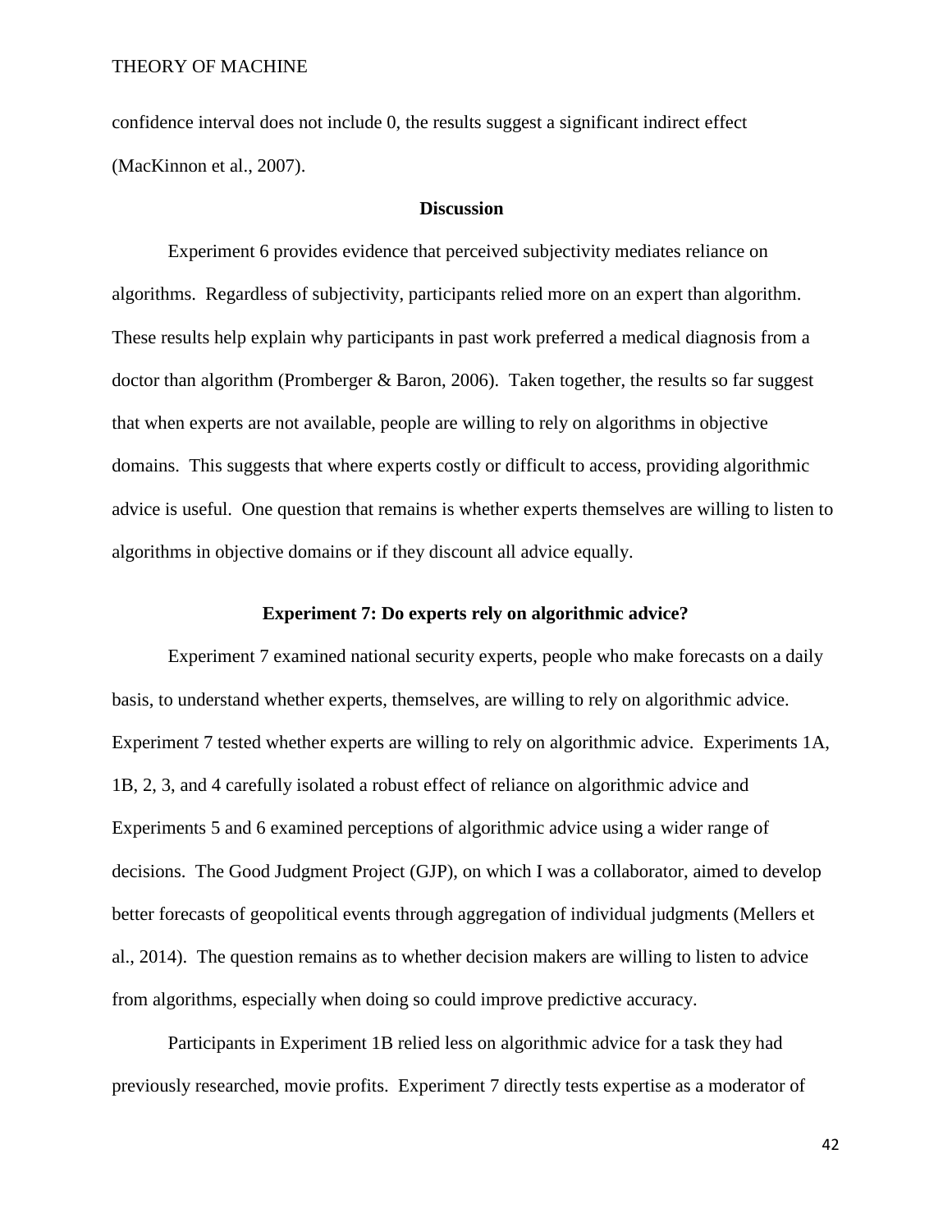confidence interval does not include 0, the results suggest a significant indirect effect (MacKinnon et al., 2007).

## Discussion

Experiment 6 provides evidence that perceived subjectivity mediates reliance on algorithms. Regardless of subjectivity, participants relied more on an expert than algorithm. These results help explain why participants in past work preferred a medical diagnosis from a doctor than algorithm (Promberger & Baron, 2006). Taken together, the results so far suggest that when experts are not available, people are willing to rely on algorithms in objective domains. This suggests that where experts costly or difficult to access, providing algorithmic advice is useful. One question that remains is whether experts themselves are willing to listen to algorithms in objective domains or if they discount all advice equally.

## Experiment 7: Do experts rely on algorithmic advice?

Experiment 7 examined national security experts, people who make forecasts on a daily basis, to understand whether experts, themselves, are willing to rely on algorithmic advice. Experiment 7 tested whether experts are willing to rely on algorithmic advice. Experiments 1A, 1B, 2, 3, and 4 carefully isolated a robust effect of reliance on algorithmic advice and Experiments 5 and 6 examined perceptions of algorithmic advice using a wider range of decisions. The Good Judgment Project (GJP), on which I was a collaborator, aimed to develop better forecasts of geopolitical events through aggregation of individual judgments (Mellers et al., 2014). The question remains as to whether decision makers are willing to listen to advice from algorithms, especially when doing so could improve predictive accuracy.

Participants in Experiment 1B relied less on algorithmic advice for a task they had previously researched, movie profits. Experiment 7 directly tests expertise as a moderator of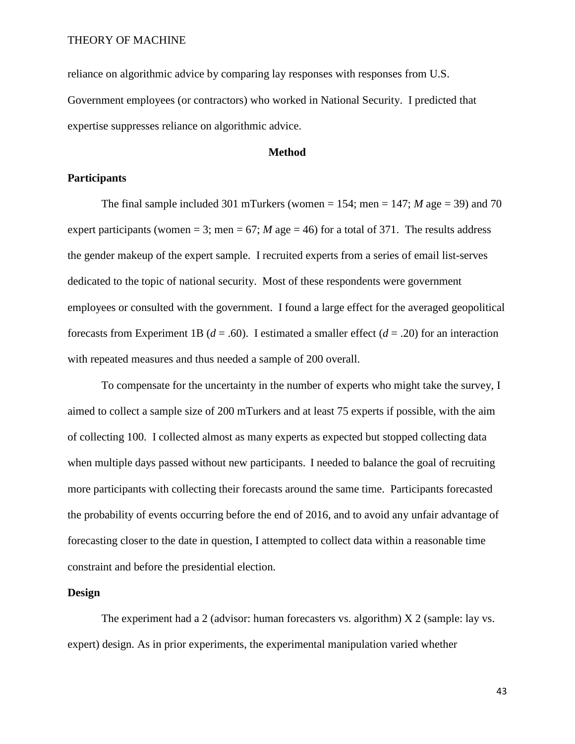reliance on algorithmic advice by comparing lay responses with responses from U.S. Government employees (or contractors) who worked in National Security. I predicted that expertise suppresses reliance on algorithmic advice.

## Method

### Participants

The final sample included 301 mTurkers (women = 154; men = 147; *M* age = 39) and 70 expert participants (women = 3; men = 67; *M* age = 46) for a total of 371. The results address the gender makeup of the expert sample. I recruited experts from a series of email list-serves dedicated to the topic of national security. Most of these respondents were government employees or consulted with the government. I found a large effect for the averaged geopolitical forecasts from Experiment 1B ($d = .60$). I estimated a smaller effect ($d = .20$) for an interaction with repeated measures and thus needed a sample of 200 overall.

To compensate for the uncertainty in the number of experts who might take the survey, I aimed to collect a sample size of 200 mTurkers and at least 75 experts if possible, with the aim of collecting 100. I collected almost as many experts as expected but stopped collecting data when multiple days passed without new participants. I needed to balance the goal of recruiting more participants with collecting their forecasts around the same time. Participants forecasted the probability of events occurring before the end of 2016, and to avoid any unfair advantage of forecasting closer to the date in question, I attempted to collect data within a reasonable time constraint and before the presidential election.

### Design

The experiment had a 2 (advisor: human forecasters vs. algorithm) X 2 (sample: lay vs. expert) design. As in prior experiments, the experimental manipulation varied whether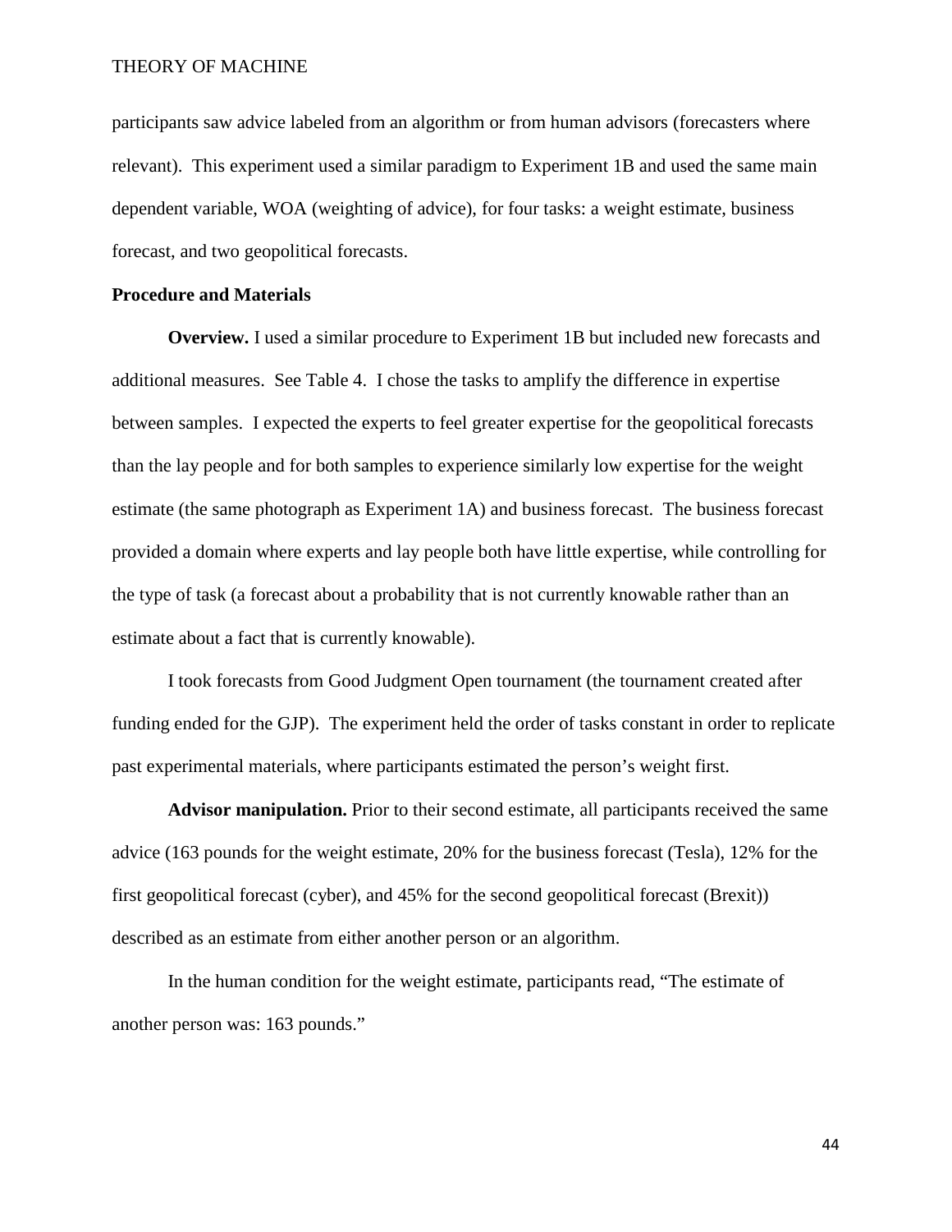participants saw advice labeled from an algorithm or from human advisors (forecasters where relevant). This experiment used a similar paradigm to Experiment 1B and used the same main dependent variable, WOA (weighting of advice), for four tasks: a weight estimate, business forecast, and two geopolitical forecasts.

### Procedure and Materials

**Overview.** I used a similar procedure to Experiment 1B but included new forecasts and additional measures. See Table 4. I chose the tasks to amplify the difference in expertise between samples. I expected the experts to feel greater expertise for the geopolitical forecasts than the lay people and for both samples to experience similarly low expertise for the weight estimate (the same photograph as Experiment 1A) and business forecast. The business forecast provided a domain where experts and lay people both have little expertise, while controlling for the type of task (a forecast about a probability that is not currently knowable rather than an estimate about a fact that is currently knowable).

I took forecasts from Good Judgment Open tournament (the tournament created after funding ended for the GJP). The experiment held the order of tasks constant in order to replicate past experimental materials, where participants estimated the person's weight first.

**Advisor manipulation.** Prior to their second estimate, all participants received the same advice (163 pounds for the weight estimate, 20% for the business forecast (Tesla), 12% for the first geopolitical forecast (cyber), and 45% for the second geopolitical forecast (Brexit)) described as an estimate from either another person or an algorithm.

In the human condition for the weight estimate, participants read, "The estimate of another person was: 163 pounds."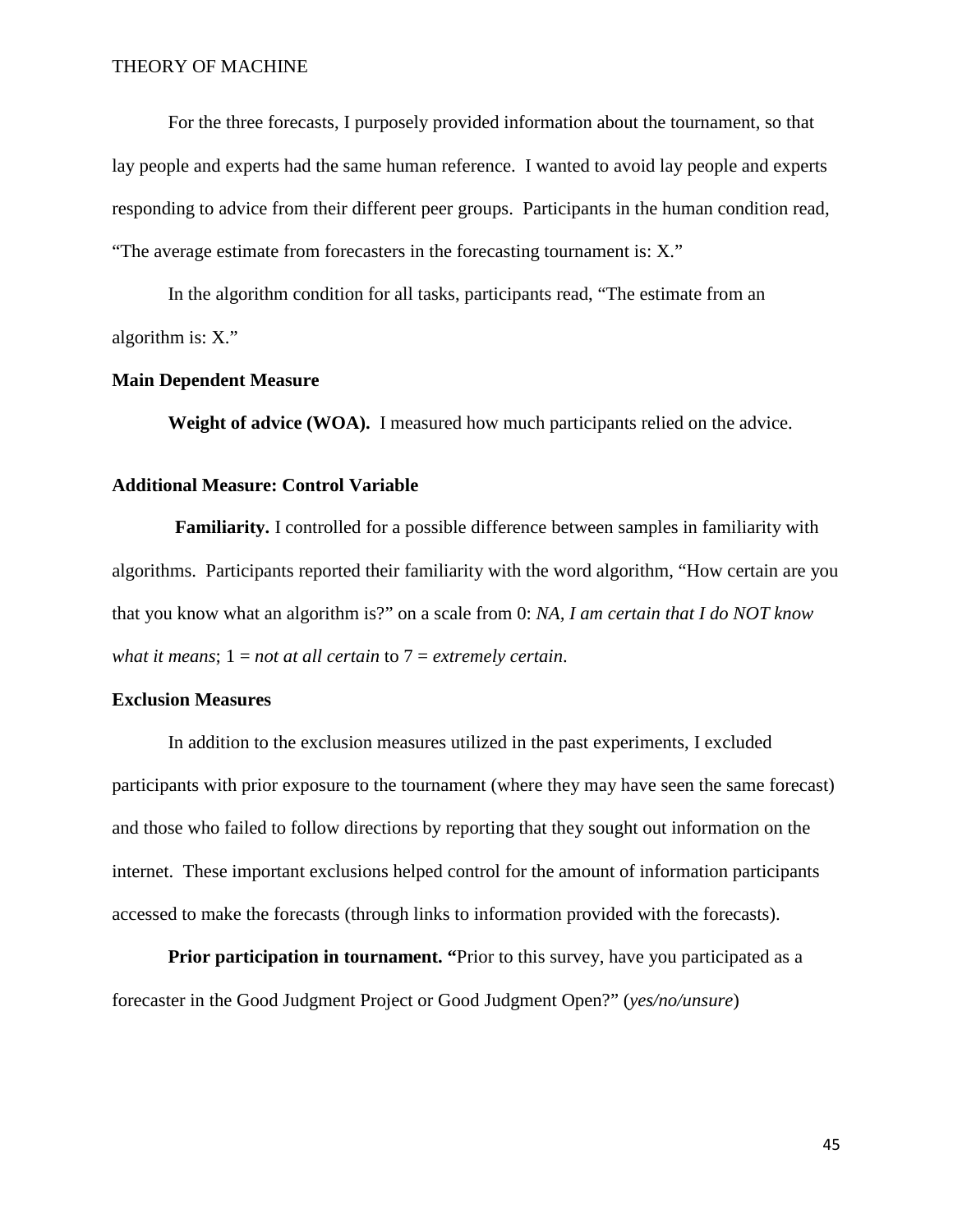For the three forecasts, I purposely provided information about the tournament, so that lay people and experts had the same human reference. I wanted to avoid lay people and experts responding to advice from their different peer groups. Participants in the human condition read, "The average estimate from forecasters in the forecasting tournament is: X."

In the algorithm condition for all tasks, participants read, "The estimate from an algorithm is: X."

**Main Dependent Measure**

**Weight of advice (WOA).** I measured how much participants relied on the advice.

**Additional Measure: Control Variable**

**Familiarity.** I controlled for a possible difference between samples in familiarity with algorithms. Participants reported their familiarity with the word algorithm, "How certain are you that you know what an algorithm is?" on a scale from 0: *NA, I am certain that I do NOT know what it means*; 1 = *not at all certain* to 7 = *extremely certain*.

**Exclusion Measures**

In addition to the exclusion measures utilized in the past experiments, I excluded participants with prior exposure to the tournament (where they may have seen the same forecast) and those who failed to follow directions by reporting that they sought out information on the internet. These important exclusions helped control for the amount of information participants accessed to make the forecasts (through links to information provided with the forecasts).

**Prior participation in tournament.** "Prior to this survey, have you participated as a forecaster in the Good Judgment Project or Good Judgment Open?" (*yes/no/unsure*)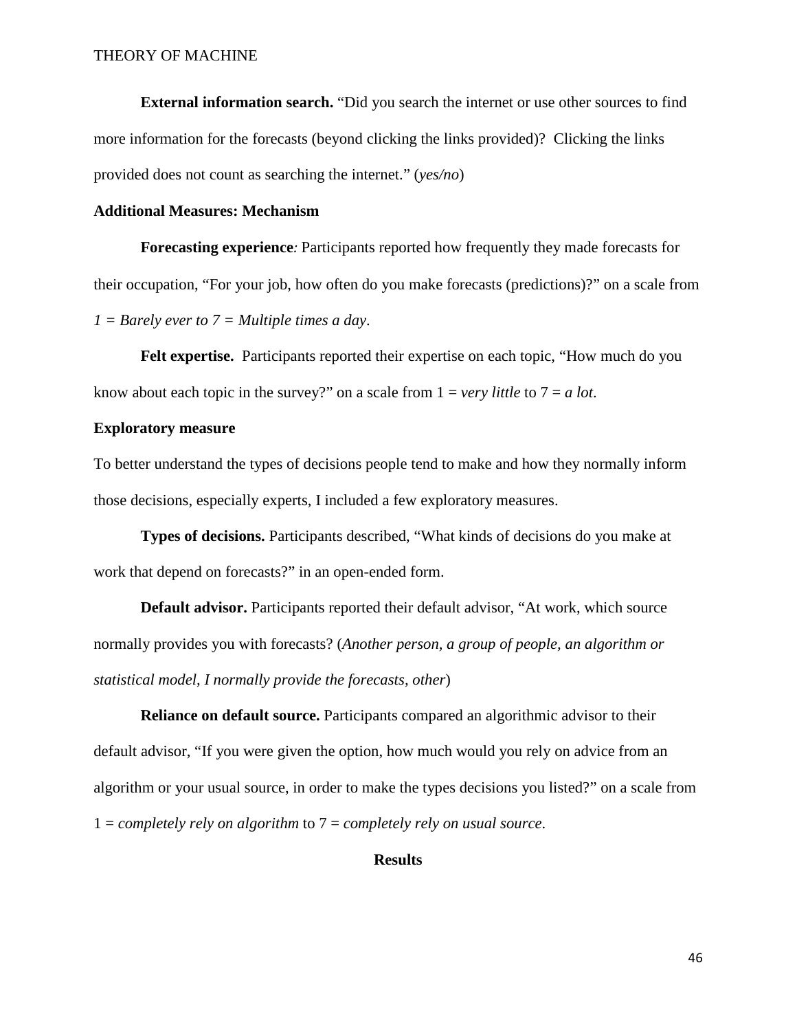**External information search.** "Did you search the internet or use other sources to find more information for the forecasts (beyond clicking the links provided)? Clicking the links provided does not count as searching the internet." (*yes/no*)

### Additional Measures: Mechanism

**Forecasting experience***:* Participants reported how frequently they made forecasts for their occupation, "For your job, how often do you make forecasts (predictions)?" on a scale from *1 = Barely ever to 7 = Multiple times a day*.

**Felt expertise.** Participants reported their expertise on each topic, "How much do you know about each topic in the survey?" on a scale from 1 = *very little* to 7 = *a lot*.

### Exploratory measure

To better understand the types of decisions people tend to make and how they normally inform those decisions, especially experts, I included a few exploratory measures.

**Types of decisions.** Participants described, "What kinds of decisions do you make at work that depend on forecasts?" in an open-ended form.

**Default advisor.** Participants reported their default advisor, "At work, which source normally provides you with forecasts? (*Another person, a group of people, an algorithm or statistical model, I normally provide the forecasts, other*)

**Reliance on default source.** Participants compared an algorithmic advisor to their default advisor, "If you were given the option, how much would you rely on advice from an algorithm or your usual source, in order to make the types decisions you listed?" on a scale from 1 = *completely rely on algorithm* to 7 = *completely rely on usual source*.

## Results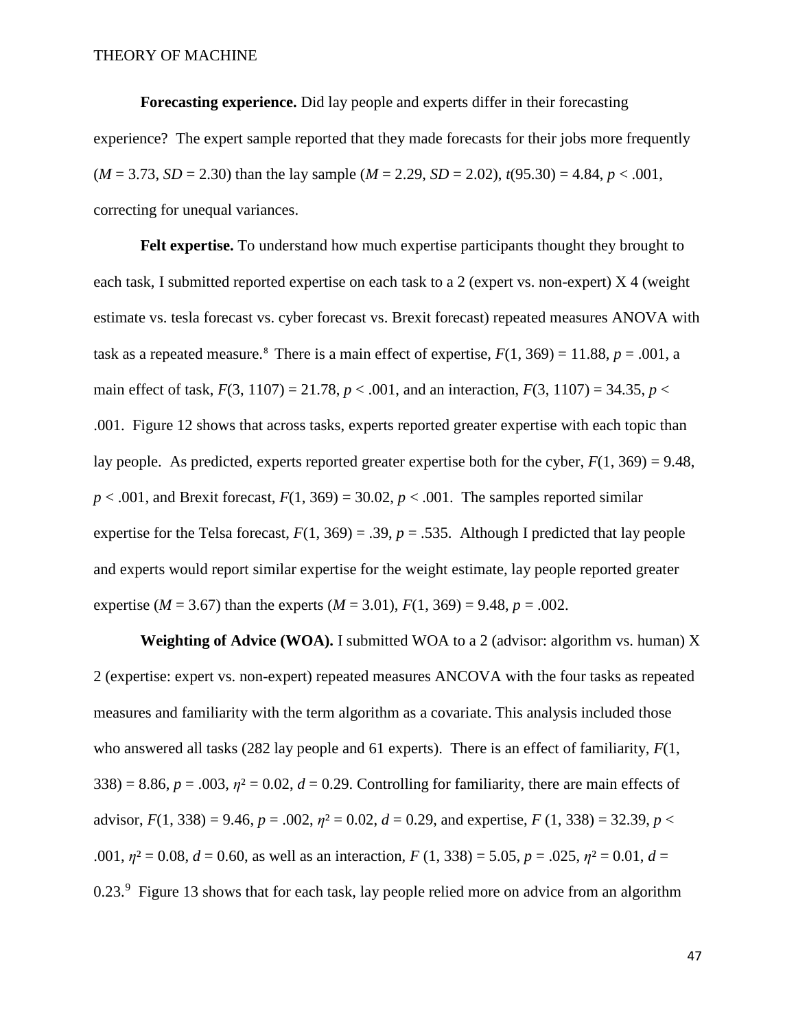**Forecasting experience.** Did lay people and experts differ in their forecasting experience? The expert sample reported that they made forecasts for their jobs more frequently ($M = 3.73$, $SD = 2.30$) than the lay sample ($M = 2.29$, $SD = 2.02$), $t(95.30) = 4.84$, $p < .001$, correcting for unequal variances.

**Felt expertise.** To understand how much expertise participants thought they brought to each task, I submitted reported expertise on each task to a 2 (expert vs. non-expert) X 4 (weight estimate vs. tesla forecast vs. cyber forecast vs. Brexit forecast) repeated measures ANOVA with task as a repeated measure.[8] There is a main effect of expertise, $F(1, 369) = 11.88$, $p = .001$, a main effect of task, $F(3, 1107) = 21.78$, $p < .001$, and an interaction, $F(3, 1107) = 34.35$, $p < .001$. Figure 12 shows that across tasks, experts reported greater expertise with each topic than lay people. As predicted, experts reported greater expertise both for the cyber, $F(1, 369) = 9.48$, $p < .001$, and Brexit forecast, $F(1, 369) = 30.02$, $p < .001$. The samples reported similar expertise for the Telsa forecast, $F(1, 369) = .39$, $p = .535$. Although I predicted that lay people and experts would report similar expertise for the weight estimate, lay people reported greater expertise ($M = 3.67$) than the experts ($M = 3.01$), $F(1, 369) = 9.48$, $p = .002$.

**Weighting of Advice (WOA).** I submitted WOA to a 2 (advisor: algorithm vs. human) X 2 (expertise: expert vs. non-expert) repeated measures ANCOVA with the four tasks as repeated measures and familiarity with the term algorithm as a covariate. This analysis included those who answered all tasks (282 lay people and 61 experts). There is an effect of familiarity, $F(1, 338) = 8.86$, $p = .003$, $\eta^2 = 0.02$, $d = 0.29$. Controlling for familiarity, there are main effects of advisor, $F(1, 338) = 9.46$, $p = .002$, $\eta^2 = 0.02$, $d = 0.29$, and expertise, $F(1, 338) = 32.39$, $p < .001$, $\eta^2 = 0.08$, $d = 0.60$, as well as an interaction, $F(1, 338) = 5.05$, $p = .025$, $\eta^2 = 0.01$, $d = 0.23$.[9] Figure 13 shows that for each task, lay people relied more on advice from an algorithm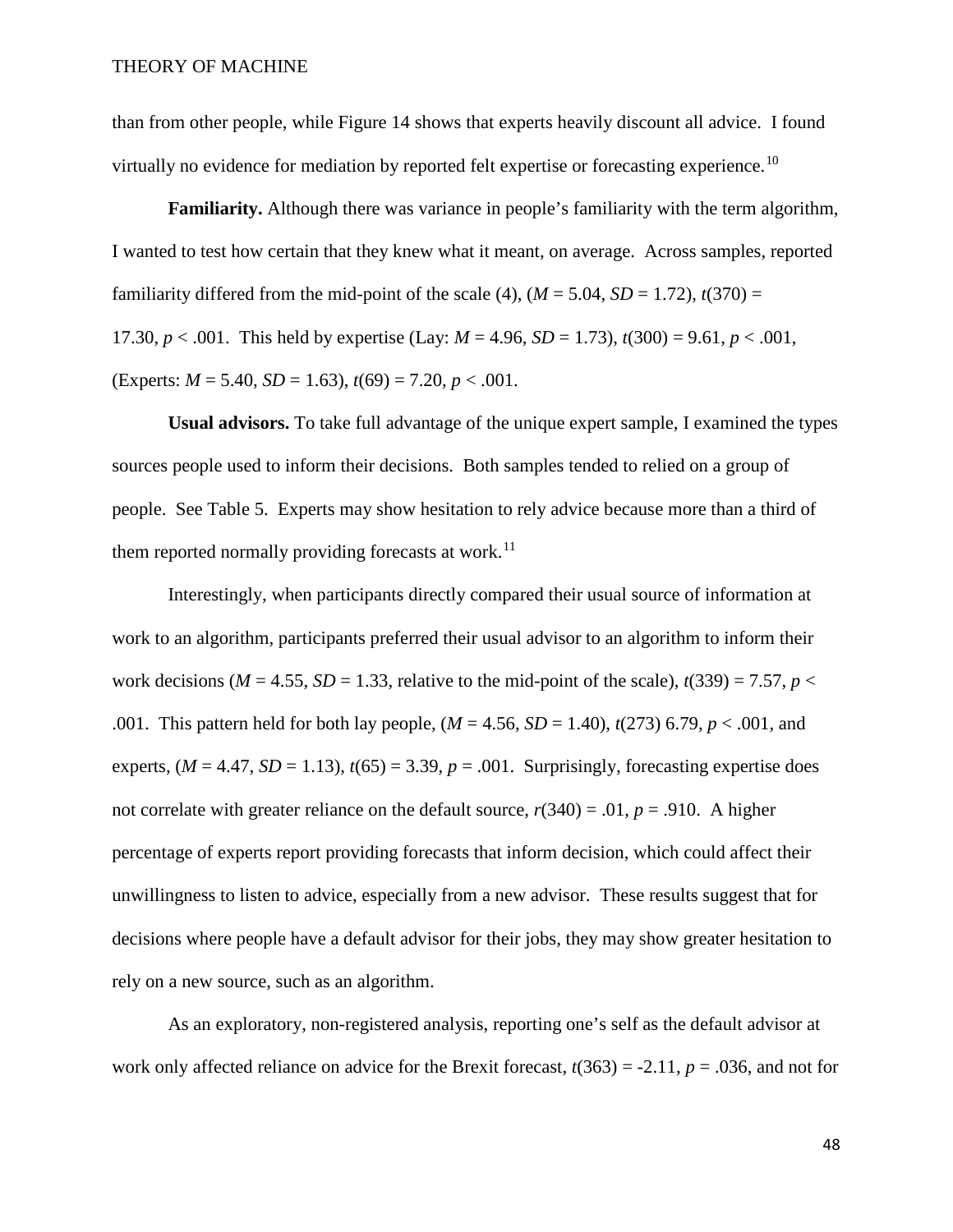than from other people, while Figure 14 shows that experts heavily discount all advice. I found virtually no evidence for mediation by reported felt expertise or forecasting experience.[10]

**Familiarity.** Although there was variance in people's familiarity with the term algorithm, I wanted to test how certain that they knew what it meant, on average. Across samples, reported familiarity differed from the mid-point of the scale (4), ($M = 5.04$, $SD = 1.72$), $t(370) = 17.30$, $p < .001$. This held by expertise (Lay: $M = 4.96$, $SD = 1.73$), $t(300) = 9.61$, $p < .001$, (Experts: $M = 5.40$, $SD = 1.63$), $t(69) = 7.20$, $p < .001$.

**Usual advisors.** To take full advantage of the unique expert sample, I examined the types sources people used to inform their decisions. Both samples tended to relied on a group of people. See Table 5. Experts may show hesitation to rely advice because more than a third of them reported normally providing forecasts at work.[11]

Interestingly, when participants directly compared their usual source of information at work to an algorithm, participants preferred their usual advisor to an algorithm to inform their work decisions ($M = 4.55$, $SD = 1.33$, relative to the mid-point of the scale), $t(339) = 7.57$, $p < .001$. This pattern held for both lay people, ($M = 4.56$, $SD = 1.40$), $t(273)$ 6.79, $p < .001$, and experts, ($M = 4.47$, $SD = 1.13$), $t(65) = 3.39$, $p = .001$. Surprisingly, forecasting expertise does not correlate with greater reliance on the default source, $r(340) = .01$, $p = .910$. A higher percentage of experts report providing forecasts that inform decision, which could affect their unwillingness to listen to advice, especially from a new advisor. These results suggest that for decisions where people have a default advisor for their jobs, they may show greater hesitation to rely on a new source, such as an algorithm.

As an exploratory, non-registered analysis, reporting one's self as the default advisor at work only affected reliance on advice for the Brexit forecast, $t(363) = -2.11$, $p = .036$, and not for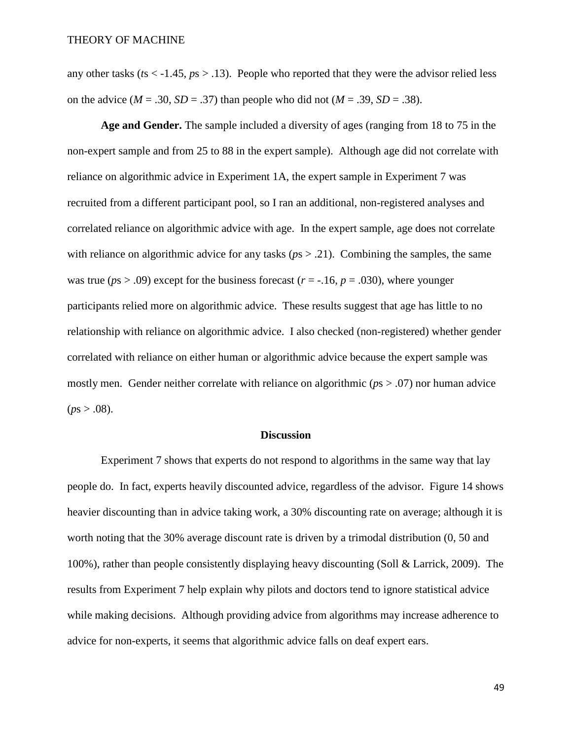any other tasks ($t$s < -1.45, $p$s > .13). People who reported that they were the advisor relied less on the advice ($M$ = .30, $SD$ = .37) than people who did not ($M$ = .39, $SD$ = .38).

**Age and Gender.** The sample included a diversity of ages (ranging from 18 to 75 in the non-expert sample and from 25 to 88 in the expert sample). Although age did not correlate with reliance on algorithmic advice in Experiment 1A, the expert sample in Experiment 7 was recruited from a different participant pool, so I ran an additional, non-registered analyses and correlated reliance on algorithmic advice with age. In the expert sample, age does not correlate with reliance on algorithmic advice for any tasks ($p$s > .21). Combining the samples, the same was true ($p$s > .09) except for the business forecast ($r$ = -.16, $p$ = .030), where younger participants relied more on algorithmic advice. These results suggest that age has little to no relationship with reliance on algorithmic advice. I also checked (non-registered) whether gender correlated with reliance on either human or algorithmic advice because the expert sample was mostly men. Gender neither correlate with reliance on algorithmic ($p$s > .07) nor human advice ($p$s > .08).

## Discussion

Experiment 7 shows that experts do not respond to algorithms in the same way that lay people do. In fact, experts heavily discounted advice, regardless of the advisor. Figure 14 shows heavier discounting than in advice taking work, a 30% discounting rate on average; although it is worth noting that the 30% average discount rate is driven by a trimodal distribution (0, 50 and 100%), rather than people consistently displaying heavy discounting (Soll & Larrick, 2009). The results from Experiment 7 help explain why pilots and doctors tend to ignore statistical advice while making decisions. Although providing advice from algorithms may increase adherence to advice for non-experts, it seems that algorithmic advice falls on deaf expert ears.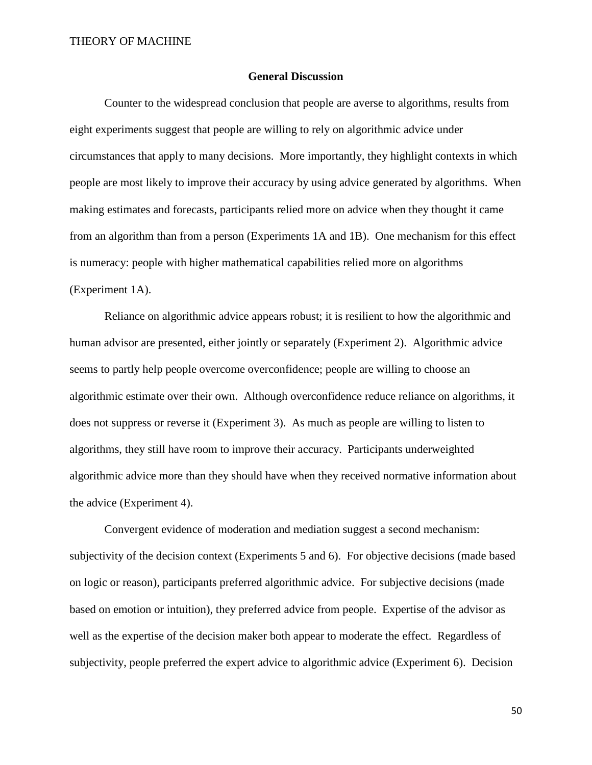## General Discussion

Counter to the widespread conclusion that people are averse to algorithms, results from eight experiments suggest that people are willing to rely on algorithmic advice under circumstances that apply to many decisions. More importantly, they highlight contexts in which people are most likely to improve their accuracy by using advice generated by algorithms. When making estimates and forecasts, participants relied more on advice when they thought it came from an algorithm than from a person (Experiments 1A and 1B). One mechanism for this effect is numeracy: people with higher mathematical capabilities relied more on algorithms (Experiment 1A).

Reliance on algorithmic advice appears robust; it is resilient to how the algorithmic and human advisor are presented, either jointly or separately (Experiment 2). Algorithmic advice seems to partly help people overcome overconfidence; people are willing to choose an algorithmic estimate over their own. Although overconfidence reduce reliance on algorithms, it does not suppress or reverse it (Experiment 3). As much as people are willing to listen to algorithms, they still have room to improve their accuracy. Participants underweighted algorithmic advice more than they should have when they received normative information about the advice (Experiment 4).

Convergent evidence of moderation and mediation suggest a second mechanism: subjectivity of the decision context (Experiments 5 and 6). For objective decisions (made based on logic or reason), participants preferred algorithmic advice. For subjective decisions (made based on emotion or intuition), they preferred advice from people. Expertise of the advisor as well as the expertise of the decision maker both appear to moderate the effect. Regardless of subjectivity, people preferred the expert advice to algorithmic advice (Experiment 6). Decision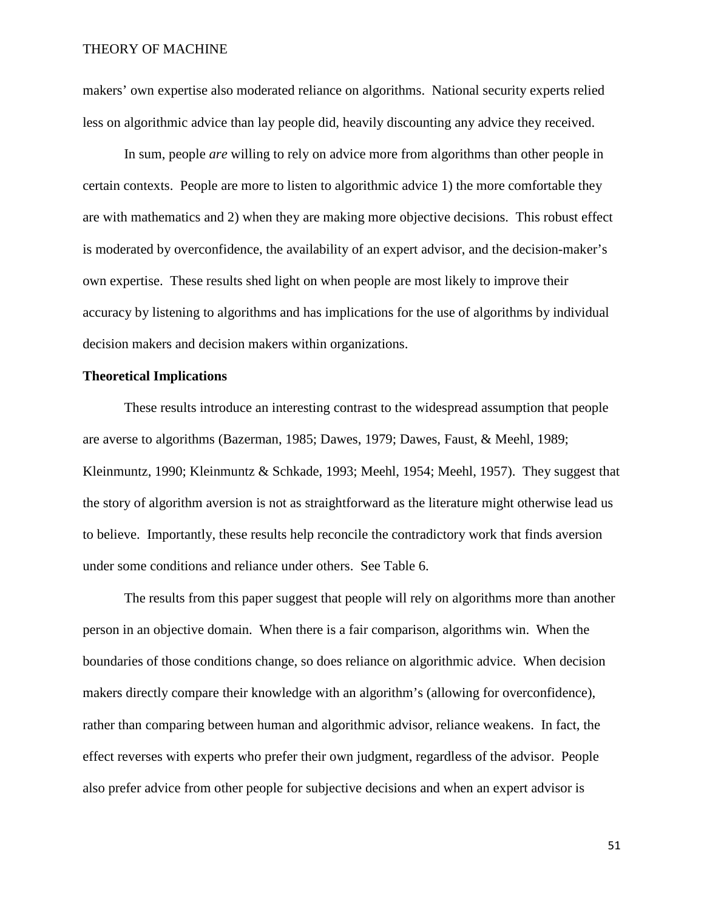makers' own expertise also moderated reliance on algorithms. National security experts relied less on algorithmic advice than lay people did, heavily discounting any advice they received.

In sum, people *are* willing to rely on advice more from algorithms than other people in certain contexts. People are more to listen to algorithmic advice 1) the more comfortable they are with mathematics and 2) when they are making more objective decisions. This robust effect is moderated by overconfidence, the availability of an expert advisor, and the decision-maker's own expertise. These results shed light on when people are most likely to improve their accuracy by listening to algorithms and has implications for the use of algorithms by individual decision makers and decision makers within organizations.

**Theoretical Implications**

These results introduce an interesting contrast to the widespread assumption that people are averse to algorithms (Bazerman, 1985; Dawes, 1979; Dawes, Faust, & Meehl, 1989; Kleinmuntz, 1990; Kleinmuntz & Schkade, 1993; Meehl, 1954; Meehl, 1957). They suggest that the story of algorithm aversion is not as straightforward as the literature might otherwise lead us to believe. Importantly, these results help reconcile the contradictory work that finds aversion under some conditions and reliance under others. See Table 6.

The results from this paper suggest that people will rely on algorithms more than another person in an objective domain. When there is a fair comparison, algorithms win. When the boundaries of those conditions change, so does reliance on algorithmic advice. When decision makers directly compare their knowledge with an algorithm's (allowing for overconfidence), rather than comparing between human and algorithmic advisor, reliance weakens. In fact, the effect reverses with experts who prefer their own judgment, regardless of the advisor. People also prefer advice from other people for subjective decisions and when an expert advisor is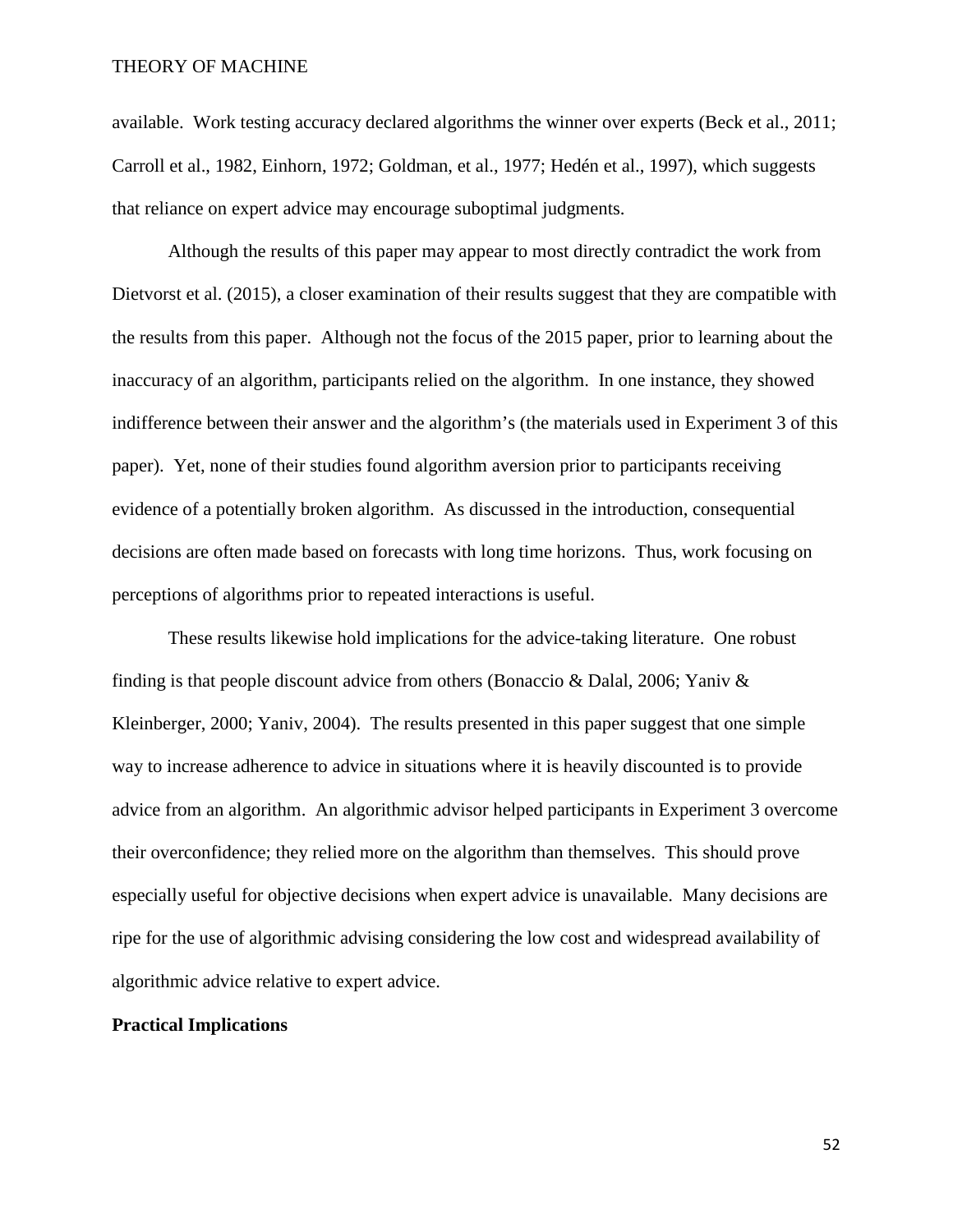available. Work testing accuracy declared algorithms the winner over experts (Beck et al., 2011; Carroll et al., 1982, Einhorn, 1972; Goldman, et al., 1977; Hedén et al., 1997), which suggests that reliance on expert advice may encourage suboptimal judgments.

Although the results of this paper may appear to most directly contradict the work from Dietvorst et al. (2015), a closer examination of their results suggest that they are compatible with the results from this paper. Although not the focus of the 2015 paper, prior to learning about the inaccuracy of an algorithm, participants relied on the algorithm. In one instance, they showed indifference between their answer and the algorithm's (the materials used in Experiment 3 of this paper). Yet, none of their studies found algorithm aversion prior to participants receiving evidence of a potentially broken algorithm. As discussed in the introduction, consequential decisions are often made based on forecasts with long time horizons. Thus, work focusing on perceptions of algorithms prior to repeated interactions is useful.

These results likewise hold implications for the advice-taking literature. One robust finding is that people discount advice from others (Bonaccio & Dalal, 2006; Yaniv & Kleinberger, 2000; Yaniv, 2004). The results presented in this paper suggest that one simple way to increase adherence to advice in situations where it is heavily discounted is to provide advice from an algorithm. An algorithmic advisor helped participants in Experiment 3 overcome their overconfidence; they relied more on the algorithm than themselves. This should prove especially useful for objective decisions when expert advice is unavailable. Many decisions are ripe for the use of algorithmic advising considering the low cost and widespread availability of algorithmic advice relative to expert advice.

**Practical Implications**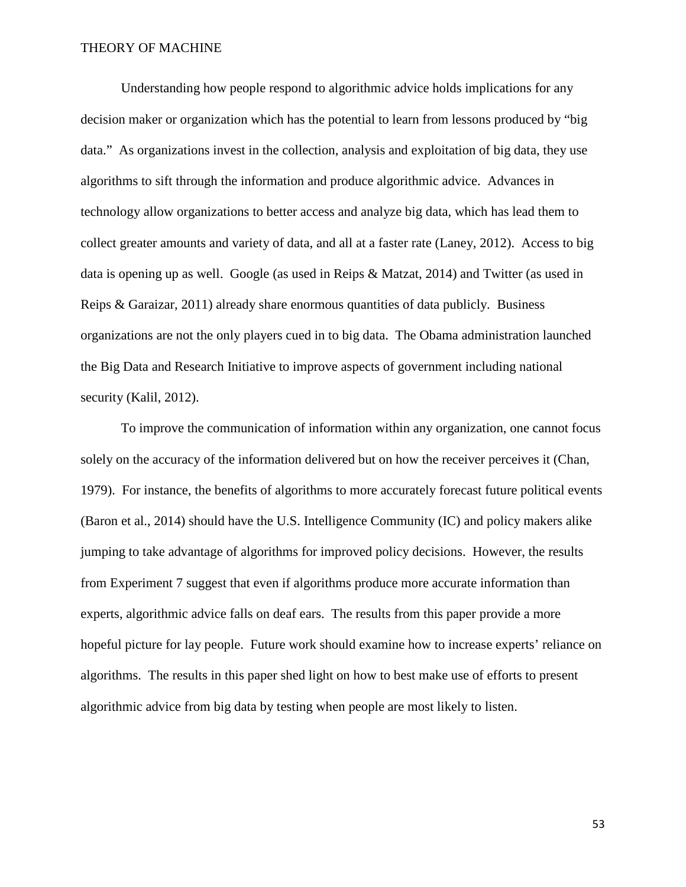Understanding how people respond to algorithmic advice holds implications for any decision maker or organization which has the potential to learn from lessons produced by "big data." As organizations invest in the collection, analysis and exploitation of big data, they use algorithms to sift through the information and produce algorithmic advice. Advances in technology allow organizations to better access and analyze big data, which has lead them to collect greater amounts and variety of data, and all at a faster rate (Laney, 2012). Access to big data is opening up as well. Google (as used in Reips & Matzat, 2014) and Twitter (as used in Reips & Garaizar, 2011) already share enormous quantities of data publicly. Business organizations are not the only players cued in to big data. The Obama administration launched the Big Data and Research Initiative to improve aspects of government including national security (Kalil, 2012).

To improve the communication of information within any organization, one cannot focus solely on the accuracy of the information delivered but on how the receiver perceives it (Chan, 1979). For instance, the benefits of algorithms to more accurately forecast future political events (Baron et al., 2014) should have the U.S. Intelligence Community (IC) and policy makers alike jumping to take advantage of algorithms for improved policy decisions. However, the results from Experiment 7 suggest that even if algorithms produce more accurate information than experts, algorithmic advice falls on deaf ears. The results from this paper provide a more hopeful picture for lay people. Future work should examine how to increase experts' reliance on algorithms. The results in this paper shed light on how to best make use of efforts to present algorithmic advice from big data by testing when people are most likely to listen.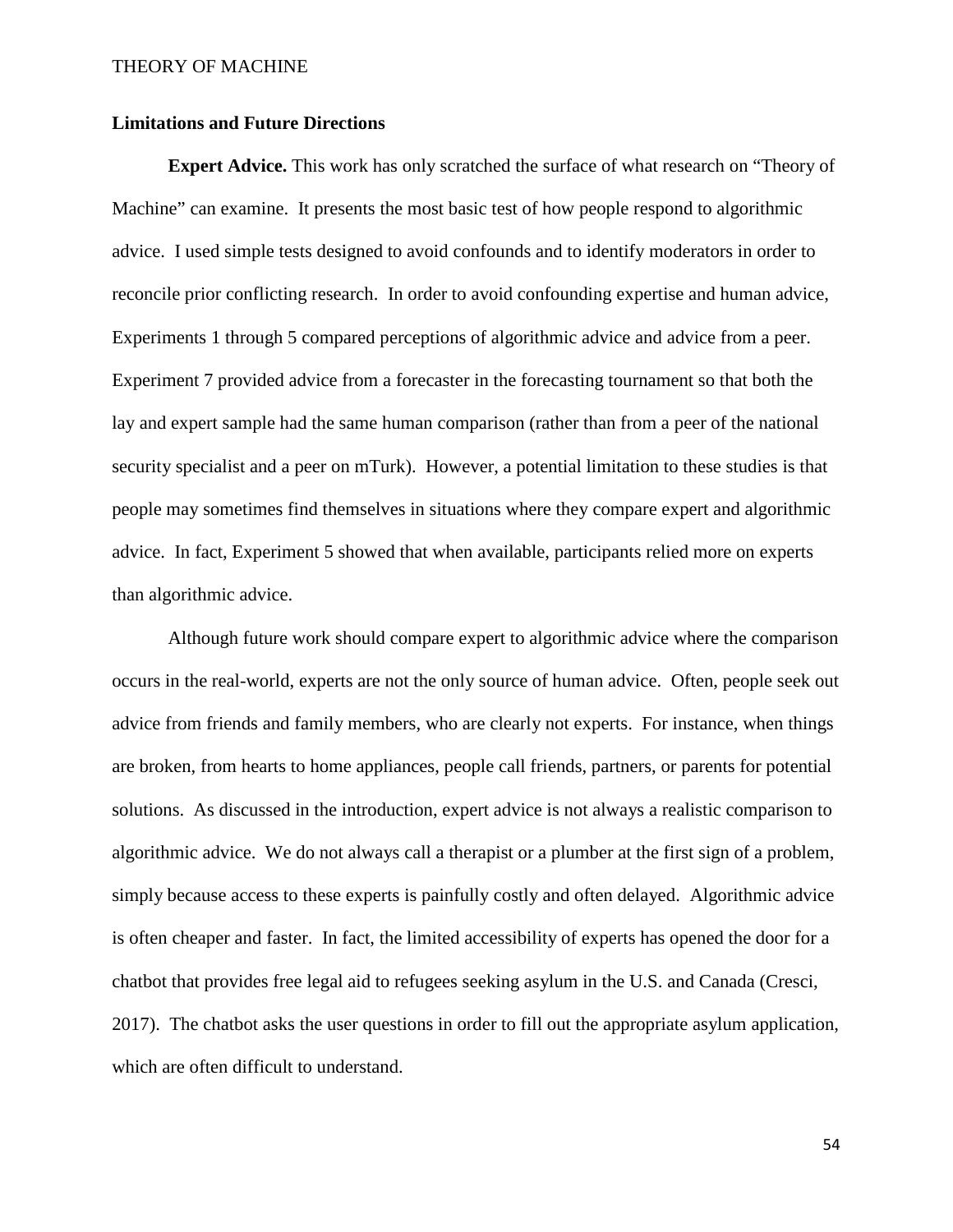## Limitations and Future Directions

**Expert Advice.** This work has only scratched the surface of what research on "Theory of Machine" can examine. It presents the most basic test of how people respond to algorithmic advice. I used simple tests designed to avoid confounds and to identify moderators in order to reconcile prior conflicting research. In order to avoid confounding expertise and human advice, Experiments 1 through 5 compared perceptions of algorithmic advice and advice from a peer. Experiment 7 provided advice from a forecaster in the forecasting tournament so that both the lay and expert sample had the same human comparison (rather than from a peer of the national security specialist and a peer on mTurk). However, a potential limitation to these studies is that people may sometimes find themselves in situations where they compare expert and algorithmic advice. In fact, Experiment 5 showed that when available, participants relied more on experts than algorithmic advice.

Although future work should compare expert to algorithmic advice where the comparison occurs in the real-world, experts are not the only source of human advice. Often, people seek out advice from friends and family members, who are clearly not experts. For instance, when things are broken, from hearts to home appliances, people call friends, partners, or parents for potential solutions. As discussed in the introduction, expert advice is not always a realistic comparison to algorithmic advice. We do not always call a therapist or a plumber at the first sign of a problem, simply because access to these experts is painfully costly and often delayed. Algorithmic advice is often cheaper and faster. In fact, the limited accessibility of experts has opened the door for a chatbot that provides free legal aid to refugees seeking asylum in the U.S. and Canada (Cresci, 2017). The chatbot asks the user questions in order to fill out the appropriate asylum application, which are often difficult to understand.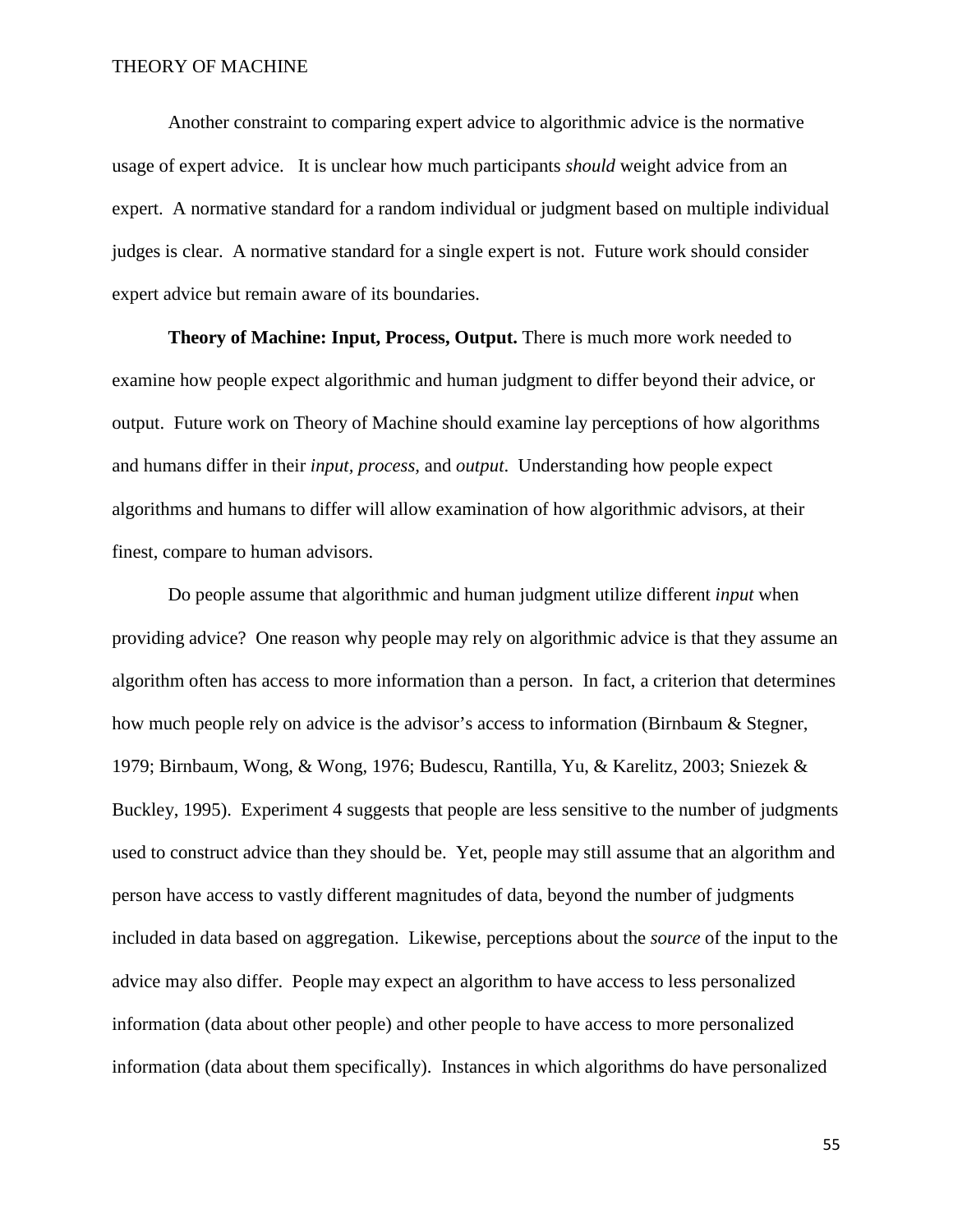Another constraint to comparing expert advice to algorithmic advice is the normative usage of expert advice. It is unclear how much participants *should* weight advice from an expert. A normative standard for a random individual or judgment based on multiple individual judges is clear. A normative standard for a single expert is not. Future work should consider expert advice but remain aware of its boundaries.

**Theory of Machine: Input, Process, Output.** There is much more work needed to examine how people expect algorithmic and human judgment to differ beyond their advice, or output. Future work on Theory of Machine should examine lay perceptions of how algorithms and humans differ in their *input, process,* and *output*. Understanding how people expect algorithms and humans to differ will allow examination of how algorithmic advisors, at their finest, compare to human advisors.

Do people assume that algorithmic and human judgment utilize different *input* when providing advice? One reason why people may rely on algorithmic advice is that they assume an algorithm often has access to more information than a person. In fact, a criterion that determines how much people rely on advice is the advisor's access to information (Birnbaum & Stegner, 1979; Birnbaum, Wong, & Wong, 1976; Budescu, Rantilla, Yu, & Karelitz, 2003; Sniezek & Buckley, 1995). Experiment 4 suggests that people are less sensitive to the number of judgments used to construct advice than they should be. Yet, people may still assume that an algorithm and person have access to vastly different magnitudes of data, beyond the number of judgments included in data based on aggregation. Likewise, perceptions about the *source* of the input to the advice may also differ. People may expect an algorithm to have access to less personalized information (data about other people) and other people to have access to more personalized information (data about them specifically). Instances in which algorithms do have personalized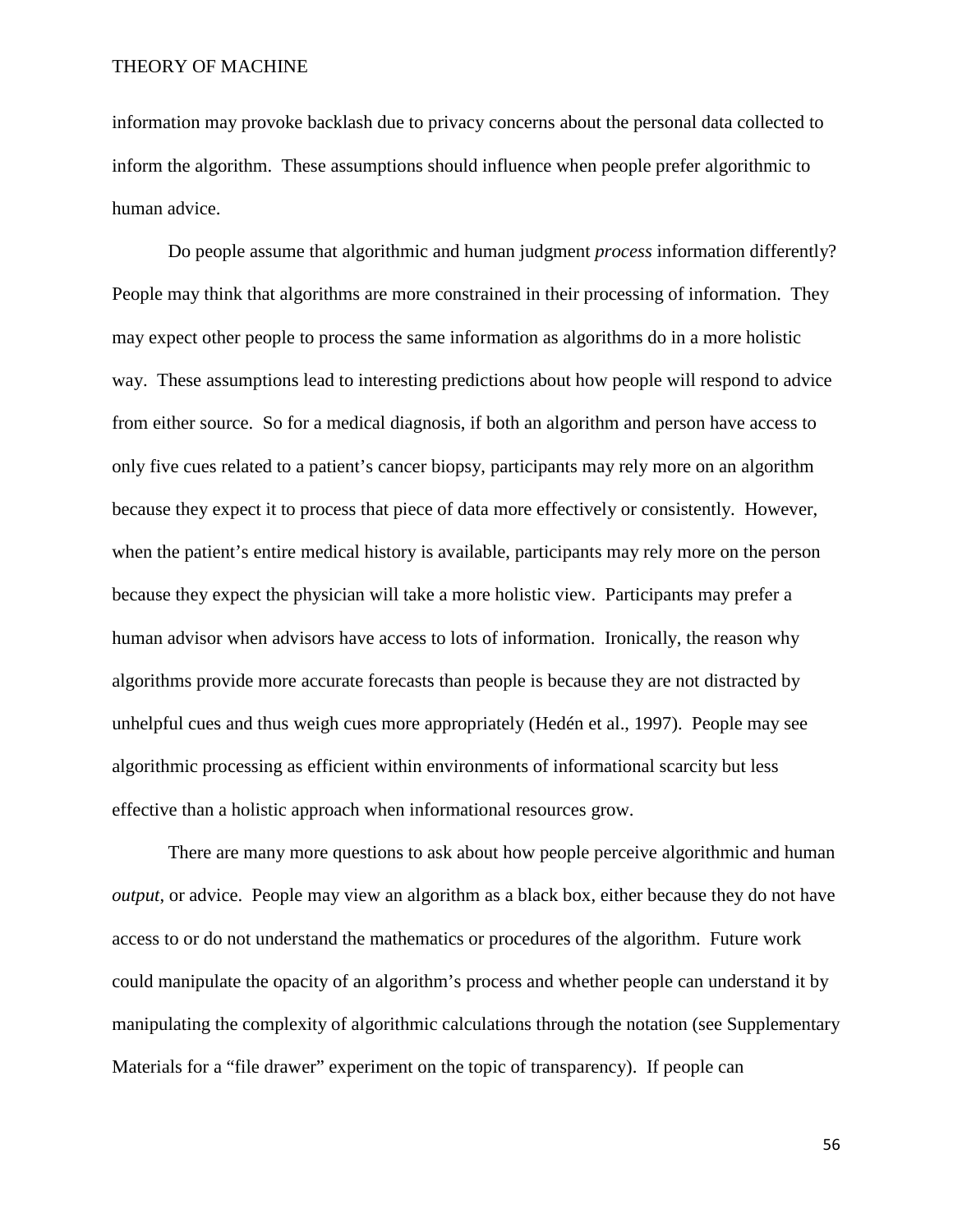information may provoke backlash due to privacy concerns about the personal data collected to inform the algorithm. These assumptions should influence when people prefer algorithmic to human advice.

Do people assume that algorithmic and human judgment *process* information differently? People may think that algorithms are more constrained in their processing of information. They may expect other people to process the same information as algorithms do in a more holistic way. These assumptions lead to interesting predictions about how people will respond to advice from either source. So for a medical diagnosis, if both an algorithm and person have access to only five cues related to a patient's cancer biopsy, participants may rely more on an algorithm because they expect it to process that piece of data more effectively or consistently. However, when the patient's entire medical history is available, participants may rely more on the person because they expect the physician will take a more holistic view. Participants may prefer a human advisor when advisors have access to lots of information. Ironically, the reason why algorithms provide more accurate forecasts than people is because they are not distracted by unhelpful cues and thus weigh cues more appropriately (Hedén et al., 1997). People may see algorithmic processing as efficient within environments of informational scarcity but less effective than a holistic approach when informational resources grow.

There are many more questions to ask about how people perceive algorithmic and human *output*, or advice. People may view an algorithm as a black box, either because they do not have access to or do not understand the mathematics or procedures of the algorithm. Future work could manipulate the opacity of an algorithm's process and whether people can understand it by manipulating the complexity of algorithmic calculations through the notation (see Supplementary Materials for a "file drawer" experiment on the topic of transparency). If people can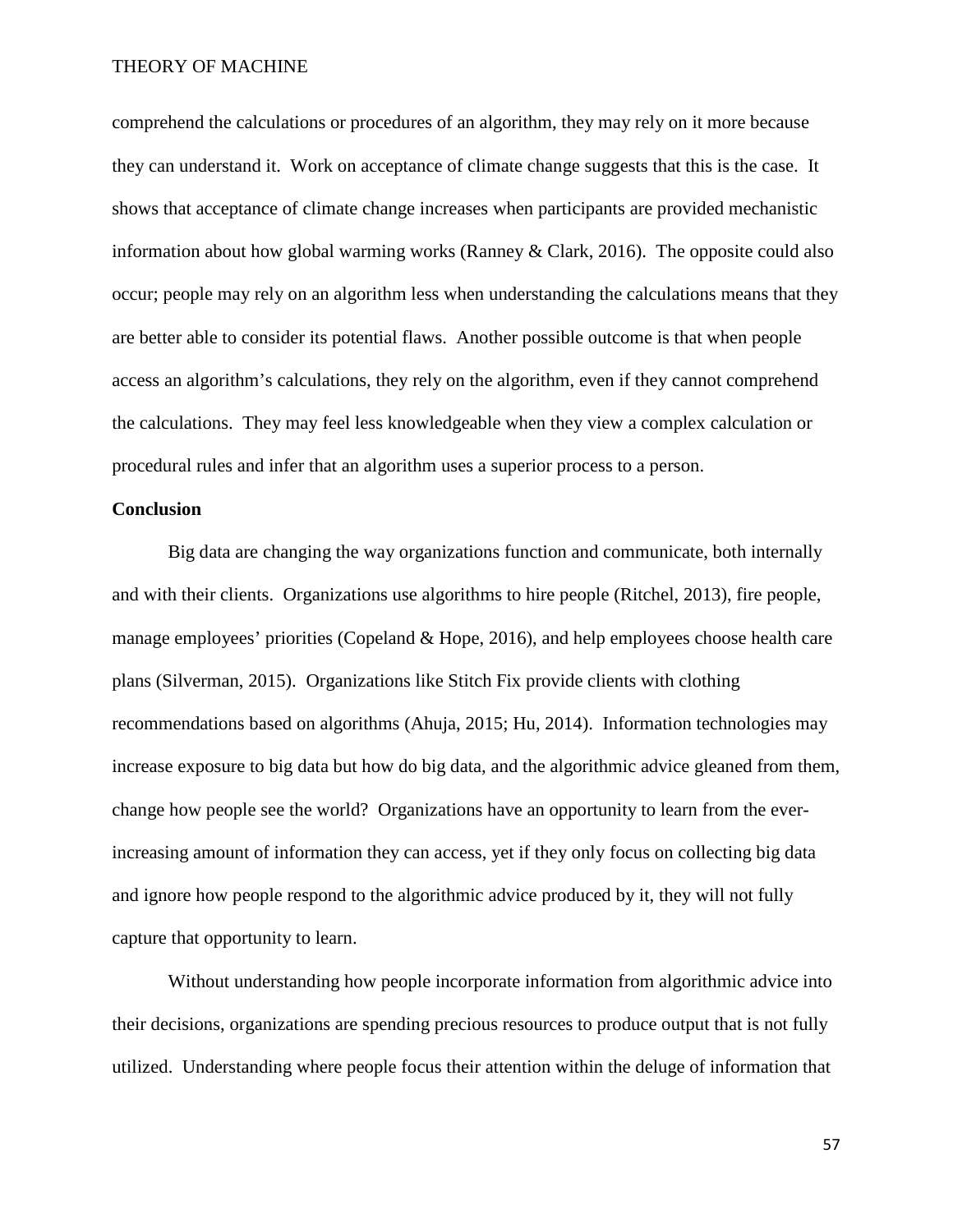comprehend the calculations or procedures of an algorithm, they may rely on it more because they can understand it. Work on acceptance of climate change suggests that this is the case. It shows that acceptance of climate change increases when participants are provided mechanistic information about how global warming works (Ranney & Clark, 2016). The opposite could also occur; people may rely on an algorithm less when understanding the calculations means that they are better able to consider its potential flaws. Another possible outcome is that when people access an algorithm's calculations, they rely on the algorithm, even if they cannot comprehend the calculations. They may feel less knowledgeable when they view a complex calculation or procedural rules and infer that an algorithm uses a superior process to a person.

**Conclusion**

Big data are changing the way organizations function and communicate, both internally and with their clients. Organizations use algorithms to hire people (Ritchel, 2013), fire people, manage employees' priorities (Copeland & Hope, 2016), and help employees choose health care plans (Silverman, 2015). Organizations like Stitch Fix provide clients with clothing recommendations based on algorithms (Ahuja, 2015; Hu, 2014). Information technologies may increase exposure to big data but how do big data, and the algorithmic advice gleaned from them, change how people see the world? Organizations have an opportunity to learn from the ever-increasing amount of information they can access, yet if they only focus on collecting big data and ignore how people respond to the algorithmic advice produced by it, they will not fully capture that opportunity to learn.

Without understanding how people incorporate information from algorithmic advice into their decisions, organizations are spending precious resources to produce output that is not fully utilized. Understanding where people focus their attention within the deluge of information that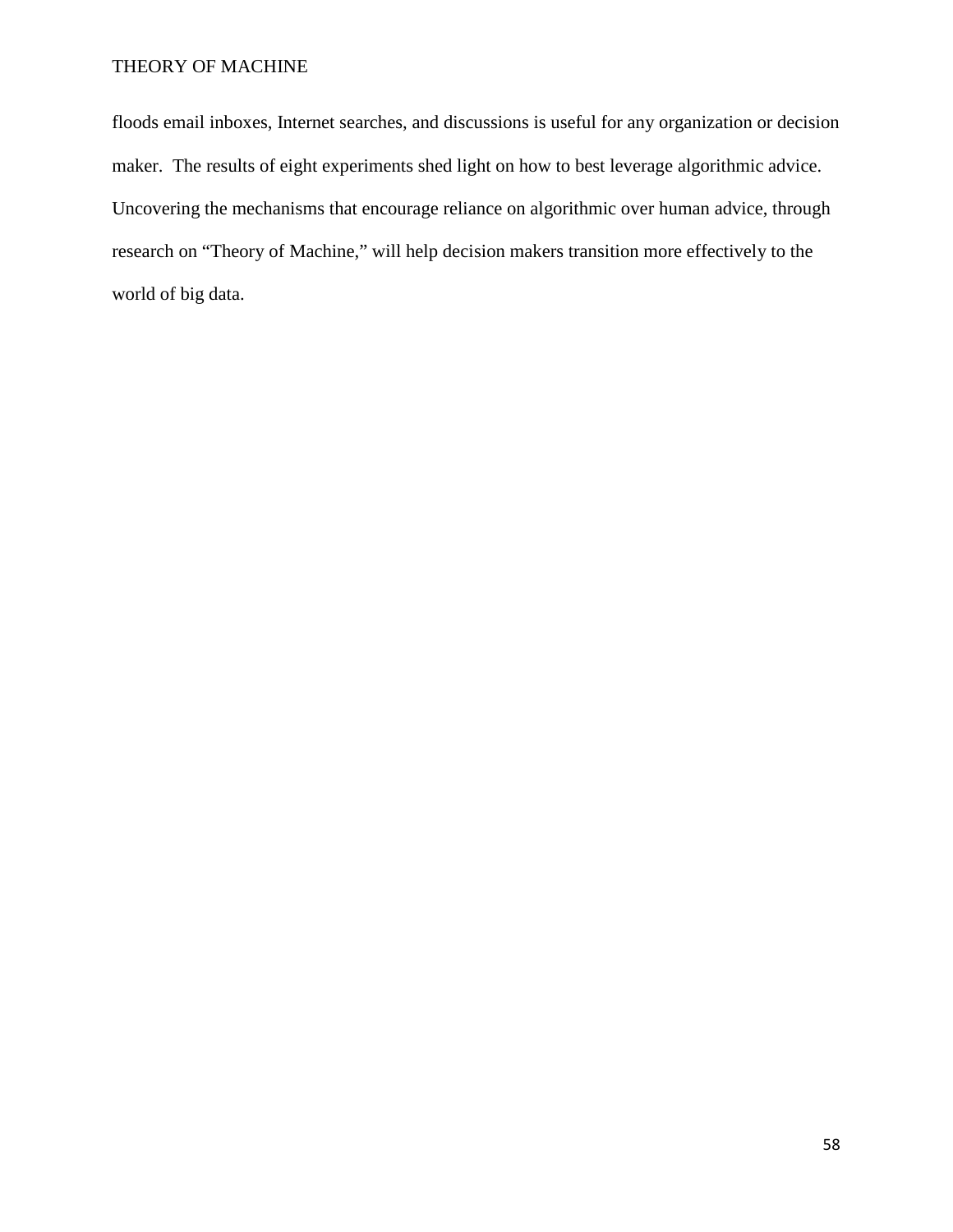floods email inboxes, Internet searches, and discussions is useful for any organization or decision maker. The results of eight experiments shed light on how to best leverage algorithmic advice. Uncovering the mechanisms that encourage reliance on algorithmic over human advice, through research on "Theory of Machine," will help decision makers transition more effectively to the world of big data.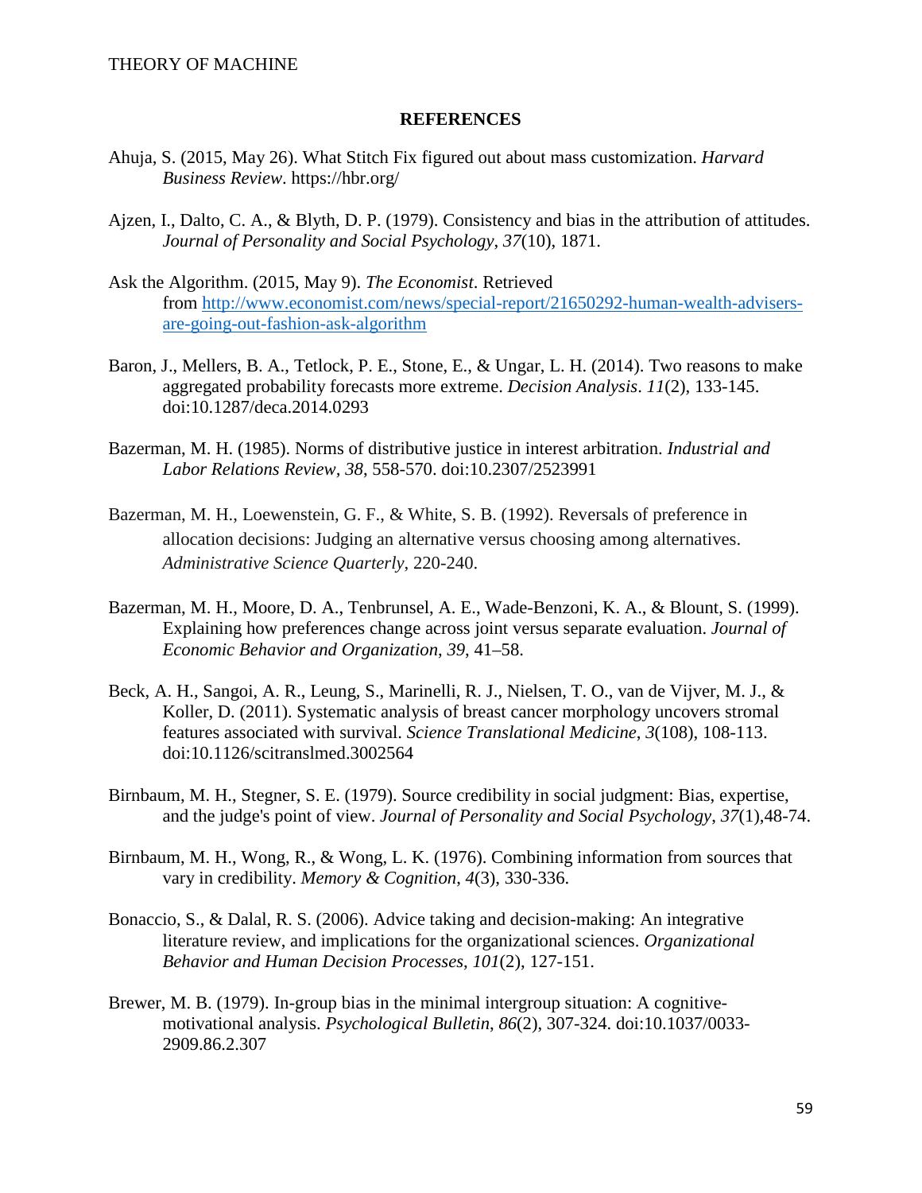## REFERENCES

Ahuja, S. (2015, May 26). What Stitch Fix figured out about mass customization. *Harvard Business Review*. https://hbr.org/

Ajzen, I., Dalto, C. A., & Blyth, D. P. (1979). Consistency and bias in the attribution of attitudes. *Journal of Personality and Social Psychology*, *37*(10), 1871.

Ask the Algorithm. (2015, May 9). *The Economist*. Retrieved from [http://www.economist.com/news/special-report/21650292-human-wealth-advisers-are-going-out-fashion-ask-algorithm](http://www.economist.com/news/special-report/21650292-human-wealth-advisers-are-going-out-fashion-ask-algorithm)

Baron, J., Mellers, B. A., Tetlock, P. E., Stone, E., & Ungar, L. H. (2014). Two reasons to make aggregated probability forecasts more extreme. *Decision Analysis*. *11*(2), 133-145. doi:10.1287/deca.2014.0293

Bazerman, M. H. (1985). Norms of distributive justice in interest arbitration. *Industrial and Labor Relations Review*, *38*, 558-570. doi:10.2307/2523991

Bazerman, M. H., Loewenstein, G. F., & White, S. B. (1992). Reversals of preference in allocation decisions: Judging an alternative versus choosing among alternatives. *Administrative Science Quarterly*, 220-240.

Bazerman, M. H., Moore, D. A., Tenbrunsel, A. E., Wade-Benzoni, K. A., & Blount, S. (1999). Explaining how preferences change across joint versus separate evaluation. *Journal of Economic Behavior and Organization*, *39*, 41–58.

Beck, A. H., Sangoi, A. R., Leung, S., Marinelli, R. J., Nielsen, T. O., van de Vijver, M. J., & Koller, D. (2011). Systematic analysis of breast cancer morphology uncovers stromal features associated with survival. *Science Translational Medicine*, *3*(108), 108-113. doi:10.1126/scitranslmed.3002564

Birnbaum, M. H., Stegner, S. E. (1979). Source credibility in social judgment: Bias, expertise, and the judge's point of view. *Journal of Personality and Social Psychology*, *37*(1),48-74.

Birnbaum, M. H., Wong, R., & Wong, L. K. (1976). Combining information from sources that vary in credibility. *Memory & Cognition*, *4*(3), 330-336.

Bonaccio, S., & Dalal, R. S. (2006). Advice taking and decision-making: An integrative literature review, and implications for the organizational sciences. *Organizational Behavior and Human Decision Processes*, *101*(2), 127-151.

Brewer, M. B. (1979). In-group bias in the minimal intergroup situation: A cognitive-motivational analysis. *Psychological Bulletin*, *86*(2), 307-324. doi:10.1037/0033-2909.86.2.307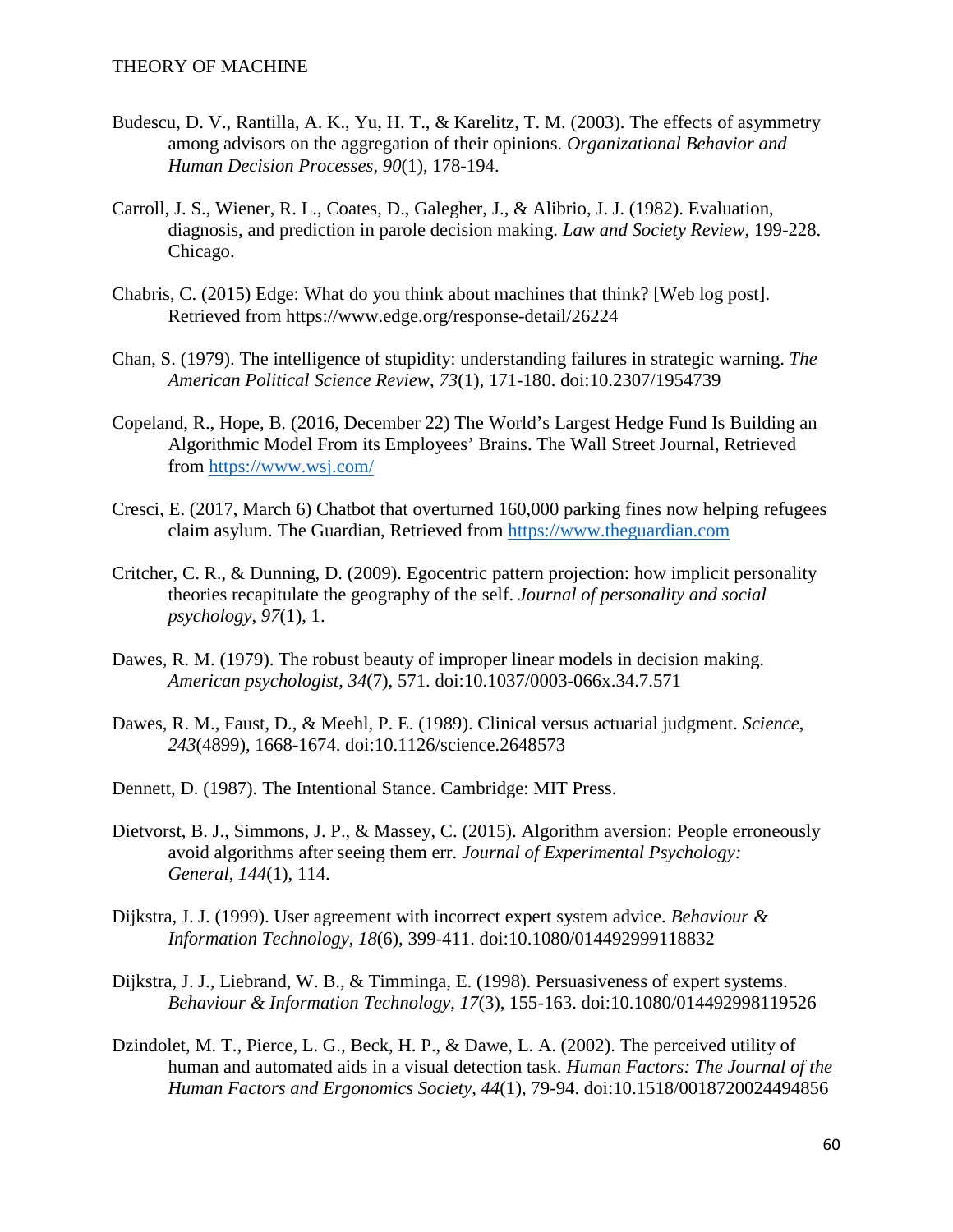Budescu, D. V., Rantilla, A. K., Yu, H. T., & Karelitz, T. M. (2003). The effects of asymmetry among advisors on the aggregation of their opinions. *Organizational Behavior and Human Decision Processes*, *90*(1), 178-194.

Carroll, J. S., Wiener, R. L., Coates, D., Galegher, J., & Alibrio, J. J. (1982). Evaluation, diagnosis, and prediction in parole decision making. *Law and Society Review*, 199-228. Chicago.

Chabris, C. (2015) Edge: What do you think about machines that think? [Web log post]. Retrieved from https://www.edge.org/response-detail/26224

Chan, S. (1979). The intelligence of stupidity: understanding failures in strategic warning. *The American Political Science Review*, *73*(1), 171-180. doi:10.2307/1954739

Copeland, R., Hope, B. (2016, December 22) The World's Largest Hedge Fund Is Building an Algorithmic Model From its Employees' Brains. The Wall Street Journal, Retrieved from https://www.wsj.com/

Cresci, E. (2017, March 6) Chatbot that overturned 160,000 parking fines now helping refugees claim asylum. The Guardian, Retrieved from https://www.theguardian.com

Critcher, C. R., & Dunning, D. (2009). Egocentric pattern projection: how implicit personality theories recapitulate the geography of the self. *Journal of personality and social psychology*, *97*(1), 1.

Dawes, R. M. (1979). The robust beauty of improper linear models in decision making. *American psychologist*, *34*(7), 571. doi:10.1037/0003-066x.34.7.571

Dawes, R. M., Faust, D., & Meehl, P. E. (1989). Clinical versus actuarial judgment. *Science*, *243*(4899), 1668-1674. doi:10.1126/science.2648573

Dennett, D. (1987). The Intentional Stance. Cambridge: MIT Press.

Dietvorst, B. J., Simmons, J. P., & Massey, C. (2015). Algorithm aversion: People erroneously avoid algorithms after seeing them err. *Journal of Experimental Psychology: General*, *144*(1), 114.

Dijkstra, J. J. (1999). User agreement with incorrect expert system advice. *Behaviour & Information Technology*, *18*(6), 399-411. doi:10.1080/014492999118832

Dijkstra, J. J., Liebrand, W. B., & Timminga, E. (1998). Persuasiveness of expert systems. *Behaviour & Information Technology*, *17*(3), 155-163. doi:10.1080/014492998119526

Dzindolet, M. T., Pierce, L. G., Beck, H. P., & Dawe, L. A. (2002). The perceived utility of human and automated aids in a visual detection task. *Human Factors: The Journal of the Human Factors and Ergonomics Society*, *44*(1), 79-94. doi:10.1518/0018720024494856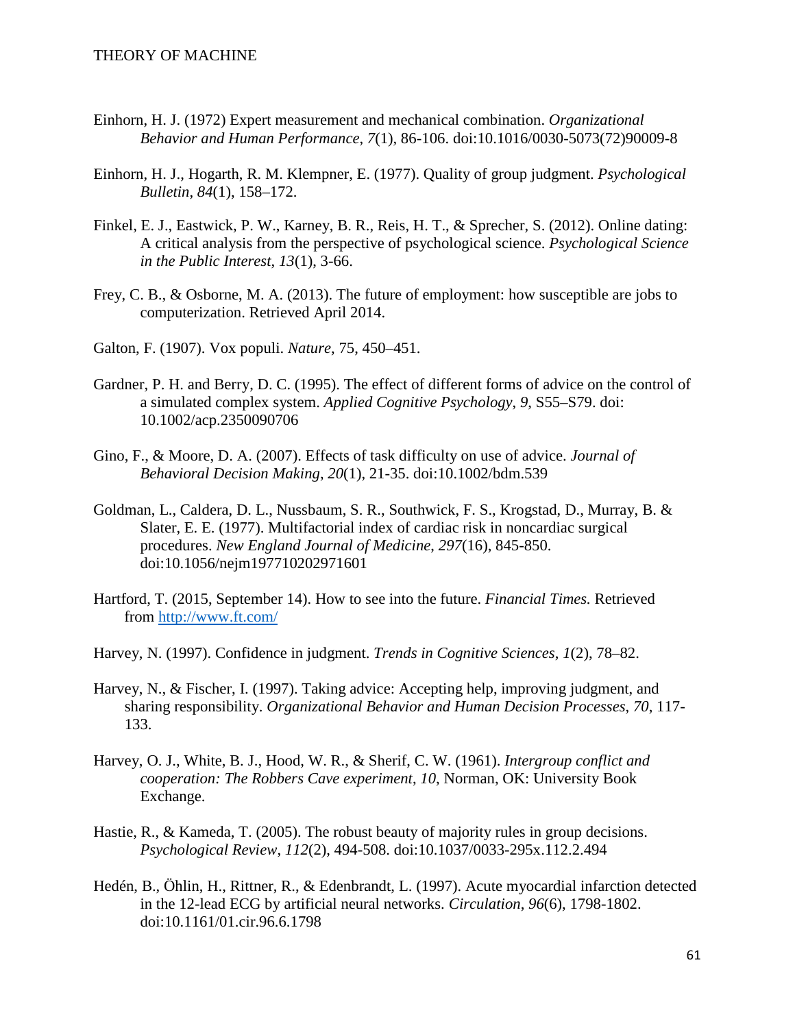Einhorn, H. J. (1972) Expert measurement and mechanical combination. *Organizational Behavior and Human Performance*, *7*(1), 86-106. doi:10.1016/0030-5073(72)90009-8

Einhorn, H. J., Hogarth, R. M. Klempner, E. (1977). Quality of group judgment. *Psychological Bulletin*, *84*(1), 158–172.

Finkel, E. J., Eastwick, P. W., Karney, B. R., Reis, H. T., & Sprecher, S. (2012). Online dating: A critical analysis from the perspective of psychological science. *Psychological Science in the Public Interest*, *13*(1), 3-66.

Frey, C. B., & Osborne, M. A. (2013). The future of employment: how susceptible are jobs to computerization. Retrieved April 2014.

Galton, F. (1907). Vox populi. *Nature,* 75, 450–451.

Gardner, P. H. and Berry, D. C. (1995). The effect of different forms of advice on the control of a simulated complex system. *Applied Cognitive Psychology*, *9*, S55–S79. doi: 10.1002/acp.2350090706

Gino, F., & Moore, D. A. (2007). Effects of task difficulty on use of advice. *Journal of Behavioral Decision Making*, *20*(1), 21-35. doi:10.1002/bdm.539

Goldman, L., Caldera, D. L., Nussbaum, S. R., Southwick, F. S., Krogstad, D., Murray, B. & Slater, E. E. (1977). Multifactorial index of cardiac risk in noncardiac surgical procedures. *New England Journal of Medicine*, *297*(16), 845-850. doi:10.1056/nejm197710202971601

Hartford, T. (2015, September 14). How to see into the future. *Financial Times.* Retrieved from http://www.ft.com/

Harvey, N. (1997). Confidence in judgment. *Trends in Cognitive Sciences*, *1*(2), 78–82.

Harvey, N., & Fischer, I. (1997). Taking advice: Accepting help, improving judgment, and sharing responsibility. *Organizational Behavior and Human Decision Processes*, *70*, 117-133.

Harvey, O. J., White, B. J., Hood, W. R., & Sherif, C. W. (1961). *Intergroup conflict and cooperation: The Robbers Cave experiment*, *10*, Norman, OK: University Book Exchange.

Hastie, R., & Kameda, T. (2005). The robust beauty of majority rules in group decisions. *Psychological Review*, *112*(2), 494-508. doi:10.1037/0033-295x.112.2.494

Hedén, B., Öhlin, H., Rittner, R., & Edenbrandt, L. (1997). Acute myocardial infarction detected in the 12-lead ECG by artificial neural networks. *Circulation*, *96*(6), 1798-1802. doi:10.1161/01.cir.96.6.1798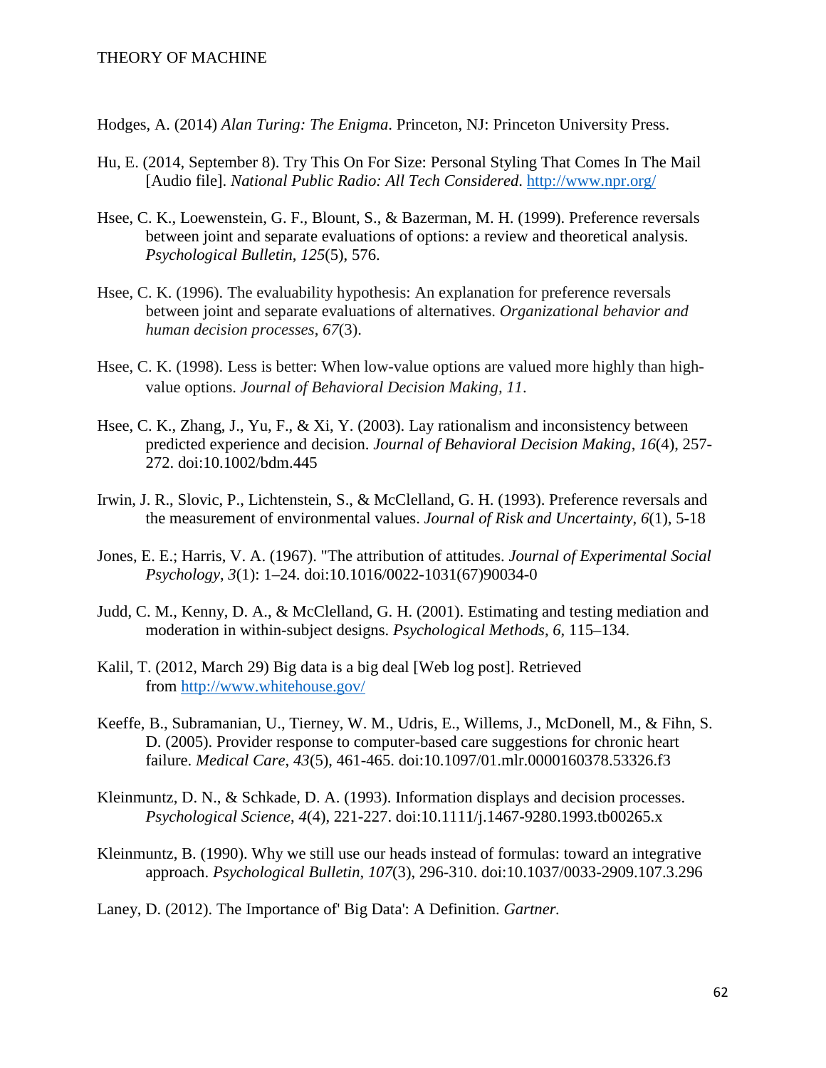Hodges, A. (2014) *Alan Turing: The Enigma*. Princeton, NJ: Princeton University Press.

Hu, E. (2014, September 8). Try This On For Size: Personal Styling That Comes In The Mail [Audio file]. *National Public Radio: All Tech Considered*. http://www.npr.org/

Hsee, C. K., Loewenstein, G. F., Blount, S., & Bazerman, M. H. (1999). Preference reversals between joint and separate evaluations of options: a review and theoretical analysis. *Psychological Bulletin*, *125*(5), 576.

Hsee, C. K. (1996). The evaluability hypothesis: An explanation for preference reversals between joint and separate evaluations of alternatives. *Organizational behavior and human decision processes*, *67*(3).

Hsee, C. K. (1998). Less is better: When low-value options are valued more highly than high-value options. *Journal of Behavioral Decision Making, 11*.

Hsee, C. K., Zhang, J., Yu, F., & Xi, Y. (2003). Lay rationalism and inconsistency between predicted experience and decision. *Journal of Behavioral Decision Making*, *16*(4), 257-272. doi:10.1002/bdm.445

Irwin, J. R., Slovic, P., Lichtenstein, S., & McClelland, G. H. (1993). Preference reversals and the measurement of environmental values. *Journal of Risk and Uncertainty*, *6*(1), 5-18

Jones, E. E.; Harris, V. A. (1967). "The attribution of attitudes. *Journal of Experimental Social Psychology*, *3*(1): 1–24. doi:10.1016/0022-1031(67)90034-0

Judd, C. M., Kenny, D. A., & McClelland, G. H. (2001). Estimating and testing mediation and moderation in within-subject designs. *Psychological Methods*, *6*, 115–134.

Kalil, T. (2012, March 29) Big data is a big deal [Web log post]. Retrieved from http://www.whitehouse.gov/

Keeffe, B., Subramanian, U., Tierney, W. M., Udris, E., Willems, J., McDonell, M., & Fihn, S. D. (2005). Provider response to computer-based care suggestions for chronic heart failure. *Medical Care*, *43*(5), 461-465. doi:10.1097/01.mlr.0000160378.53326.f3

Kleinmuntz, D. N., & Schkade, D. A. (1993). Information displays and decision processes. *Psychological Science*, *4*(4), 221-227. doi:10.1111/j.1467-9280.1993.tb00265.x

Kleinmuntz, B. (1990). Why we still use our heads instead of formulas: toward an integrative approach. *Psychological Bulletin*, *107*(3), 296-310. doi:10.1037/0033-2909.107.3.296

Laney, D. (2012). The Importance of' Big Data': A Definition. *Gartner.*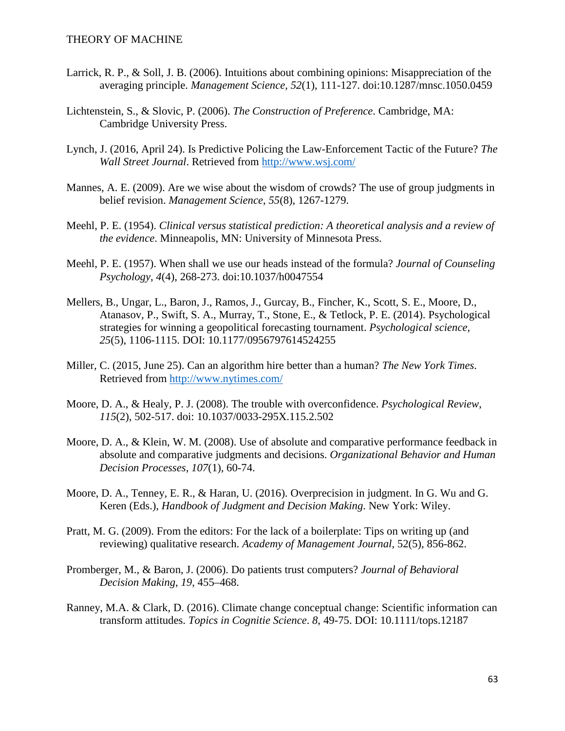Larrick, R. P., & Soll, J. B. (2006). Intuitions about combining opinions: Misappreciation of the averaging principle. *Management Science*, *52*(1), 111-127. doi:10.1287/mnsc.1050.0459

Lichtenstein, S., & Slovic, P. (2006). *The Construction of Preference*. Cambridge, MA: Cambridge University Press.

Lynch, J. (2016, April 24). Is Predictive Policing the Law-Enforcement Tactic of the Future? *The Wall Street Journal*. Retrieved from http://www.wsj.com/

Mannes, A. E. (2009). Are we wise about the wisdom of crowds? The use of group judgments in belief revision. *Management Science*, *55*(8), 1267-1279.

Meehl, P. E. (1954). *Clinical versus statistical prediction: A theoretical analysis and a review of the evidence*. Minneapolis, MN: University of Minnesota Press.

Meehl, P. E. (1957). When shall we use our heads instead of the formula? *Journal of Counseling Psychology*, *4*(4), 268-273. doi:10.1037/h0047554

Mellers, B., Ungar, L., Baron, J., Ramos, J., Gurcay, B., Fincher, K., Scott, S. E., Moore, D., Atanasov, P., Swift, S. A., Murray, T., Stone, E., & Tetlock, P. E. (2014). Psychological strategies for winning a geopolitical forecasting tournament. *Psychological science*, *25*(5), 1106-1115. DOI: 10.1177/0956797614524255

Miller, C. (2015, June 25). Can an algorithm hire better than a human? *The New York Times*. Retrieved from http://www.nytimes.com/

Moore, D. A., & Healy, P. J. (2008). The trouble with overconfidence. *Psychological Review*, *115*(2), 502-517. doi: 10.1037/0033-295X.115.2.502

Moore, D. A., & Klein, W. M. (2008). Use of absolute and comparative performance feedback in absolute and comparative judgments and decisions. *Organizational Behavior and Human Decision Processes*, *107*(1), 60-74.

Moore, D. A., Tenney, E. R., & Haran, U. (2016). Overprecision in judgment. In G. Wu and G. Keren (Eds.), *Handbook of Judgment and Decision Making*. New York: Wiley.

Pratt, M. G. (2009). From the editors: For the lack of a boilerplate: Tips on writing up (and reviewing) qualitative research. *Academy of Management Journal*, 52(5), 856-862.

Promberger, M., & Baron, J. (2006). Do patients trust computers? *Journal of Behavioral Decision Making*, *19*, 455–468.

Ranney, M.A. & Clark, D. (2016). Climate change conceptual change: Scientific information can transform attitudes. *Topics in Cognitie Science*. *8*, 49-75. DOI: 10.1111/tops.12187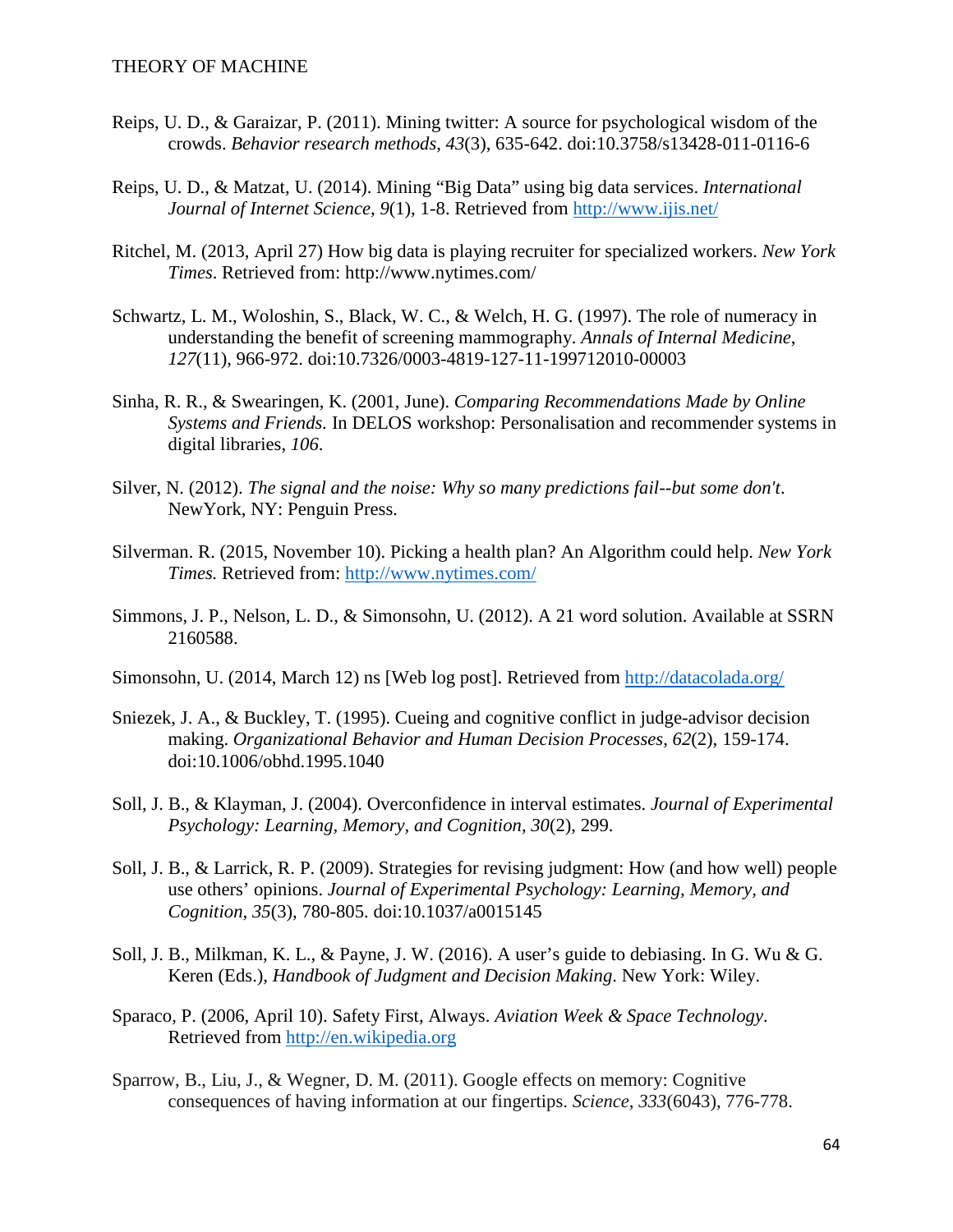Reips, U. D., & Garaizar, P. (2011). Mining twitter: A source for psychological wisdom of the crowds. *Behavior research methods*, *43*(3), 635-642. doi:10.3758/s13428-011-0116-6

Reips, U. D., & Matzat, U. (2014). Mining "Big Data" using big data services. *International Journal of Internet Science*, *9*(1), 1-8. Retrieved from http://www.ijis.net/

Ritchel, M. (2013, April 27) How big data is playing recruiter for specialized workers. *New York Times*. Retrieved from: http://www.nytimes.com/

Schwartz, L. M., Woloshin, S., Black, W. C., & Welch, H. G. (1997). The role of numeracy in understanding the benefit of screening mammography. *Annals of Internal Medicine*, *127*(11), 966-972. doi:10.7326/0003-4819-127-11-199712010-00003

Sinha, R. R., & Swearingen, K. (2001, June). *Comparing Recommendations Made by Online Systems and Friends.* In DELOS workshop: Personalisation and recommender systems in digital libraries, *106*.

Silver, N. (2012). *The signal and the noise: Why so many predictions fail--but some don't*. NewYork, NY: Penguin Press.

Silverman. R. (2015, November 10). Picking a health plan? An Algorithm could help. *New York Times.* Retrieved from: http://www.nytimes.com/

Simmons, J. P., Nelson, L. D., & Simonsohn, U. (2012). A 21 word solution. Available at SSRN 2160588.

Simonsohn, U. (2014, March 12) ns [Web log post]. Retrieved from http://datacolada.org/

Sniezek, J. A., & Buckley, T. (1995). Cueing and cognitive conflict in judge-advisor decision making. *Organizational Behavior and Human Decision Processes*, *62*(2), 159-174. doi:10.1006/obhd.1995.1040

Soll, J. B., & Klayman, J. (2004). Overconfidence in interval estimates. *Journal of Experimental Psychology: Learning, Memory, and Cognition*, *30*(2), 299.

Soll, J. B., & Larrick, R. P. (2009). Strategies for revising judgment: How (and how well) people use others' opinions. *Journal of Experimental Psychology: Learning, Memory, and Cognition*, *35*(3), 780-805. doi:10.1037/a0015145

Soll, J. B., Milkman, K. L., & Payne, J. W. (2016). A user's guide to debiasing. In G. Wu & G. Keren (Eds.), *Handbook of Judgment and Decision Making*. New York: Wiley.

Sparaco, P. (2006, April 10). Safety First, Always. *Aviation Week & Space Technology*. Retrieved from http://en.wikipedia.org

Sparrow, B., Liu, J., & Wegner, D. M. (2011). Google effects on memory: Cognitive consequences of having information at our fingertips. *Science*, *333*(6043), 776-778.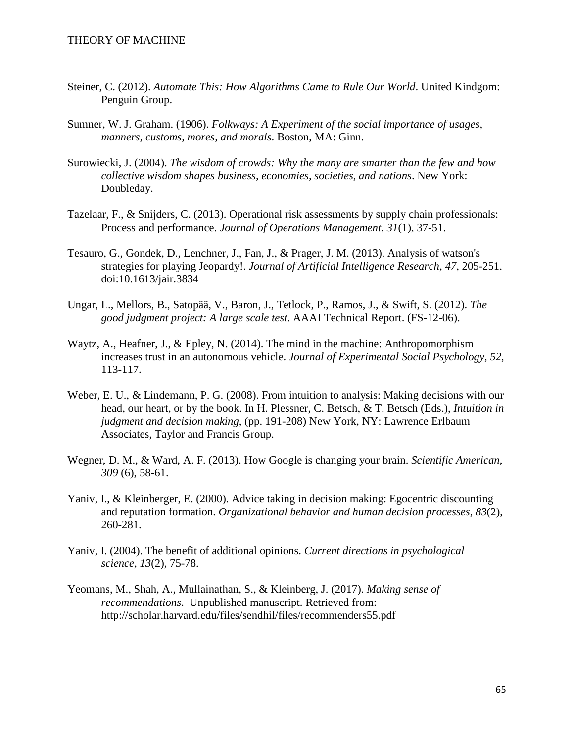Steiner, C. (2012). *Automate This: How Algorithms Came to Rule Our World*. United Kindgom: Penguin Group.

Sumner, W. J. Graham. (1906). *Folkways: A Experiment of the social importance of usages, manners, customs, mores, and morals*. Boston, MA: Ginn.

Surowiecki, J. (2004). *The wisdom of crowds: Why the many are smarter than the few and how collective wisdom shapes business, economies, societies, and nations*. New York: Doubleday.

Tazelaar, F., & Snijders, C. (2013). Operational risk assessments by supply chain professionals: Process and performance. *Journal of Operations Management*, *31*(1), 37-51.

Tesauro, G., Gondek, D., Lenchner, J., Fan, J., & Prager, J. M. (2013). Analysis of watson's strategies for playing Jeopardy!. *Journal of Artificial Intelligence Research*, *47*, 205-251. doi:10.1613/jair.3834

Ungar, L., Mellors, B., Satopää, V., Baron, J., Tetlock, P., Ramos, J., & Swift, S. (2012). *The good judgment project: A large scale test*. AAAI Technical Report. (FS-12-06).

Waytz, A., Heafner, J., & Epley, N. (2014). The mind in the machine: Anthropomorphism increases trust in an autonomous vehicle. *Journal of Experimental Social Psychology*, *52*, 113-117.

Weber, E. U., & Lindemann, P. G. (2008). From intuition to analysis: Making decisions with our head, our heart, or by the book. In H. Plessner, C. Betsch, & T. Betsch (Eds.), *Intuition in judgment and decision making*, (pp. 191-208) New York, NY: Lawrence Erlbaum Associates, Taylor and Francis Group.

Wegner, D. M., & Ward, A. F. (2013). How Google is changing your brain. *Scientific American*, *309* (6), 58-61.

Yaniv, I., & Kleinberger, E. (2000). Advice taking in decision making: Egocentric discounting and reputation formation. *Organizational behavior and human decision processes*, *83*(2), 260-281.

Yaniv, I. (2004). The benefit of additional opinions. *Current directions in psychological science*, *13*(2), 75-78.

Yeomans, M., Shah, A., Mullainathan, S., & Kleinberg, J. (2017). *Making sense of recommendations*. Unpublished manuscript. Retrieved from: http://scholar.harvard.edu/files/sendhil/files/recommenders55.pdf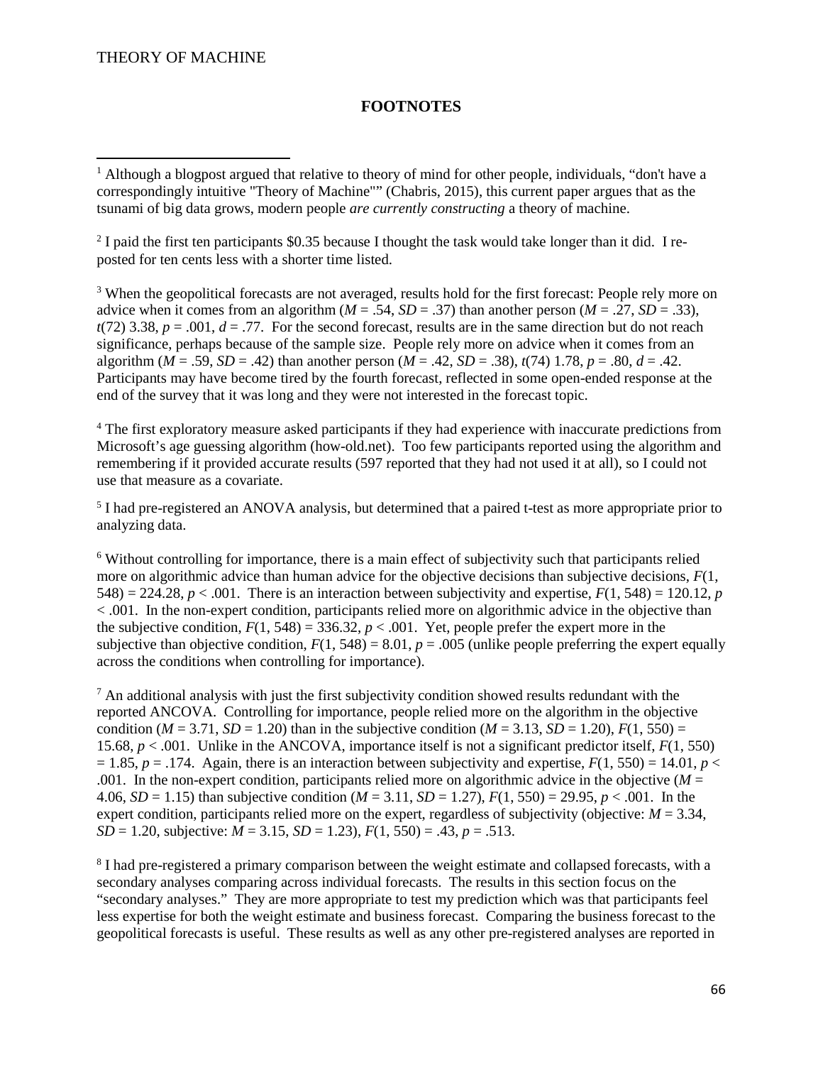## FOOTNOTES

[1] Although a blogpost argued that relative to theory of mind for other people, individuals, "don't have a correspondingly intuitive "Theory of Machine"" (Chabris, 2015), this current paper argues that as the tsunami of big data grows, modern people *are currently constructing* a theory of machine.

[2] I paid the first ten participants \$0.35 because I thought the task would take longer than it did. I re-posted for ten cents less with a shorter time listed.

[3] When the geopolitical forecasts are not averaged, results hold for the first forecast: People rely more on advice when it comes from an algorithm ($M = .54$, $SD = .37$) than another person ($M = .27$, $SD = .33$), $t(72)$ 3.38, $p = .001$, $d = .77$. For the second forecast, results are in the same direction but do not reach significance, perhaps because of the sample size. People rely more on advice when it comes from an algorithm ($M = .59$, $SD = .42$) than another person ($M = .42$, $SD = .38$), $t(74)$ 1.78, $p = .80$, $d = .42$. Participants may have become tired by the fourth forecast, reflected in some open-ended response at the end of the survey that it was long and they were not interested in the forecast topic.

[4] The first exploratory measure asked participants if they had experience with inaccurate predictions from Microsoft's age guessing algorithm (how-old.net). Too few participants reported using the algorithm and remembering if it provided accurate results (597 reported that they had not used it at all), so I could not use that measure as a covariate.

[5] I had pre-registered an ANOVA analysis, but determined that a paired t-test as more appropriate prior to analyzing data.

[6] Without controlling for importance, there is a main effect of subjectivity such that participants relied more on algorithmic advice than human advice for the objective decisions than subjective decisions, $F(1, 548) = 224.28$, $p < .001$. There is an interaction between subjectivity and expertise, $F(1, 548) = 120.12$, $p < .001$. In the non-expert condition, participants relied more on algorithmic advice in the objective than the subjective condition, $F(1, 548) = 336.32$, $p < .001$. Yet, people prefer the expert more in the subjective than objective condition, $F(1, 548) = 8.01$, $p = .005$ (unlike people preferring the expert equally across the conditions when controlling for importance).

[7] An additional analysis with just the first subjectivity condition showed results redundant with the reported ANCOVA. Controlling for importance, people relied more on the algorithm in the objective condition ($M = 3.71$, $SD = 1.20$) than in the subjective condition ($M = 3.13$, $SD = 1.20$), $F(1, 550) = 15.68$, $p < .001$. Unlike in the ANCOVA, importance itself is not a significant predictor itself, $F(1, 550) = 1.85$, $p = .174$. Again, there is an interaction between subjectivity and expertise, $F(1, 550) = 14.01$, $p < .001$. In the non-expert condition, participants relied more on algorithmic advice in the objective ($M = 4.06$, $SD = 1.15$) than subjective condition ($M = 3.11$, $SD = 1.27$), $F(1, 550) = 29.95$, $p < .001$. In the expert condition, participants relied more on the expert, regardless of subjectivity (objective: $M = 3.34$, $SD = 1.20$, subjective: $M = 3.15$, $SD = 1.23$), $F(1, 550) = .43$, $p = .513$.

[8] I had pre-registered a primary comparison between the weight estimate and collapsed forecasts, with a secondary analyses comparing across individual forecasts. The results in this section focus on the "secondary analyses." They are more appropriate to test my prediction which was that participants feel less expertise for both the weight estimate and business forecast. Comparing the business forecast to the geopolitical forecasts is useful. These results as well as any other pre-registered analyses are reported in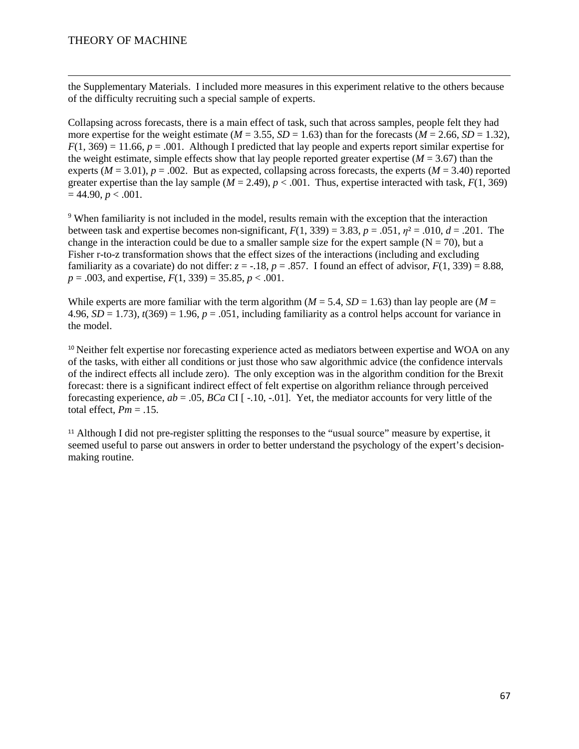the Supplementary Materials. I included more measures in this experiment relative to the others because of the difficulty recruiting such a special sample of experts.

Collapsing across forecasts, there is a main effect of task, such that across samples, people felt they had more expertise for the weight estimate (*M* = 3.55, *SD* = 1.63) than for the forecasts (*M* = 2.66, *SD* = 1.32), $F(1, 369) = 11.66$, $p = .001$. Although I predicted that lay people and experts report similar expertise for the weight estimate, simple effects show that lay people reported greater expertise (*M* = 3.67) than the experts (*M* = 3.01), $p = .002$. But as expected, collapsing across forecasts, the experts (*M* = 3.40) reported greater expertise than the lay sample (*M* = 2.49), $p < .001$. Thus, expertise interacted with task, $F(1, 369) = 44.90$, $p < .001$.

[9] When familiarity is not included in the model, results remain with the exception that the interaction between task and expertise becomes non-significant, $F(1, 339) = 3.83$, $p = .051$, $\eta^2 = .010$, $d = .201$. The change in the interaction could be due to a smaller sample size for the expert sample (N = 70), but a Fisher r-to-z transformation shows that the effect sizes of the interactions (including and excluding familiarity as a covariate) do not differ: $z = -.18$, $p = .857$. I found an effect of advisor, $F(1, 339) = 8.88$, $p = .003$, and expertise, $F(1, 339) = 35.85$, $p < .001$.

While experts are more familiar with the term algorithm (*M* = 5.4, *SD* = 1.63) than lay people are (*M* = 4.96, *SD* = 1.73), $t(369) = 1.96$, $p = .051$, including familiarity as a control helps account for variance in the model.

[10] Neither felt expertise nor forecasting experience acted as mediators between expertise and WOA on any of the tasks, with either all conditions or just those who saw algorithmic advice (the confidence intervals of the indirect effects all include zero). The only exception was in the algorithm condition for the Brexit forecast: there is a significant indirect effect of felt expertise on algorithm reliance through perceived forecasting experience, $ab = .05$, *BCa* CI [ -.10, -.01]. Yet, the mediator accounts for very little of the total effect, $Pm = .15$.

[11] Although I did not pre-register splitting the responses to the "usual source" measure by expertise, it seemed useful to parse out answers in order to better understand the psychology of the expert's decision-making routine.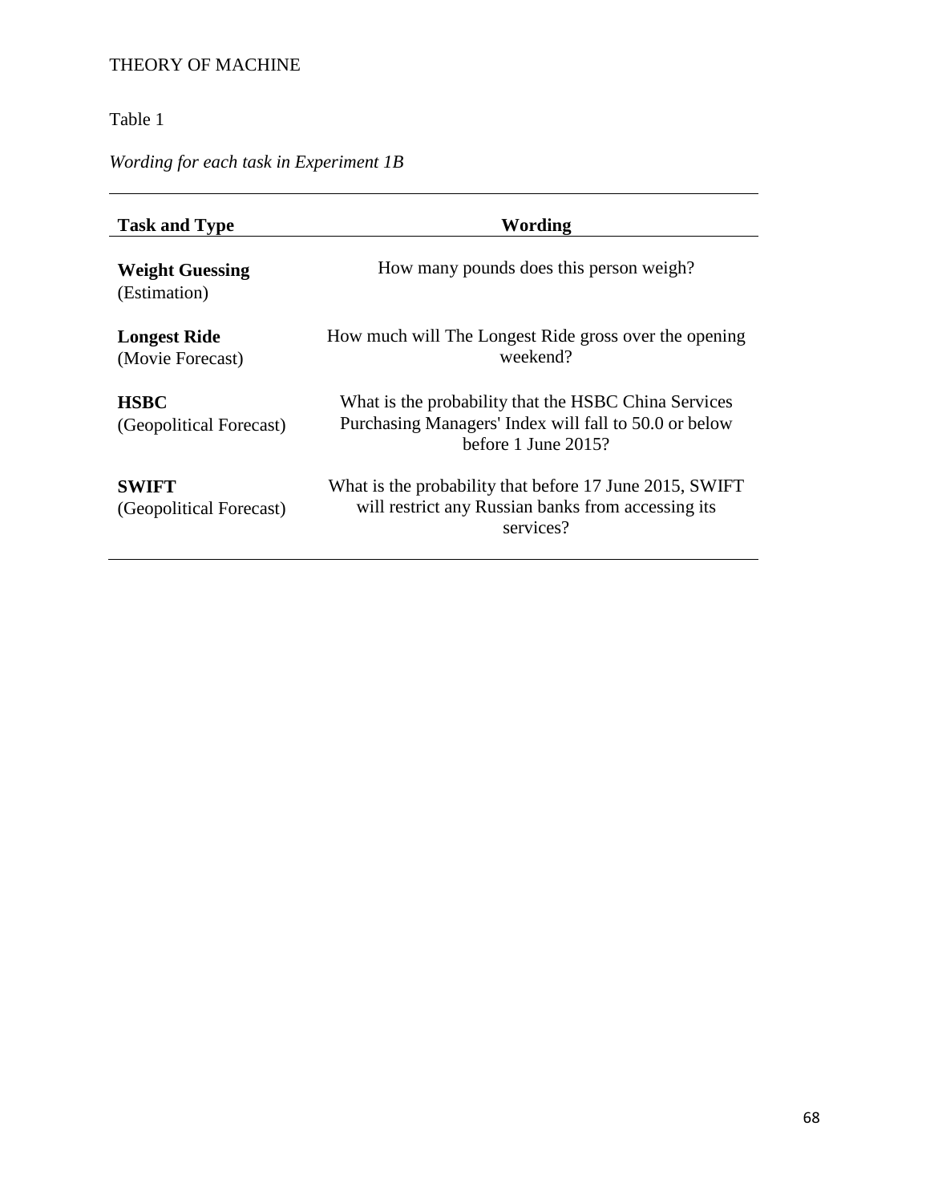Table 1

*Wording for each task in Experiment 1B*

| Task and Type | Wording |
|---|---|
| **Weight Guessing** (Estimation) | How many pounds does this person weigh? |
| **Longest Ride** (Movie Forecast) | How much will The Longest Ride gross over the opening weekend? |
| **HSBC** (Geopolitical Forecast) | What is the probability that the HSBC China Services Purchasing Managers' Index will fall to 50.0 or below before 1 June 2015? |
| **SWIFT** (Geopolitical Forecast) | What is the probability that before 17 June 2015, SWIFT will restrict any Russian banks from accessing its services? |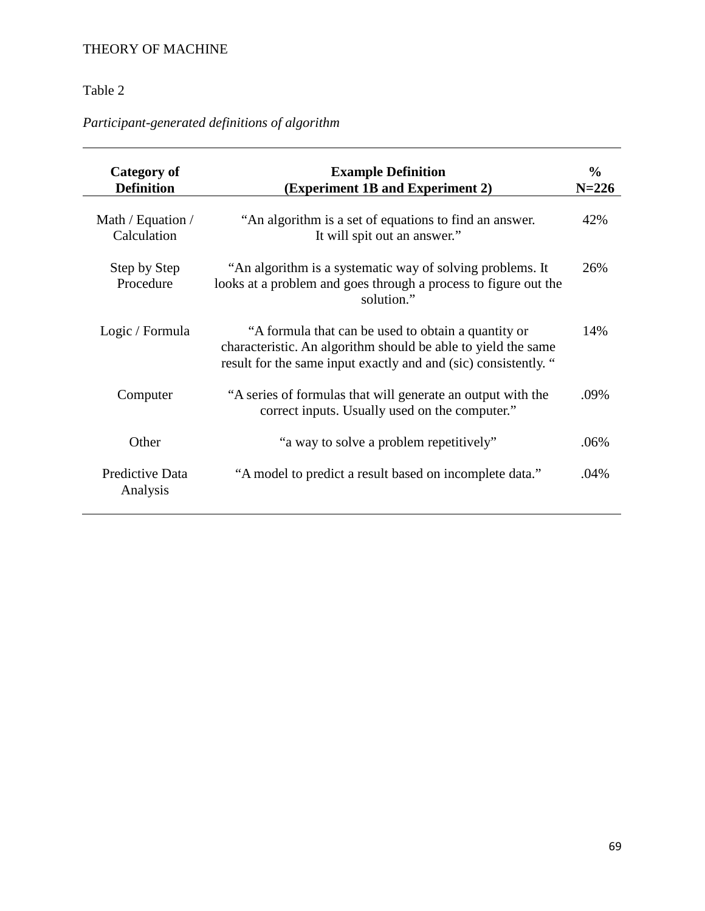Table 2

*Participant-generated definitions of algorithm*

| Category of Definition | Example Definition (Experiment 1B and Experiment 2) | % N=226 |
|---|---|---|
| Math / Equation / Calculation | "An algorithm is a set of equations to find an answer. It will spit out an answer." | 42% |
| Step by Step Procedure | "An algorithm is a systematic way of solving problems. It looks at a problem and goes through a process to figure out the solution." | 26% |
| Logic / Formula | "A formula that can be used to obtain a quantity or characteristic. An algorithm should be able to yield the same result for the same input exactly and and (sic) consistently. " | 14% |
| Computer | "A series of formulas that will generate an output with the correct inputs. Usually used on the computer." | .09% |
| Other | "a way to solve a problem repetitively" | .06% |
| Predictive Data Analysis | "A model to predict a result based on incomplete data." | .04% |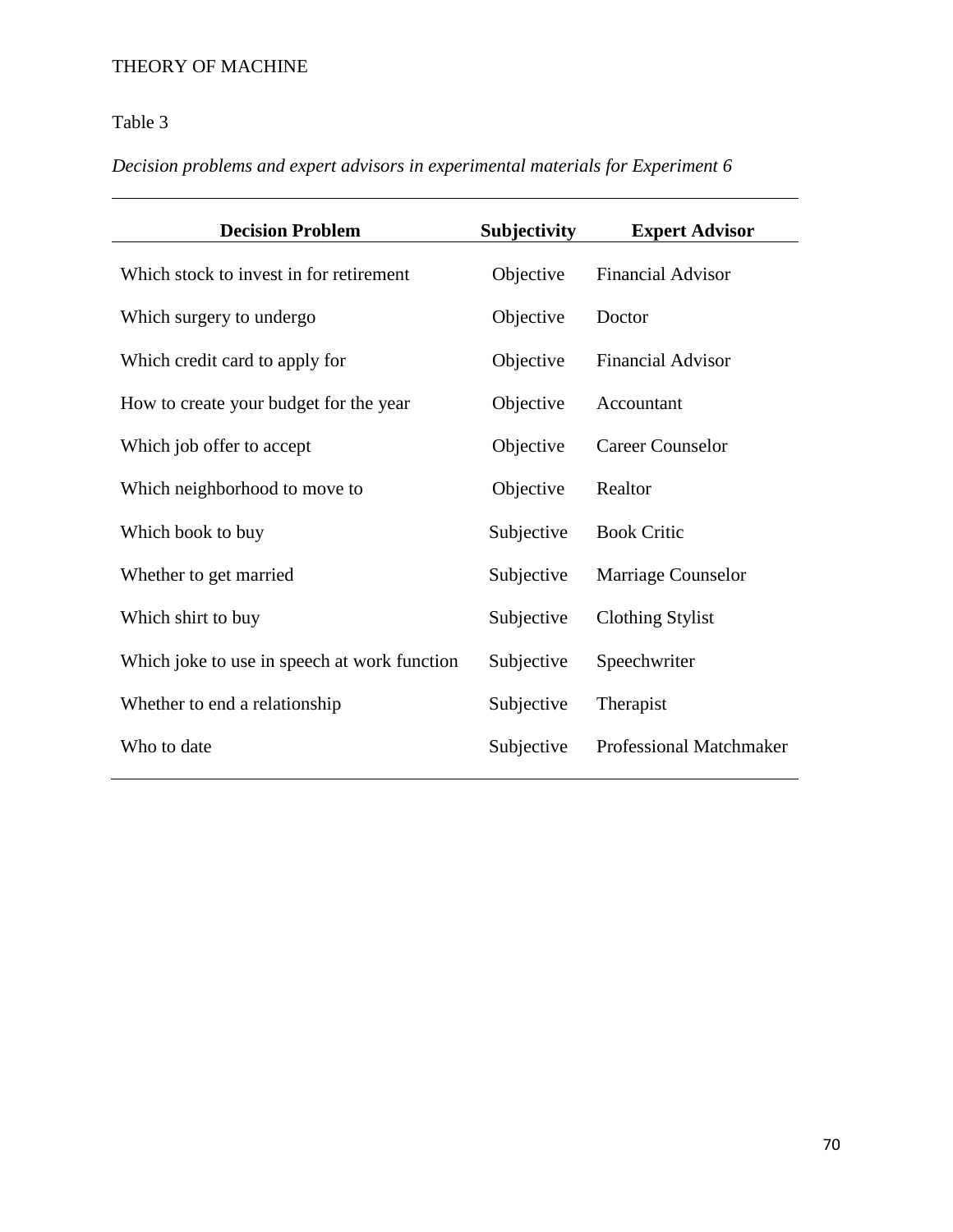Table 3

*Decision problems and expert advisors in experimental materials for Experiment 6*

| Decision Problem | Subjectivity | Expert Advisor |
|---|---|---|
| Which stock to invest in for retirement | Objective | Financial Advisor |
| Which surgery to undergo | Objective | Doctor |
| Which credit card to apply for | Objective | Financial Advisor |
| How to create your budget for the year | Objective | Accountant |
| Which job offer to accept | Objective | Career Counselor |
| Which neighborhood to move to | Objective | Realtor |
| Which book to buy | Subjective | Book Critic |
| Whether to get married | Subjective | Marriage Counselor |
| Which shirt to buy | Subjective | Clothing Stylist |
| Which joke to use in speech at work function | Subjective | Speechwriter |
| Whether to end a relationship | Subjective | Therapist |
| Who to date | Subjective | Professional Matchmaker |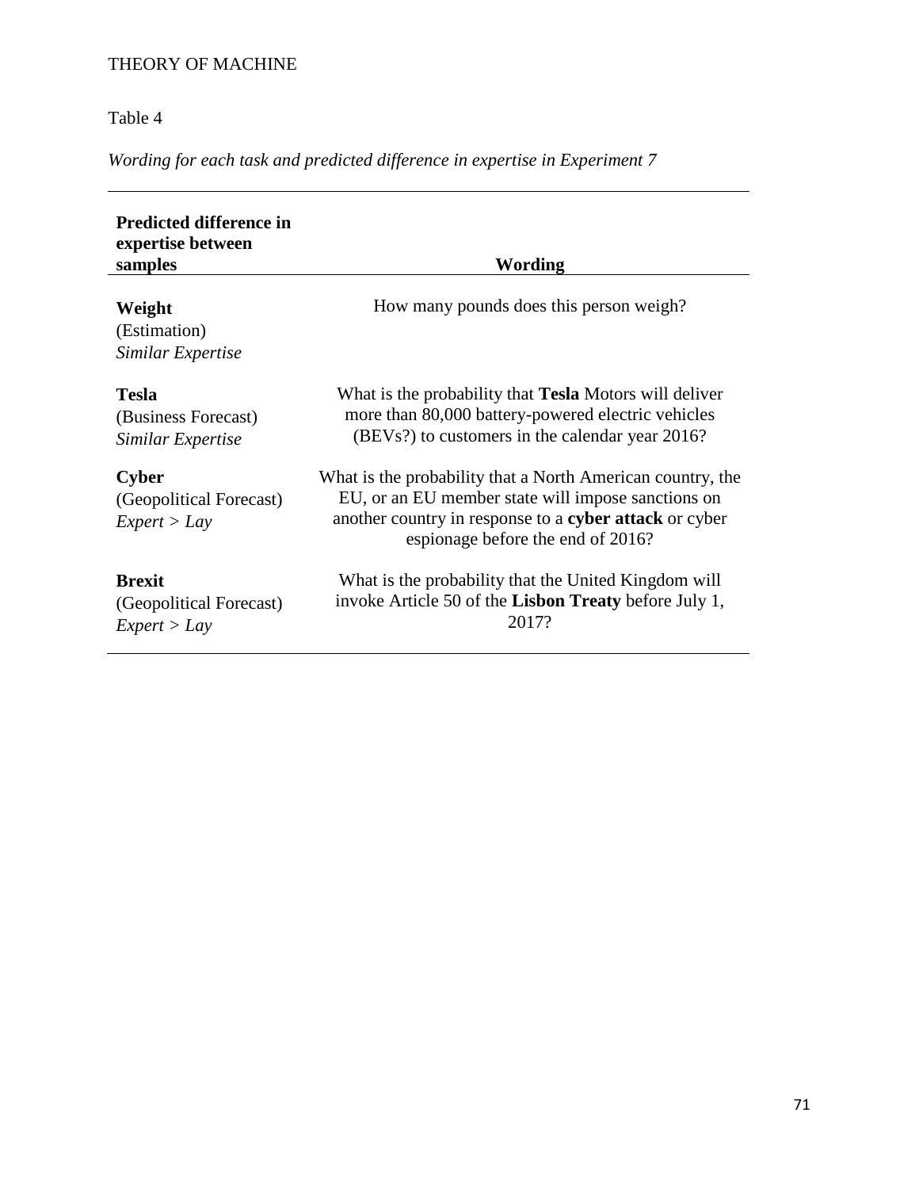Table 4

*Wording for each task and predicted difference in expertise in Experiment 7*

| Predicted difference in expertise between samples | Wording |
|---|---|
| **Weight**<br>(Estimation)<br>*Similar Expertise* | How many pounds does this person weigh? |
| **Tesla**<br>(Business Forecast)<br>*Similar Expertise* | What is the probability that **Tesla** Motors will deliver more than 80,000 battery-powered electric vehicles (BEVs?) to customers in the calendar year 2016? |
| **Cyber**<br>(Geopolitical Forecast)<br>*Expert > Lay* | What is the probability that a North American country, the EU, or an EU member state will impose sanctions on another country in response to a **cyber attack** or cyber espionage before the end of 2016? |
| **Brexit**<br>(Geopolitical Forecast)<br>*Expert > Lay* | What is the probability that the United Kingdom will invoke Article 50 of the **Lisbon Treaty** before July 1, 2017? |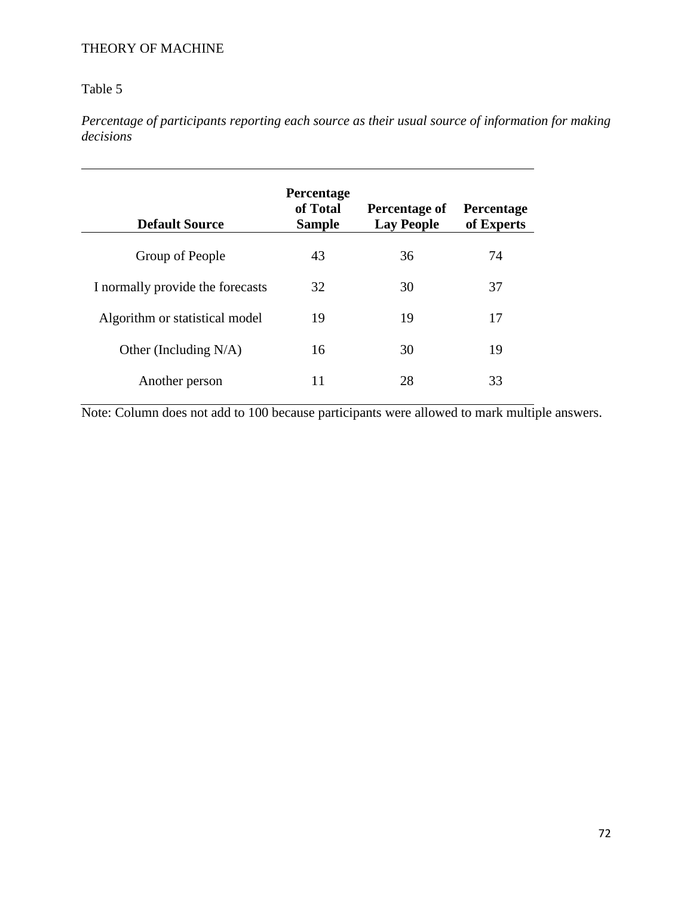Table 5

*Percentage of participants reporting each source as their usual source of information for making decisions*

| Default Source | Percentage of Total Sample | Percentage of Lay People | Percentage of Experts |
|---|---|---|---|
| Group of People | 43 | 36 | 74 |
| I normally provide the forecasts | 32 | 30 | 37 |
| Algorithm or statistical model | 19 | 19 | 17 |
| Other (Including N/A) | 16 | 30 | 19 |
| Another person | 11 | 28 | 33 |

Note: Column does not add to 100 because participants were allowed to mark multiple answers.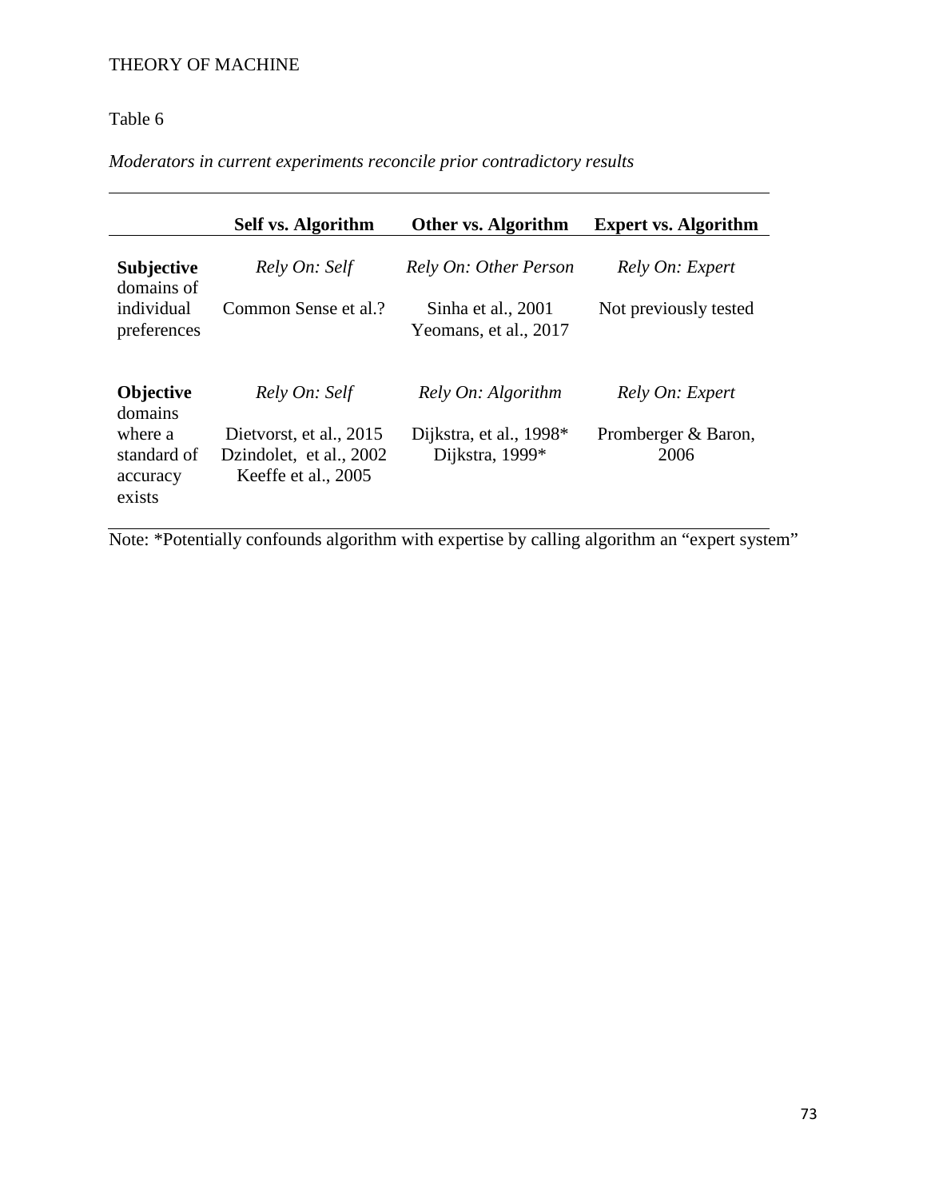Table 6

*Moderators in current experiments reconcile prior contradictory results*

| | Self vs. Algorithm | Other vs. Algorithm | Expert vs. Algorithm |
|---|---|---|---|
| **Subjective** domains of individual preferences | *Rely On: Self*<br>Common Sense et al.? | *Rely On: Other Person*<br>Sinha et al., 2001<br>Yeomans, et al., 2017 | *Rely On: Expert*<br>Not previously tested |
| **Objective** domains where a standard of accuracy exists | *Rely On: Self*<br>Dietvorst, et al., 2015<br>Dzindolet, et al., 2002<br>Keeffe et al., 2005 | *Rely On: Algorithm*<br>Dijkstra, et al., 1998*<br>Dijkstra, 1999* | *Rely On: Expert*<br>Promberger & Baron, 2006 |

Note: *Potentially confounds algorithm with expertise by calling algorithm an "expert system"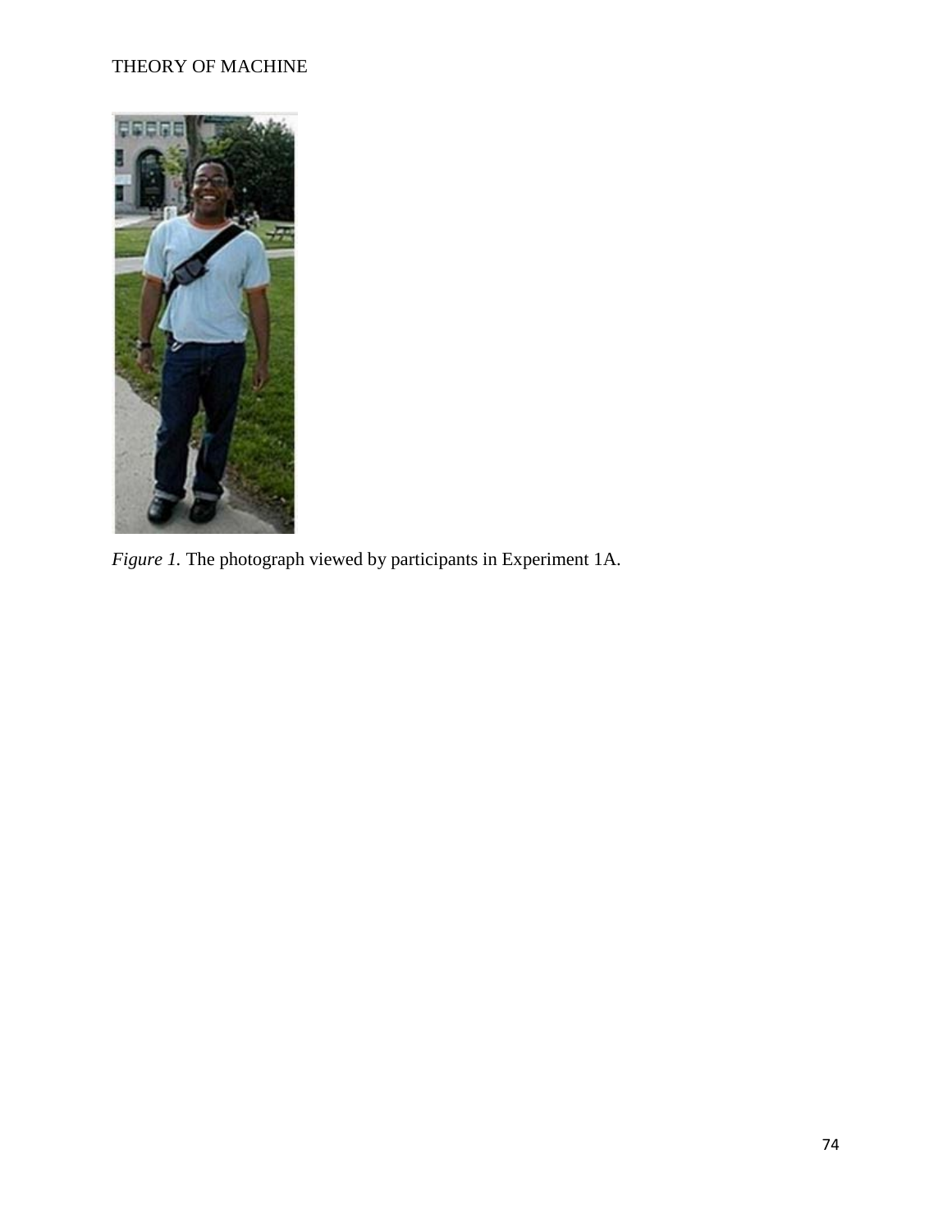*Figure 1.* The photograph viewed by participants in Experiment 1A.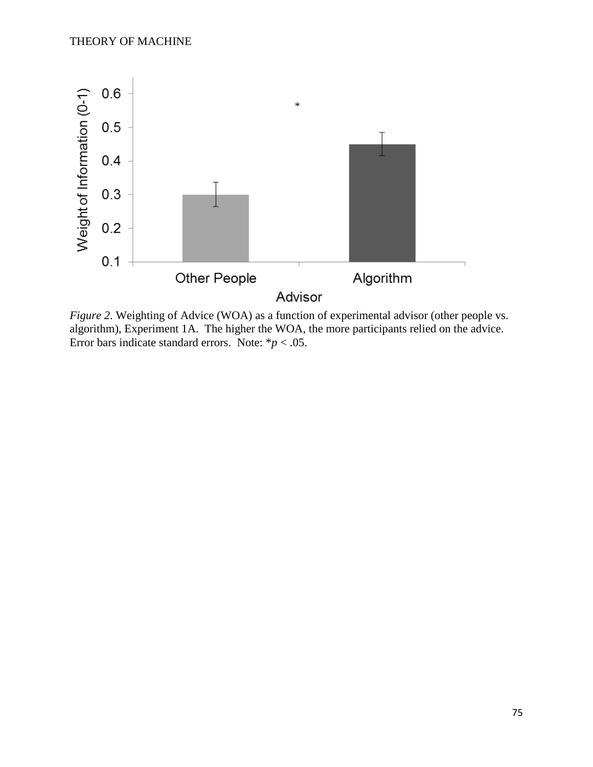*Figure 2*. Weighting of Advice (WOA) as a function of experimental advisor (other people vs. algorithm), Experiment 1A. The higher the WOA, the more participants relied on the advice. Error bars indicate standard errors. Note: *$p < .05$.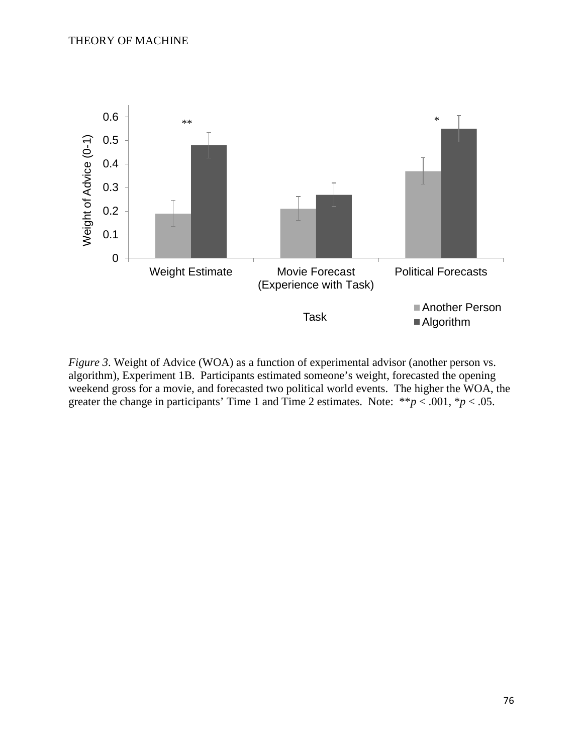*Figure 3*. Weight of Advice (WOA) as a function of experimental advisor (another person vs. algorithm), Experiment 1B. Participants estimated someone's weight, forecasted the opening weekend gross for a movie, and forecasted two political world events. The higher the WOA, the greater the change in participants' Time 1 and Time 2 estimates. Note: $^{**}p < .001$, $^{*}p < .05$.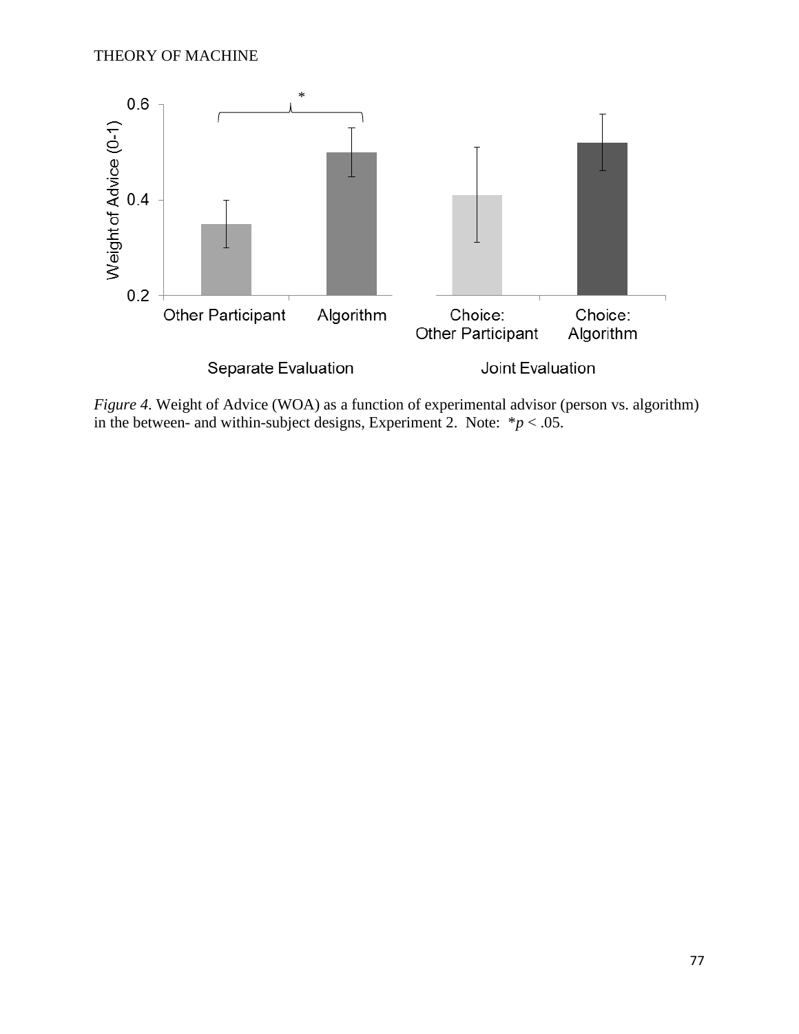*Figure 4.* Weight of Advice (WOA) as a function of experimental advisor (person vs. algorithm) in the between- and within-subject designs, Experiment 2. Note: $*p < .05$.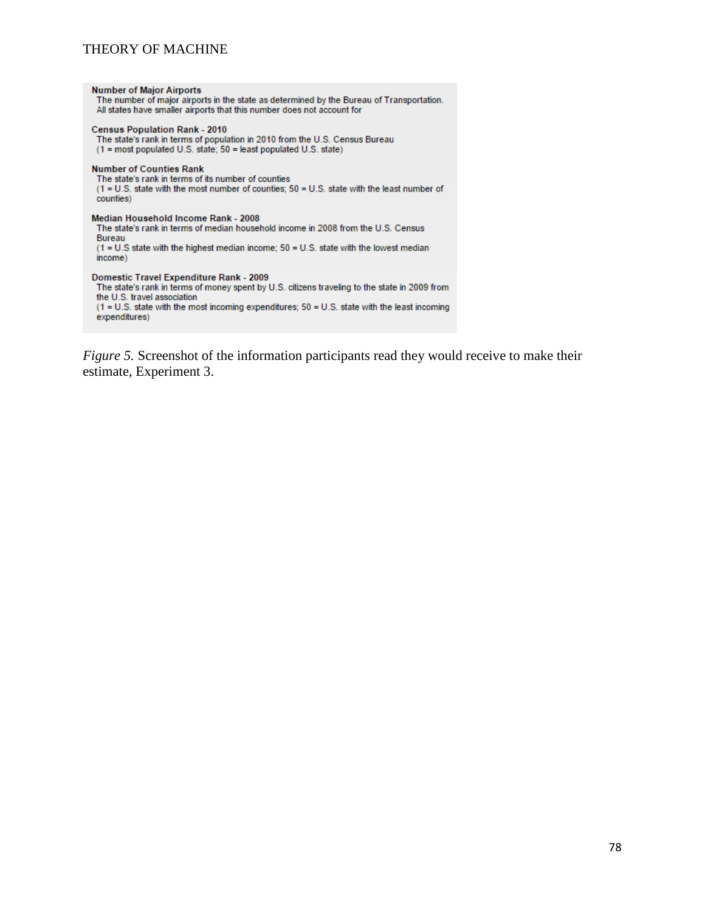**Number of Major Airports**
The number of major airports in the state as determined by the Bureau of Transportation. All states have smaller airports that this number does not account for

**Census Population Rank - 2010**
The state's rank in terms of population in 2010 from the U.S. Census Bureau
(1 = most populated U.S. state; 50 = least populated U.S. state)

**Number of Counties Rank**
The state's rank in terms of its number of counties
(1 = U.S. state with the most number of counties; 50 = U.S. state with the least number of counties)

**Median Household Income Rank - 2008**
The state's rank in terms of median household income in 2008 from the U.S. Census Bureau
(1 = U.S state with the highest median income; 50 = U.S. state with the lowest median income)

**Domestic Travel Expenditure Rank - 2009**
The state's rank in terms of money spent by U.S. citizens traveling to the state in 2009 from the U.S. travel association
(1 = U.S. state with the most incoming expenditures; 50 = U.S. state with the least incoming expenditures)

*Figure 5.* Screenshot of the information participants read they would receive to make their estimate, Experiment 3.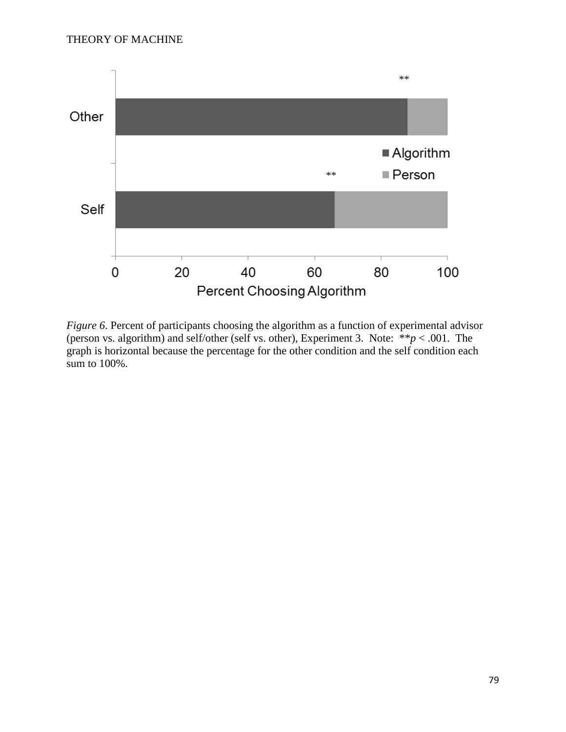*Figure 6*. Percent of participants choosing the algorithm as a function of experimental advisor (person vs. algorithm) and self/other (self vs. other), Experiment 3. Note: **$p < .001$. The graph is horizontal because the percentage for the other condition and the self condition each sum to 100%.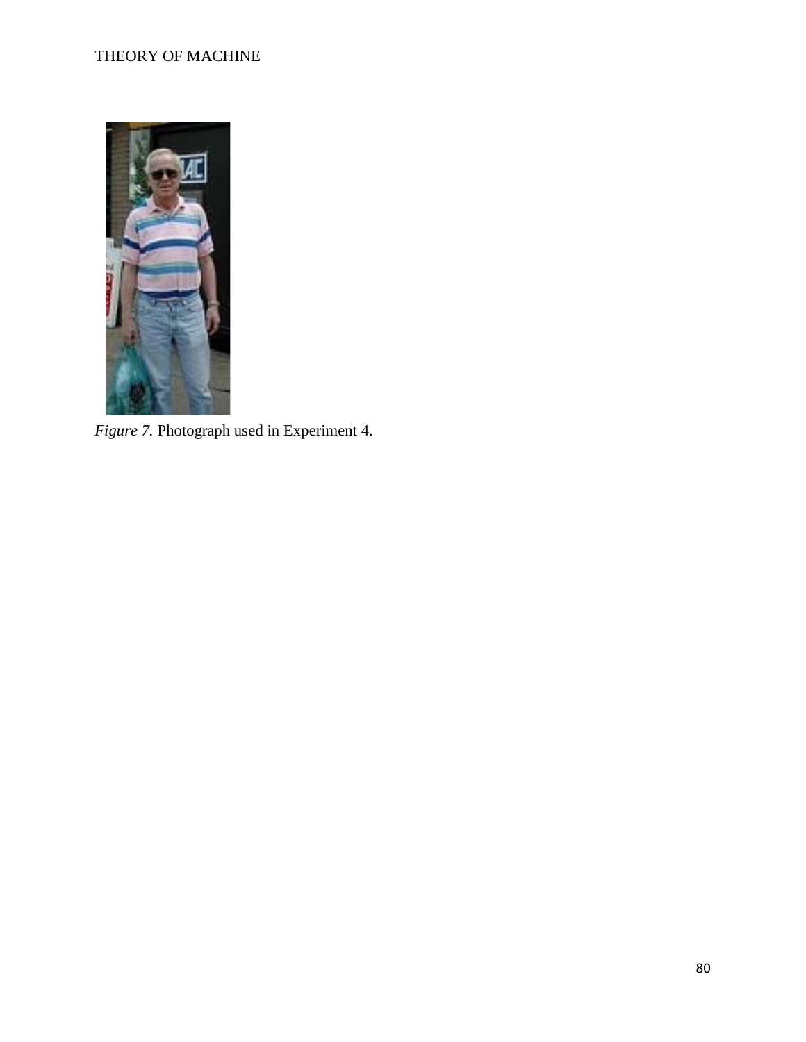*Figure 7.* Photograph used in Experiment 4.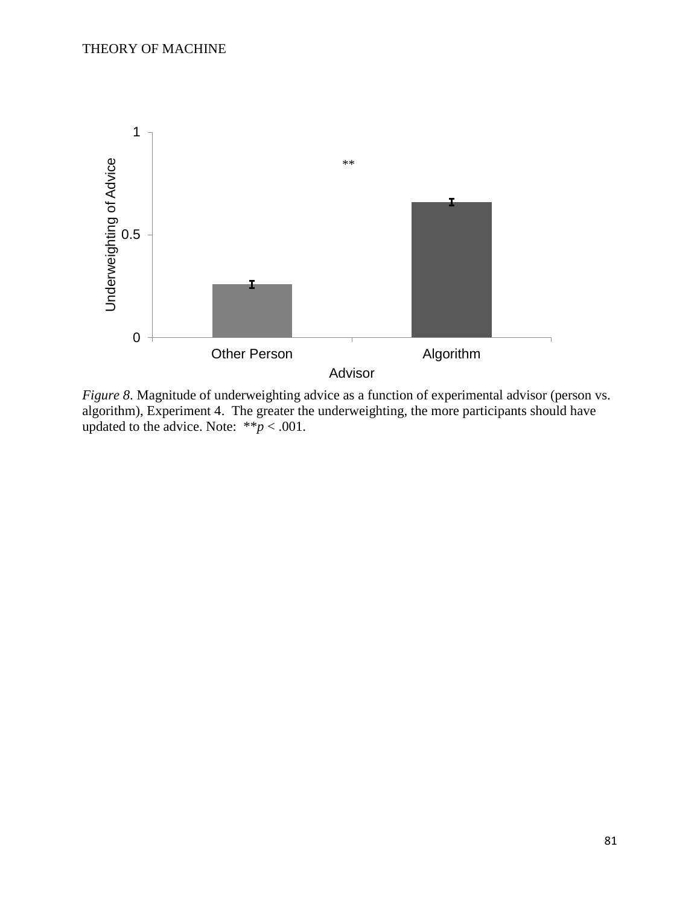*Figure 8*. Magnitude of underweighting advice as a function of experimental advisor (person vs. algorithm), Experiment 4. The greater the underweighting, the more participants should have updated to the advice. Note: $^{**}p < .001$.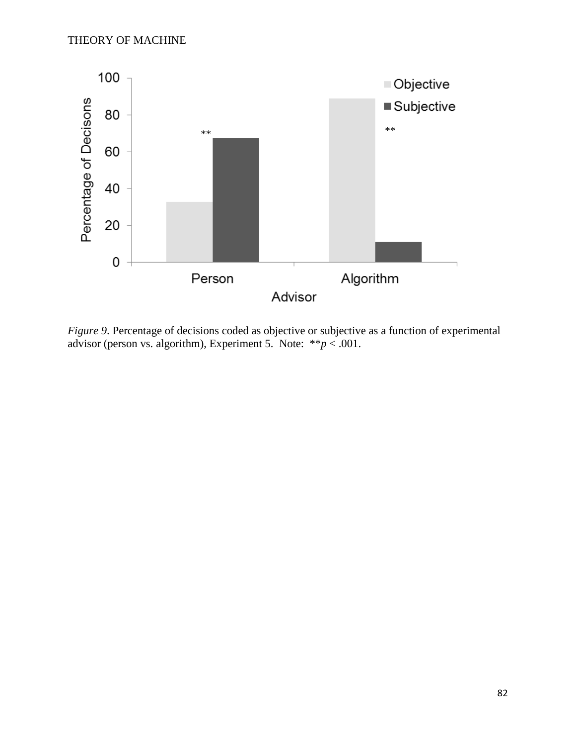*Figure 9*. Percentage of decisions coded as objective or subjective as a function of experimental advisor (person vs. algorithm), Experiment 5. Note: $^{**}p < .001$.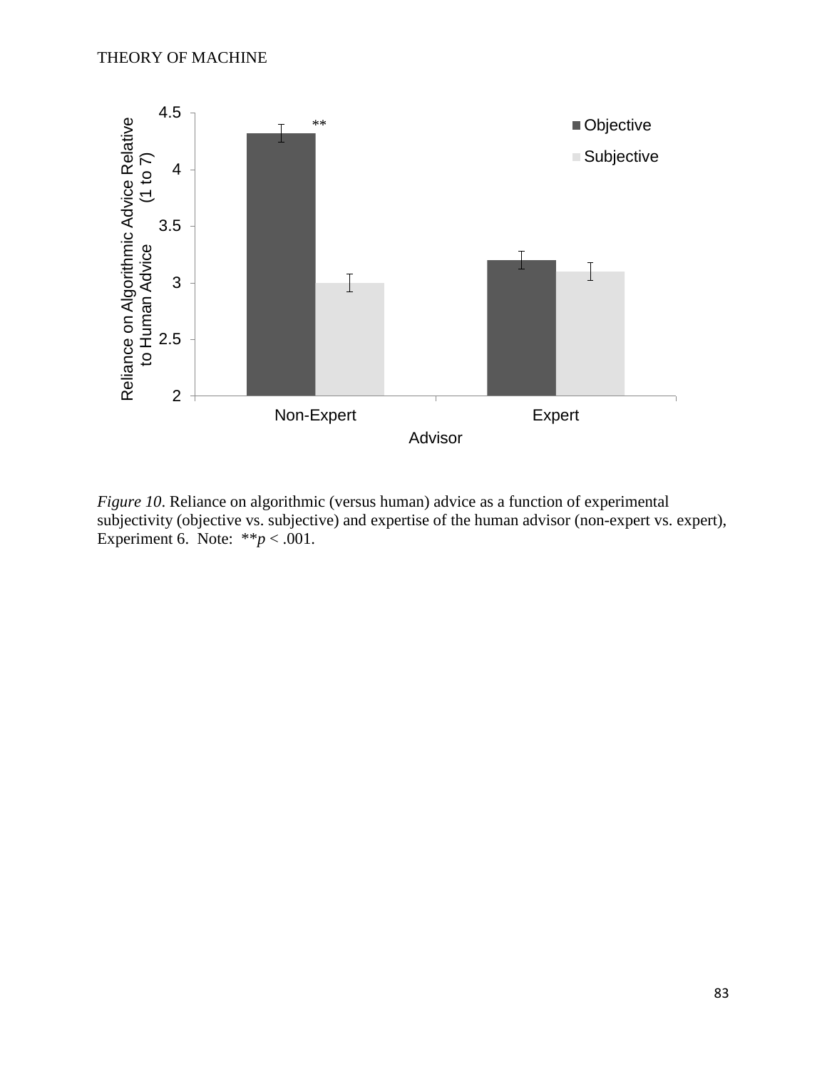*Figure 10*. Reliance on algorithmic (versus human) advice as a function of experimental subjectivity (objective vs. subjective) and expertise of the human advisor (non-expert vs. expert), Experiment 6. Note: $^{**}p < .001$.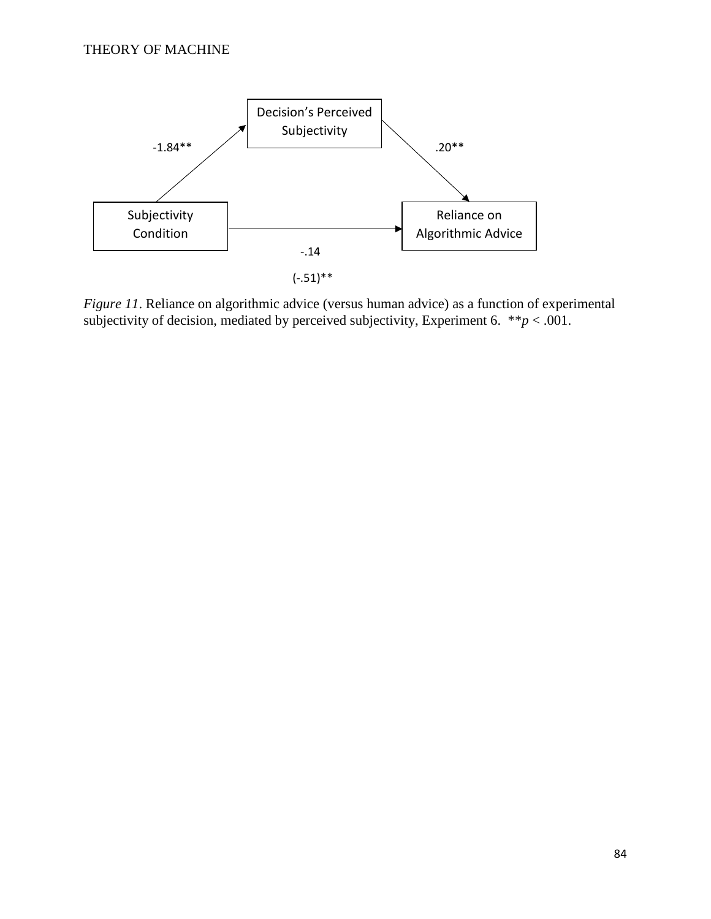Decision's Perceived Subjectivity

-1.84**

.20**

Subjectivity Condition

Reliance on Algorithmic Advice

-.14

(-.51)**

*Figure 11*. Reliance on algorithmic advice (versus human advice) as a function of experimental subjectivity of decision, mediated by perceived subjectivity, Experiment 6. $^{**}p < .001$.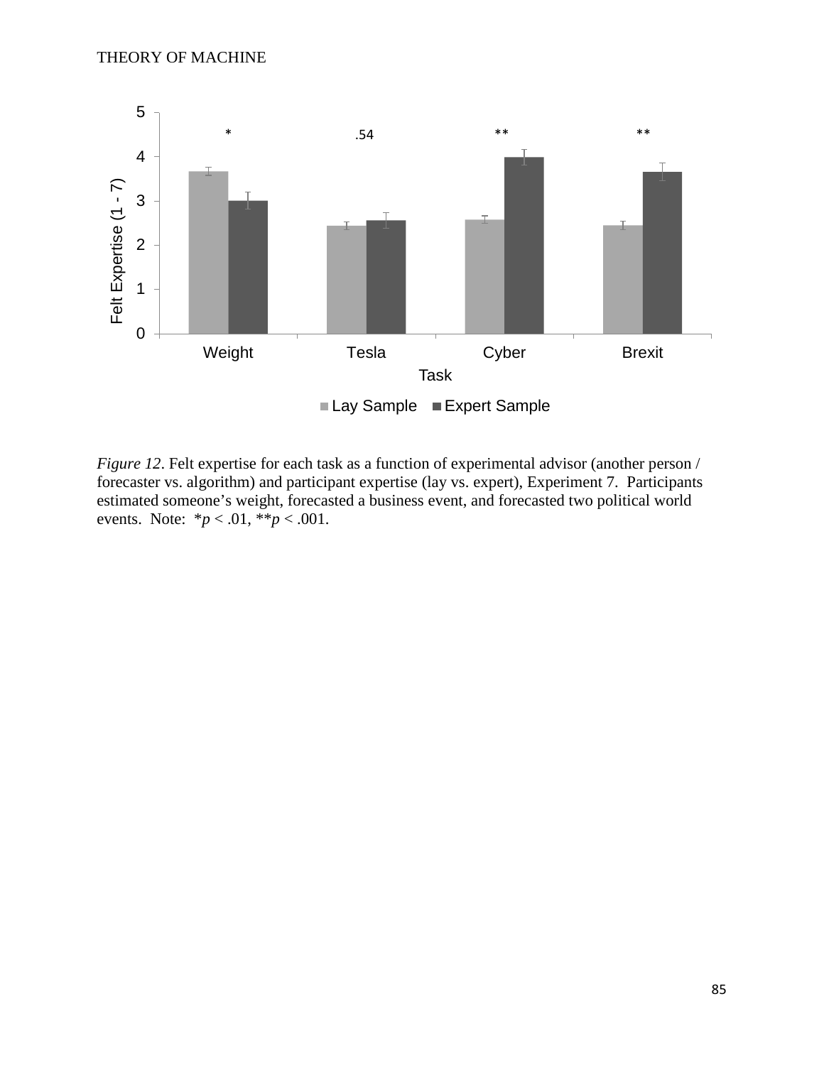*Figure 12*. Felt expertise for each task as a function of experimental advisor (another person / forecaster vs. algorithm) and participant expertise (lay vs. expert), Experiment 7. Participants estimated someone's weight, forecasted a business event, and forecasted two political world events. Note: $*p < .01$, $**p < .001$.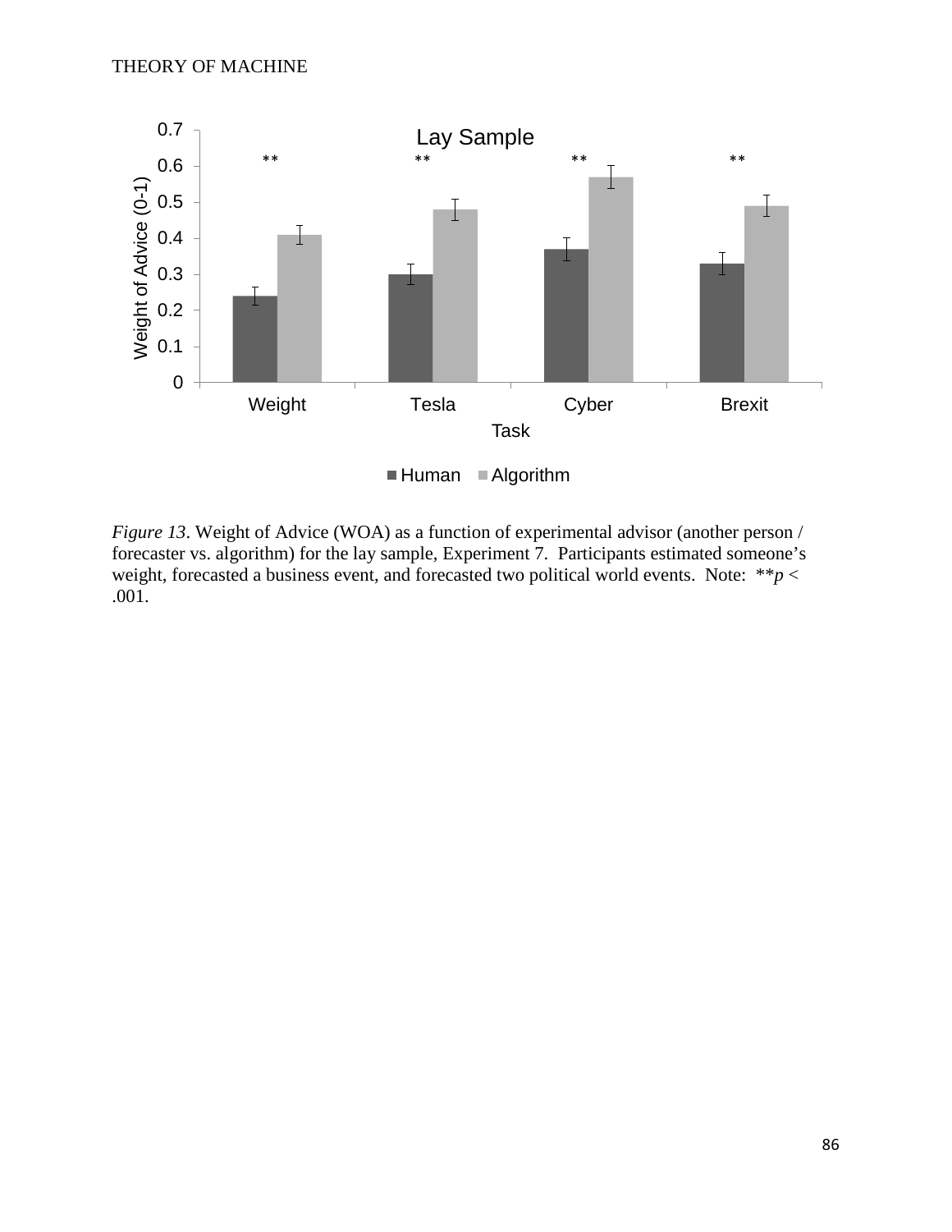*Figure 13*. Weight of Advice (WOA) as a function of experimental advisor (another person / forecaster vs. algorithm) for the lay sample, Experiment 7. Participants estimated someone's weight, forecasted a business event, and forecasted two political world events. Note: **$p < .001$.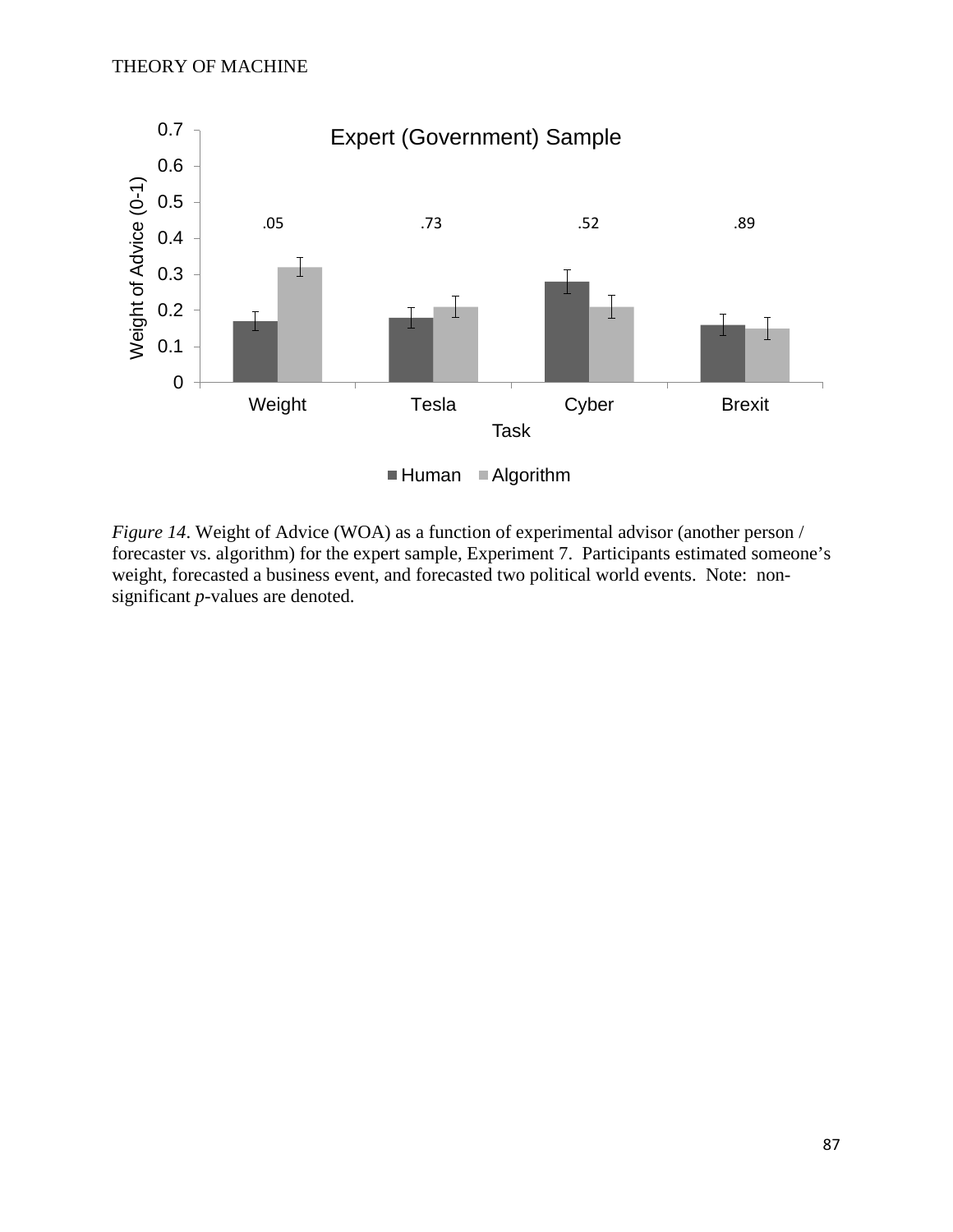*Figure 14*. Weight of Advice (WOA) as a function of experimental advisor (another person / forecaster vs. algorithm) for the expert sample, Experiment 7. Participants estimated someone's weight, forecasted a business event, and forecasted two political world events. Note: non-significant *p*-values are denoted.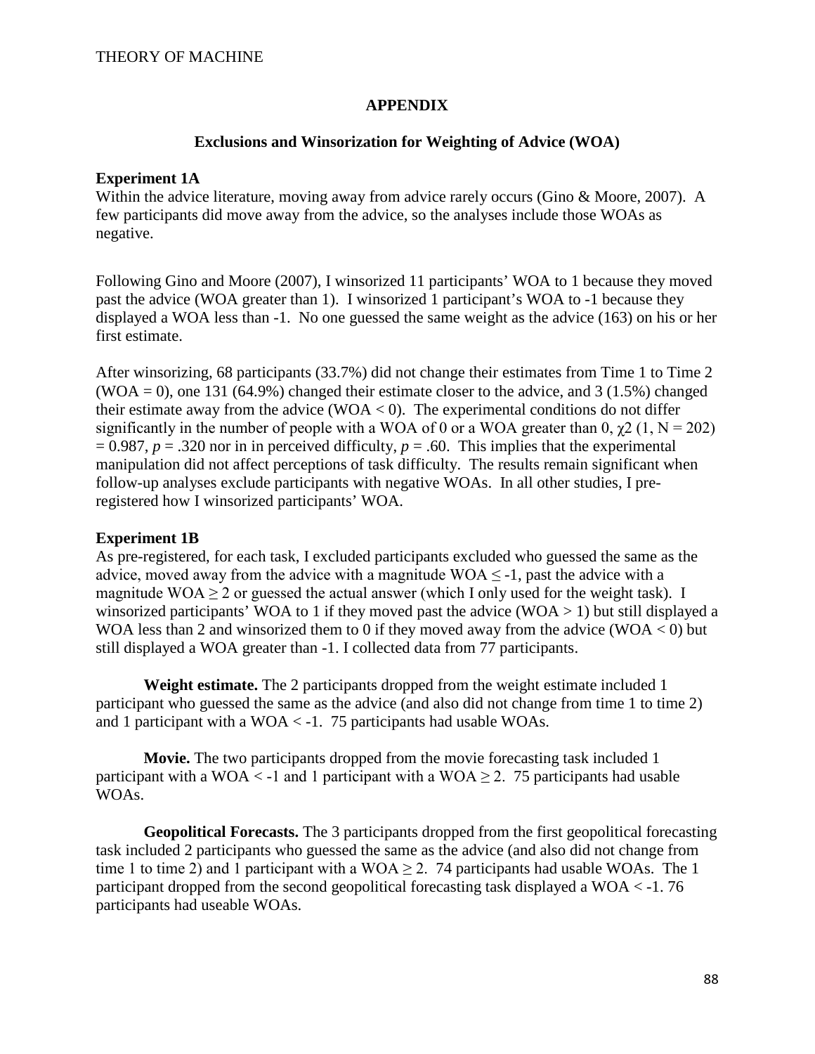## APPENDIX

### Exclusions and Winsorization for Weighting of Advice (WOA)

**Experiment 1A**

Within the advice literature, moving away from advice rarely occurs (Gino & Moore, 2007). A few participants did move away from the advice, so the analyses include those WOAs as negative.

Following Gino and Moore (2007), I winsorized 11 participants' WOA to 1 because they moved past the advice (WOA greater than 1). I winsorized 1 participant's WOA to -1 because they displayed a WOA less than -1. No one guessed the same weight as the advice (163) on his or her first estimate.

After winsorizing, 68 participants (33.7%) did not change their estimates from Time 1 to Time 2 (WOA = 0), one 131 (64.9%) changed their estimate closer to the advice, and 3 (1.5%) changed their estimate away from the advice (WOA < 0). The experimental conditions do not differ significantly in the number of people with a WOA of 0 or a WOA greater than 0, $\chi 2$ (1, N = 202) = 0.987, *p* = .320 nor in in perceived difficulty, *p* = .60. This implies that the experimental manipulation did not affect perceptions of task difficulty. The results remain significant when follow-up analyses exclude participants with negative WOAs. In all other studies, I pre-registered how I winsorized participants' WOA.

**Experiment 1B**

As pre-registered, for each task, I excluded participants excluded who guessed the same as the advice, moved away from the advice with a magnitude WOA ≤ -1, past the advice with a magnitude WOA ≥ 2 or guessed the actual answer (which I only used for the weight task). I winsorized participants' WOA to 1 if they moved past the advice (WOA > 1) but still displayed a WOA less than 2 and winsorized them to 0 if they moved away from the advice (WOA < 0) but still displayed a WOA greater than -1. I collected data from 77 participants.

**Weight estimate.** The 2 participants dropped from the weight estimate included 1 participant who guessed the same as the advice (and also did not change from time 1 to time 2) and 1 participant with a WOA < -1. 75 participants had usable WOAs.

**Movie.** The two participants dropped from the movie forecasting task included 1 participant with a WOA < -1 and 1 participant with a WOA ≥ 2. 75 participants had usable WOAs.

**Geopolitical Forecasts.** The 3 participants dropped from the first geopolitical forecasting task included 2 participants who guessed the same as the advice (and also did not change from time 1 to time 2) and 1 participant with a WOA ≥ 2. 74 participants had usable WOAs. The 1 participant dropped from the second geopolitical forecasting task displayed a WOA < -1. 76 participants had useable WOAs.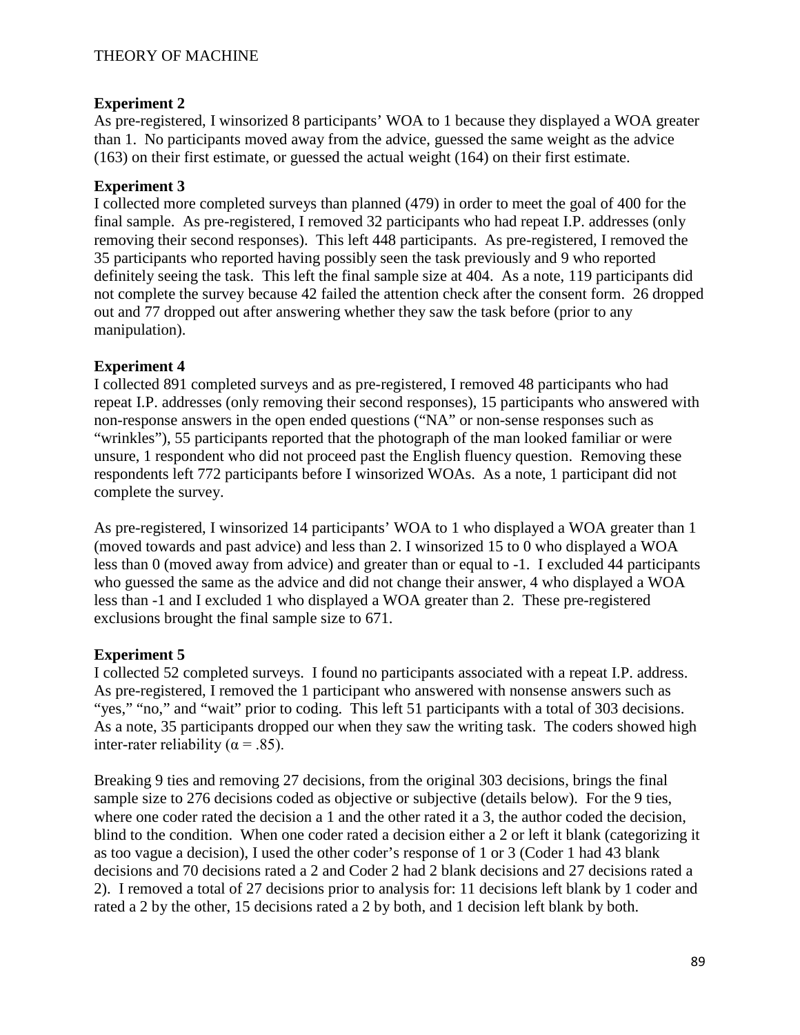**Experiment 2**

As pre-registered, I winsorized 8 participants' WOA to 1 because they displayed a WOA greater than 1. No participants moved away from the advice, guessed the same weight as the advice (163) on their first estimate, or guessed the actual weight (164) on their first estimate.

**Experiment 3**

I collected more completed surveys than planned (479) in order to meet the goal of 400 for the final sample. As pre-registered, I removed 32 participants who had repeat I.P. addresses (only removing their second responses). This left 448 participants. As pre-registered, I removed the 35 participants who reported having possibly seen the task previously and 9 who reported definitely seeing the task. This left the final sample size at 404. As a note, 119 participants did not complete the survey because 42 failed the attention check after the consent form. 26 dropped out and 77 dropped out after answering whether they saw the task before (prior to any manipulation).

**Experiment 4**

I collected 891 completed surveys and as pre-registered, I removed 48 participants who had repeat I.P. addresses (only removing their second responses), 15 participants who answered with non-response answers in the open ended questions ("NA" or non-sense responses such as "wrinkles"), 55 participants reported that the photograph of the man looked familiar or were unsure, 1 respondent who did not proceed past the English fluency question. Removing these respondents left 772 participants before I winsorized WOAs. As a note, 1 participant did not complete the survey.

As pre-registered, I winsorized 14 participants' WOA to 1 who displayed a WOA greater than 1 (moved towards and past advice) and less than 2. I winsorized 15 to 0 who displayed a WOA less than 0 (moved away from advice) and greater than or equal to -1. I excluded 44 participants who guessed the same as the advice and did not change their answer, 4 who displayed a WOA less than -1 and I excluded 1 who displayed a WOA greater than 2. These pre-registered exclusions brought the final sample size to 671.

**Experiment 5**

I collected 52 completed surveys. I found no participants associated with a repeat I.P. address. As pre-registered, I removed the 1 participant who answered with nonsense answers such as "yes," "no," and "wait" prior to coding. This left 51 participants with a total of 303 decisions. As a note, 35 participants dropped our when they saw the writing task. The coders showed high inter-rater reliability ($\alpha = .85$).

Breaking 9 ties and removing 27 decisions, from the original 303 decisions, brings the final sample size to 276 decisions coded as objective or subjective (details below). For the 9 ties, where one coder rated the decision a 1 and the other rated it a 3, the author coded the decision, blind to the condition. When one coder rated a decision either a 2 or left it blank (categorizing it as too vague a decision), I used the other coder's response of 1 or 3 (Coder 1 had 43 blank decisions and 70 decisions rated a 2 and Coder 2 had 2 blank decisions and 27 decisions rated a 2). I removed a total of 27 decisions prior to analysis for: 11 decisions left blank by 1 coder and rated a 2 by the other, 15 decisions rated a 2 by both, and 1 decision left blank by both.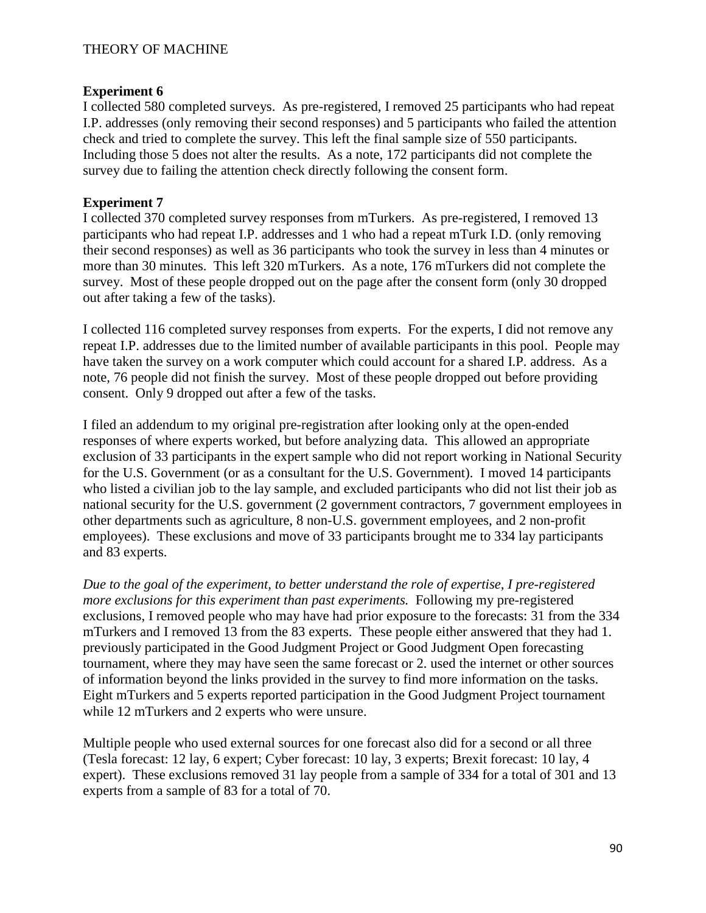**Experiment 6**

I collected 580 completed surveys. As pre-registered, I removed 25 participants who had repeat I.P. addresses (only removing their second responses) and 5 participants who failed the attention check and tried to complete the survey. This left the final sample size of 550 participants. Including those 5 does not alter the results. As a note, 172 participants did not complete the survey due to failing the attention check directly following the consent form.

**Experiment 7**

I collected 370 completed survey responses from mTurkers. As pre-registered, I removed 13 participants who had repeat I.P. addresses and 1 who had a repeat mTurk I.D. (only removing their second responses) as well as 36 participants who took the survey in less than 4 minutes or more than 30 minutes. This left 320 mTurkers. As a note, 176 mTurkers did not complete the survey. Most of these people dropped out on the page after the consent form (only 30 dropped out after taking a few of the tasks).

I collected 116 completed survey responses from experts. For the experts, I did not remove any repeat I.P. addresses due to the limited number of available participants in this pool. People may have taken the survey on a work computer which could account for a shared I.P. address. As a note, 76 people did not finish the survey. Most of these people dropped out before providing consent. Only 9 dropped out after a few of the tasks.

I filed an addendum to my original pre-registration after looking only at the open-ended responses of where experts worked, but before analyzing data. This allowed an appropriate exclusion of 33 participants in the expert sample who did not report working in National Security for the U.S. Government (or as a consultant for the U.S. Government). I moved 14 participants who listed a civilian job to the lay sample, and excluded participants who did not list their job as national security for the U.S. government (2 government contractors, 7 government employees in other departments such as agriculture, 8 non-U.S. government employees, and 2 non-profit employees). These exclusions and move of 33 participants brought me to 334 lay participants and 83 experts.

*Due to the goal of the experiment, to better understand the role of expertise, I pre-registered more exclusions for this experiment than past experiments.* Following my pre-registered exclusions, I removed people who may have had prior exposure to the forecasts: 31 from the 334 mTurkers and I removed 13 from the 83 experts. These people either answered that they had 1. previously participated in the Good Judgment Project or Good Judgment Open forecasting tournament, where they may have seen the same forecast or 2. used the internet or other sources of information beyond the links provided in the survey to find more information on the tasks. Eight mTurkers and 5 experts reported participation in the Good Judgment Project tournament while 12 mTurkers and 2 experts who were unsure.

Multiple people who used external sources for one forecast also did for a second or all three (Tesla forecast: 12 lay, 6 expert; Cyber forecast: 10 lay, 3 experts; Brexit forecast: 10 lay, 4 expert). These exclusions removed 31 lay people from a sample of 334 for a total of 301 and 13 experts from a sample of 83 for a total of 70.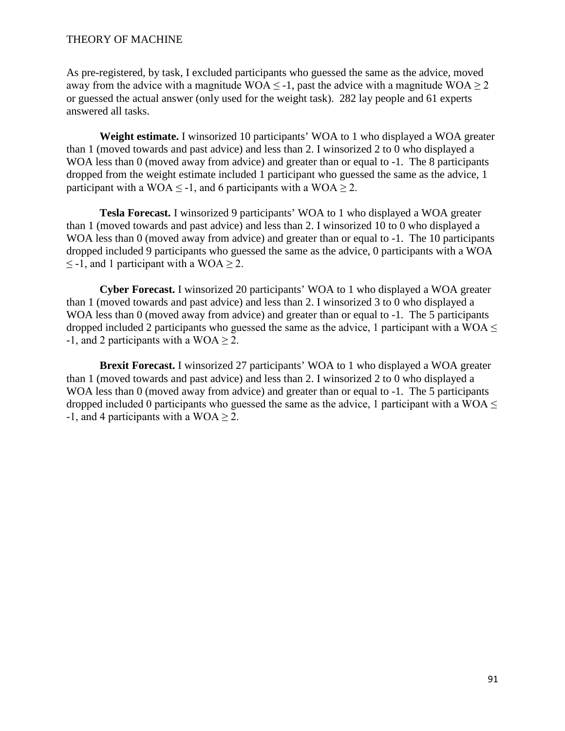As pre-registered, by task, I excluded participants who guessed the same as the advice, moved away from the advice with a magnitude WOA $\leq$ -1, past the advice with a magnitude WOA $\geq$ 2 or guessed the actual answer (only used for the weight task). 282 lay people and 61 experts answered all tasks.

**Weight estimate.** I winsorized 10 participants' WOA to 1 who displayed a WOA greater than 1 (moved towards and past advice) and less than 2. I winsorized 2 to 0 who displayed a WOA less than 0 (moved away from advice) and greater than or equal to -1. The 8 participants dropped from the weight estimate included 1 participant who guessed the same as the advice, 1 participant with a WOA $\leq$ -1, and 6 participants with a WOA $\geq$ 2.

**Tesla Forecast.** I winsorized 9 participants' WOA to 1 who displayed a WOA greater than 1 (moved towards and past advice) and less than 2. I winsorized 10 to 0 who displayed a WOA less than 0 (moved away from advice) and greater than or equal to -1. The 10 participants dropped included 9 participants who guessed the same as the advice, 0 participants with a WOA $\leq$ -1, and 1 participant with a WOA $\geq$ 2.

**Cyber Forecast.** I winsorized 20 participants' WOA to 1 who displayed a WOA greater than 1 (moved towards and past advice) and less than 2. I winsorized 3 to 0 who displayed a WOA less than 0 (moved away from advice) and greater than or equal to -1. The 5 participants dropped included 2 participants who guessed the same as the advice, 1 participant with a WOA $\leq$ -1, and 2 participants with a WOA $\geq$ 2.

**Brexit Forecast.** I winsorized 27 participants' WOA to 1 who displayed a WOA greater than 1 (moved towards and past advice) and less than 2. I winsorized 2 to 0 who displayed a WOA less than 0 (moved away from advice) and greater than or equal to -1. The 5 participants dropped included 0 participants who guessed the same as the advice, 1 participant with a WOA $\leq$ -1, and 4 participants with a WOA $\geq$ 2.